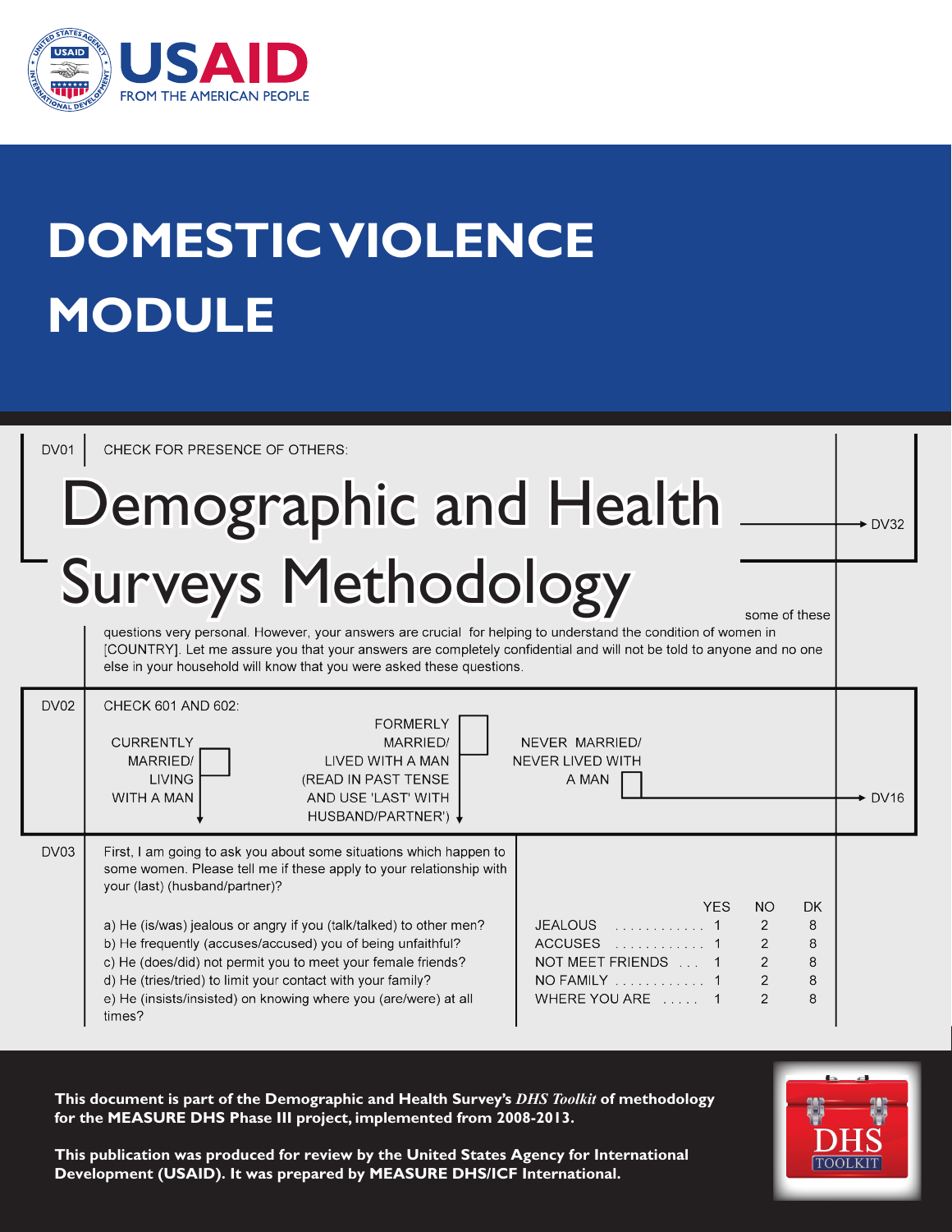USAID
FROM THE AMERICAN PEOPLE

# DOMESTIC VIOLENCE MODULE

DV01 CHECK FOR PRESENCE OF OTHERS: → DV32

# Demographic and Health Surveys Methodology

some of these questions very personal. However, your answers are crucial for helping to understand the condition of women in [COUNTRY]. Let me assure you that your answers are completely confidential and will not be told to anyone and no one else in your household will know that you were asked these questions.

DV02 CHECK 601 AND 602:

CURRENTLY MARRIED/ LIVING WITH A MAN ☐

FORMERLY MARRIED/ LIVED WITH A MAN (READ IN PAST TENSE AND USE 'LAST' WITH HUSBAND/PARTNER) ☐

NEVER MARRIED/ NEVER LIVED WITH A MAN ☐ → DV16

DV03 First, I am going to ask you about some situations which happen to some women. Please tell me if these apply to your relationship with your (last) (husband/partner)?

| | | YES | NO | DK |
|---|---|---|---|---|
| a) He (is/was) jealous or angry if you (talk/talked) to other men? | JEALOUS | 1 | 2 | 8 |
| b) He frequently (accuses/accused) you of being unfaithful? | ACCUSES | 1 | 2 | 8 |
| c) He (does/did) not permit you to meet your female friends? | NOT MEET FRIENDS | 1 | 2 | 8 |
| d) He (tries/tried) to limit your contact with your family? | NO FAMILY | 1 | 2 | 8 |
| e) He (insists/insisted) on knowing where you (are/were) at all times? | WHERE YOU ARE | 1 | 2 | 8 |

**This document is part of the Demographic and Health Survey's *DHS Toolkit* of methodology for the MEASURE DHS Phase III project, implemented from 2008-2013.**

**This publication was produced for review by the United States Agency for International Development (USAID). It was prepared by MEASURE DHS/ICF International.**

DHS TOOLKIT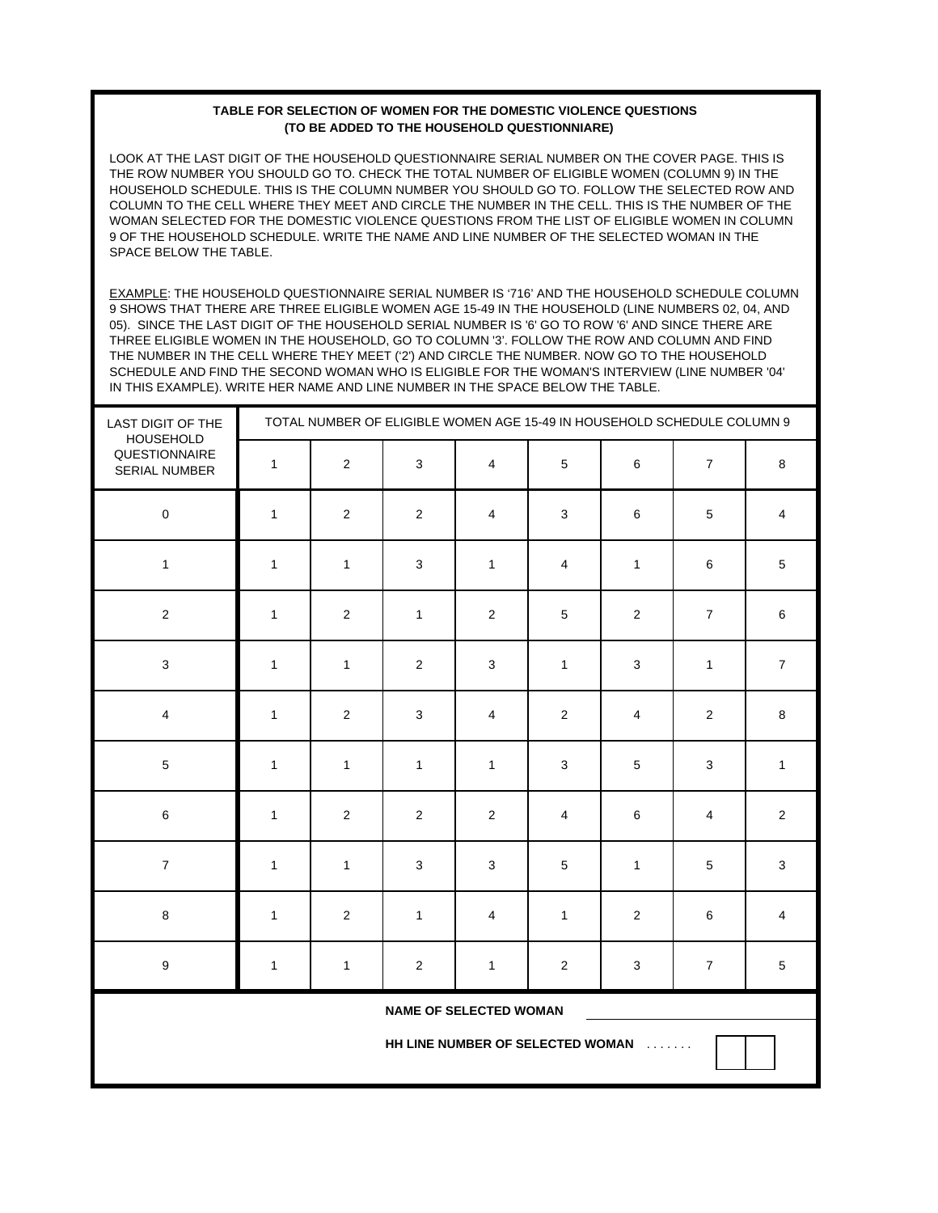**TABLE FOR SELECTION OF WOMEN FOR THE DOMESTIC VIOLENCE QUESTIONS**
**(TO BE ADDED TO THE HOUSEHOLD QUESTIONNIARE)**

LOOK AT THE LAST DIGIT OF THE HOUSEHOLD QUESTIONNAIRE SERIAL NUMBER ON THE COVER PAGE. THIS IS THE ROW NUMBER YOU SHOULD GO TO. CHECK THE TOTAL NUMBER OF ELIGIBLE WOMEN (COLUMN 9) IN THE HOUSEHOLD SCHEDULE. THIS IS THE COLUMN NUMBER YOU SHOULD GO TO. FOLLOW THE SELECTED ROW AND COLUMN TO THE CELL WHERE THEY MEET AND CIRCLE THE NUMBER IN THE CELL. THIS IS THE NUMBER OF THE WOMAN SELECTED FOR THE DOMESTIC VIOLENCE QUESTIONS FROM THE LIST OF ELIGIBLE WOMEN IN COLUMN 9 OF THE HOUSEHOLD SCHEDULE. WRITE THE NAME AND LINE NUMBER OF THE SELECTED WOMAN IN THE SPACE BELOW THE TABLE.

EXAMPLE: THE HOUSEHOLD QUESTIONNAIRE SERIAL NUMBER IS '716' AND THE HOUSEHOLD SCHEDULE COLUMN 9 SHOWS THAT THERE ARE THREE ELIGIBLE WOMEN AGE 15-49 IN THE HOUSEHOLD (LINE NUMBERS 02, 04, AND 05). SINCE THE LAST DIGIT OF THE HOUSEHOLD SERIAL NUMBER IS '6' GO TO ROW '6' AND SINCE THERE ARE THREE ELIGIBLE WOMEN IN THE HOUSEHOLD, GO TO COLUMN '3'. FOLLOW THE ROW AND COLUMN AND FIND THE NUMBER IN THE CELL WHERE THEY MEET ('2') AND CIRCLE THE NUMBER. NOW GO TO THE HOUSEHOLD SCHEDULE AND FIND THE SECOND WOMAN WHO IS ELIGIBLE FOR THE WOMAN'S INTERVIEW (LINE NUMBER '04' IN THIS EXAMPLE). WRITE HER NAME AND LINE NUMBER IN THE SPACE BELOW THE TABLE.

| LAST DIGIT OF THE HOUSEHOLD QUESTIONNAIRE SERIAL NUMBER | TOTAL NUMBER OF ELIGIBLE WOMEN AGE 15-49 IN HOUSEHOLD SCHEDULE COLUMN 9 | | | | | | | |
|---|---|---|---|---|---|---|---|---|
| | 1 | 2 | 3 | 4 | 5 | 6 | 7 | 8 |
| 0 | 1 | 2 | 2 | 4 | 3 | 6 | 5 | 4 |
| 1 | 1 | 1 | 3 | 1 | 4 | 1 | 6 | 5 |
| 2 | 1 | 2 | 1 | 2 | 5 | 2 | 7 | 6 |
| 3 | 1 | 1 | 2 | 3 | 1 | 3 | 1 | 7 |
| 4 | 1 | 2 | 3 | 4 | 2 | 4 | 2 | 8 |
| 5 | 1 | 1 | 1 | 1 | 3 | 5 | 3 | 1 |
| 6 | 1 | 2 | 2 | 2 | 4 | 6 | 4 | 2 |
| 7 | 1 | 1 | 3 | 3 | 5 | 1 | 5 | 3 |
| 8 | 1 | 2 | 1 | 4 | 1 | 2 | 6 | 4 |
| 9 | 1 | 1 | 2 | 1 | 2 | 3 | 7 | 5 |

**NAME OF SELECTED WOMAN** ____________________

**HH LINE NUMBER OF SELECTED WOMAN** . . . . . . . [ ][ ]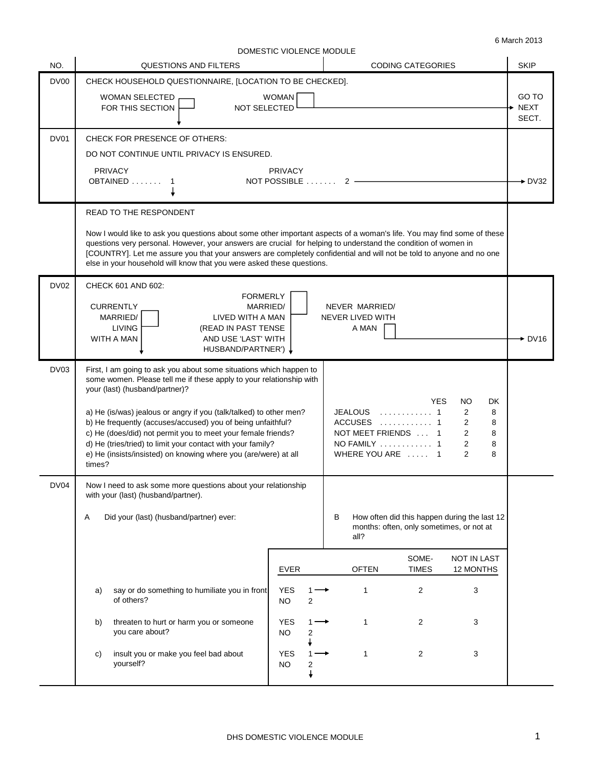6 March 2013

DOMESTIC VIOLENCE MODULE

| NO. | QUESTIONS AND FILTERS | CODING CATEGORIES | SKIP |
|---|---|---|---|
| DV00 | CHECK HOUSEHOLD QUESTIONNAIRE, [LOCATION TO BE CHECKED].<br>WOMAN SELECTED FOR THIS SECTION [ ] ↓ WOMAN NOT SELECTED [ ] → | | GO TO NEXT SECT. |
| DV01 | CHECK FOR PRESENCE OF OTHERS:<br>DO NOT CONTINUE UNTIL PRIVACY IS ENSURED.<br>PRIVACY OBTAINED . . . . . . . 1 ↓ PRIVACY NOT POSSIBLE . . . . . . . 2 → | | DV32 |
| | READ TO THE RESPONDENT<br>Now I would like to ask you questions about some other important aspects of a woman's life. You may find some of these questions very personal. However, your answers are crucial for helping to understand the condition of women in [COUNTRY]. Let me assure you that your answers are completely confidential and will not be told to anyone and no one else in your household will know that you were asked these questions. | | |
| DV02 | CHECK 601 AND 602:<br>CURRENTLY MARRIED/ LIVING WITH A MAN [ ] ↓ FORMERLY MARRIED/ LIVED WITH A MAN (READ IN PAST TENSE AND USE 'LAST' WITH HUSBAND/PARTNER') [ ] ↓ NEVER MARRIED/ NEVER LIVED WITH A MAN [ ] → | | DV16 |
| DV03 | First, I am going to ask you about some situations which happen to some women. Please tell me if these apply to your relationship with your (last) (husband/partner)?<br>a) He (is/was) jealous or angry if you (talk/talked) to other men?<br>b) He frequently (accuses/accused) you of being unfaithful?<br>c) He (does/did) not permit you to meet your female friends?<br>d) He (tries/tried) to limit your contact with your family?<br>e) He (insists/insisted) on knowing where you (are/were) at all times? | YES NO DK<br>JEALOUS . . . . . . . . . . . . 1 2 8<br>ACCUSES . . . . . . . . . . . 1 2 8<br>NOT MEET FRIENDS . . . 1 2 8<br>NO FAMILY . . . . . . . . . . . . 1 2 8<br>WHERE YOU ARE . . . . . 1 2 8 | |

| DV04 | Now I need to ask some more questions about your relationship with your (last) (husband/partner). | | | | |
|---|---|---|---|---|---|
| | A Did your (last) (husband/partner) ever: | | B How often did this happen during the last 12 months: often, only sometimes, or not at all? | | |
| | | EVER | OFTEN | SOME-TIMES | NOT IN LAST 12 MONTHS |
| | a) say or do something to humiliate you in front of others? | YES 1 →<br>NO 2 | 1 | 2 | 3 |
| | b) threaten to hurt or harm you or someone you care about? | YES 1 →<br>NO 2 ↓ | 1 | 2 | 3 |
| | c) insult you or make you feel bad about yourself? | YES 1 →<br>NO 2 ↓ | 1 | 2 | 3 |

DHS DOMESTIC VIOLENCE MODULE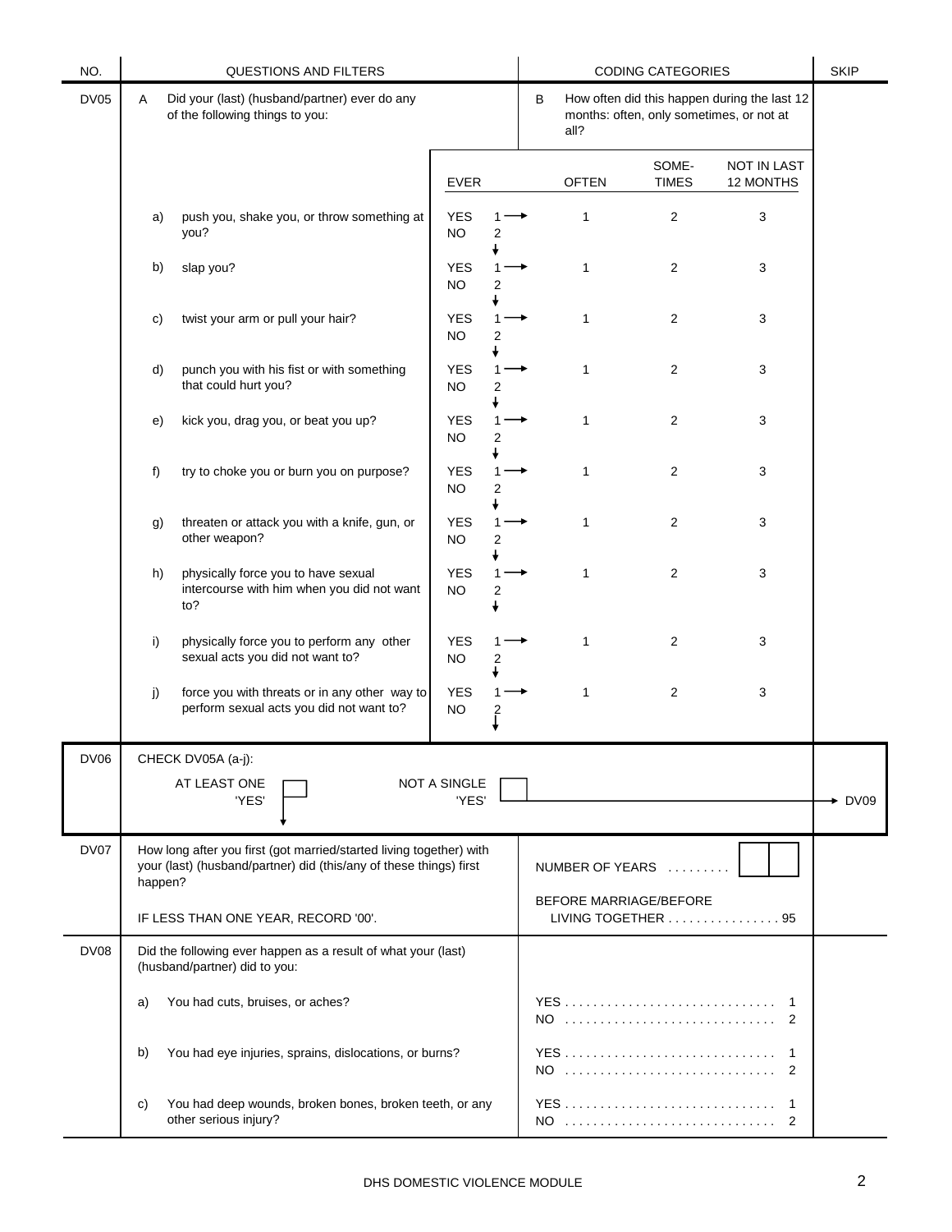| NO. | QUESTIONS AND FILTERS | | CODING CATEGORIES | | | SKIP |
|---|---|---|---|---|---|---|
| DV05 | A Did your (last) (husband/partner) ever do any of the following things to you: | | B How often did this happen during the last 12 months: often, only sometimes, or not at all? | | | |
| | | EVER | OFTEN | SOME-TIMES | NOT IN LAST 12 MONTHS | |
| | a) push you, shake you, or throw something at you? | YES 1 → NO 2 ↓ | 1 | 2 | 3 | |
| | b) slap you? | YES 1 → NO 2 ↓ | 1 | 2 | 3 | |
| | c) twist your arm or pull your hair? | YES 1 → NO 2 ↓ | 1 | 2 | 3 | |
| | d) punch you with his fist or with something that could hurt you? | YES 1 → NO 2 ↓ | 1 | 2 | 3 | |
| | e) kick you, drag you, or beat you up? | YES 1 → NO 2 ↓ | 1 | 2 | 3 | |
| | f) try to choke you or burn you on purpose? | YES 1 → NO 2 ↓ | 1 | 2 | 3 | |
| | g) threaten or attack you with a knife, gun, or other weapon? | YES 1 → NO 2 ↓ | 1 | 2 | 3 | |
| | h) physically force you to have sexual intercourse with him when you did not want to? | YES 1 → NO 2 ↓ | 1 | 2 | 3 | |
| | i) physically force you to perform any other sexual acts you did not want to? | YES 1 → NO 2 ↓ | 1 | 2 | 3 | |
| | j) force you with threats or in any other way to perform sexual acts you did not want to? | YES 1 → NO 2 ↓ | 1 | 2 | 3 | |

| NO. | QUESTIONS AND FILTERS | CODING CATEGORIES | SKIP |
|---|---|---|---|
| DV06 | CHECK DV05A (a-j): AT LEAST ONE 'YES' ☐ ↓ NOT A SINGLE 'YES' ☐ | | → DV09 |
| DV07 | How long after you first (got married/started living together) with your (last) (husband/partner) did (this/any of these things) first happen? IF LESS THAN ONE YEAR, RECORD '00'. | NUMBER OF YEARS . . . . . . . . . ☐☐<br>BEFORE MARRIAGE/BEFORE LIVING TOGETHER . . . . . . . . . . . . . . . . 95 | |
| DV08 | Did the following ever happen as a result of what your (last) (husband/partner) did to you: | | |
| | a) You had cuts, bruises, or aches? | YES . . . . . . . . . . . . . . . . . . . . . . . . . . . . . 1<br>NO . . . . . . . . . . . . . . . . . . . . . . . . . . . . . 2 | |
| | b) You had eye injuries, sprains, dislocations, or burns? | YES . . . . . . . . . . . . . . . . . . . . . . . . . . . . . 1<br>NO . . . . . . . . . . . . . . . . . . . . . . . . . . . . . 2 | |
| | c) You had deep wounds, broken bones, broken teeth, or any other serious injury? | YES . . . . . . . . . . . . . . . . . . . . . . . . . . . . . 1<br>NO . . . . . . . . . . . . . . . . . . . . . . . . . . . . . 2 | |

DHS DOMESTIC VIOLENCE MODULE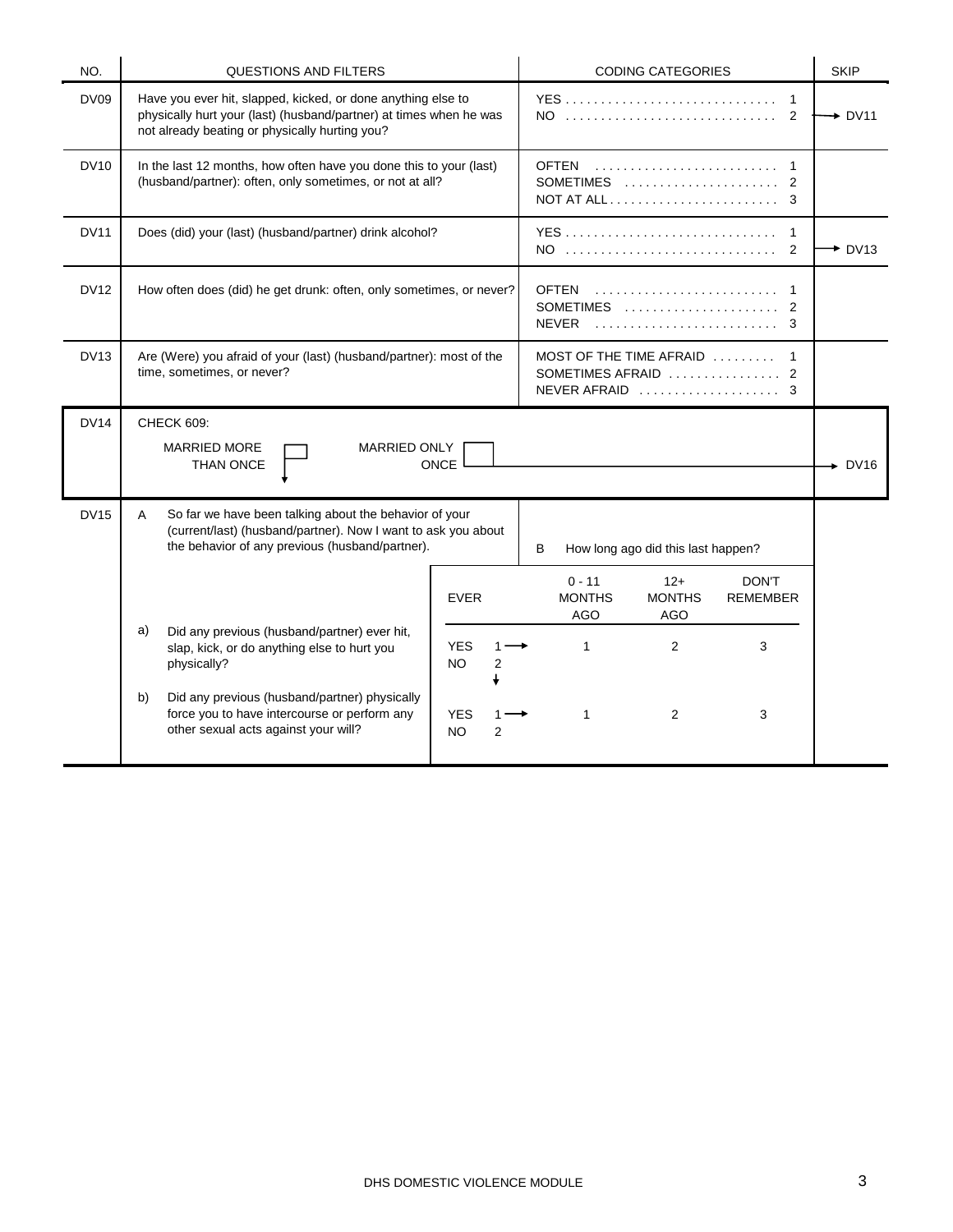| NO. | QUESTIONS AND FILTERS | CODING CATEGORIES | SKIP |
|---|---|---|---|
| DV09 | Have you ever hit, slapped, kicked, or done anything else to physically hurt your (last) (husband/partner) at times when he was not already beating or physically hurting you? | YES . . . . . . . . . . . . . . . . . . . . . . . . . . . . . 1<br>NO . . . . . . . . . . . . . . . . . . . . . . . . . . . . . 2 | <br>→ DV11 |
| DV10 | In the last 12 months, how often have you done this to your (last) (husband/partner): often, only sometimes, or not at all? | OFTEN . . . . . . . . . . . . . . . . . . . . . . . . . 1<br>SOMETIMES . . . . . . . . . . . . . . . . . . . . . 2<br>NOT AT ALL . . . . . . . . . . . . . . . . . . . . . . . 3 | |
| DV11 | Does (did) your (last) (husband/partner) drink alcohol? | YES . . . . . . . . . . . . . . . . . . . . . . . . . . . . . 1<br>NO . . . . . . . . . . . . . . . . . . . . . . . . . . . . . 2 | <br>→ DV13 |
| DV12 | How often does (did) he get drunk: often, only sometimes, or never? | OFTEN . . . . . . . . . . . . . . . . . . . . . . . . . 1<br>SOMETIMES . . . . . . . . . . . . . . . . . . . . . 2<br>NEVER . . . . . . . . . . . . . . . . . . . . . . . . . 3 | |
| DV13 | Are (Were) you afraid of your (last) (husband/partner): most of the time, sometimes, or never? | MOST OF THE TIME AFRAID . . . . . . . . . 1<br>SOMETIMES AFRAID . . . . . . . . . . . . . . . 2<br>NEVER AFRAID . . . . . . . . . . . . . . . . . . . 3 | |
| DV14 | CHECK 609:<br>MARRIED MORE THAN ONCE [ ] ↓ MARRIED ONLY ONCE [ ] | | → DV16 |

| DV15 | A So far we have been talking about the behavior of your (current/last) (husband/partner). Now I want to ask you about the behavior of any previous (husband/partner). | EVER | B How long ago did this last happen?<br>0 - 11 MONTHS AGO | 12+ MONTHS AGO | DON'T REMEMBER |
|---|---|---|---|---|---|
| | a) Did any previous (husband/partner) ever hit, slap, kick, or do anything else to hurt you physically? | YES 1 →<br>NO 2 ↓ | 1 | 2 | 3 |
| | b) Did any previous (husband/partner) physically force you to have intercourse or perform any other sexual acts against your will? | YES 1 →<br>NO 2 | 1 | 2 | 3 |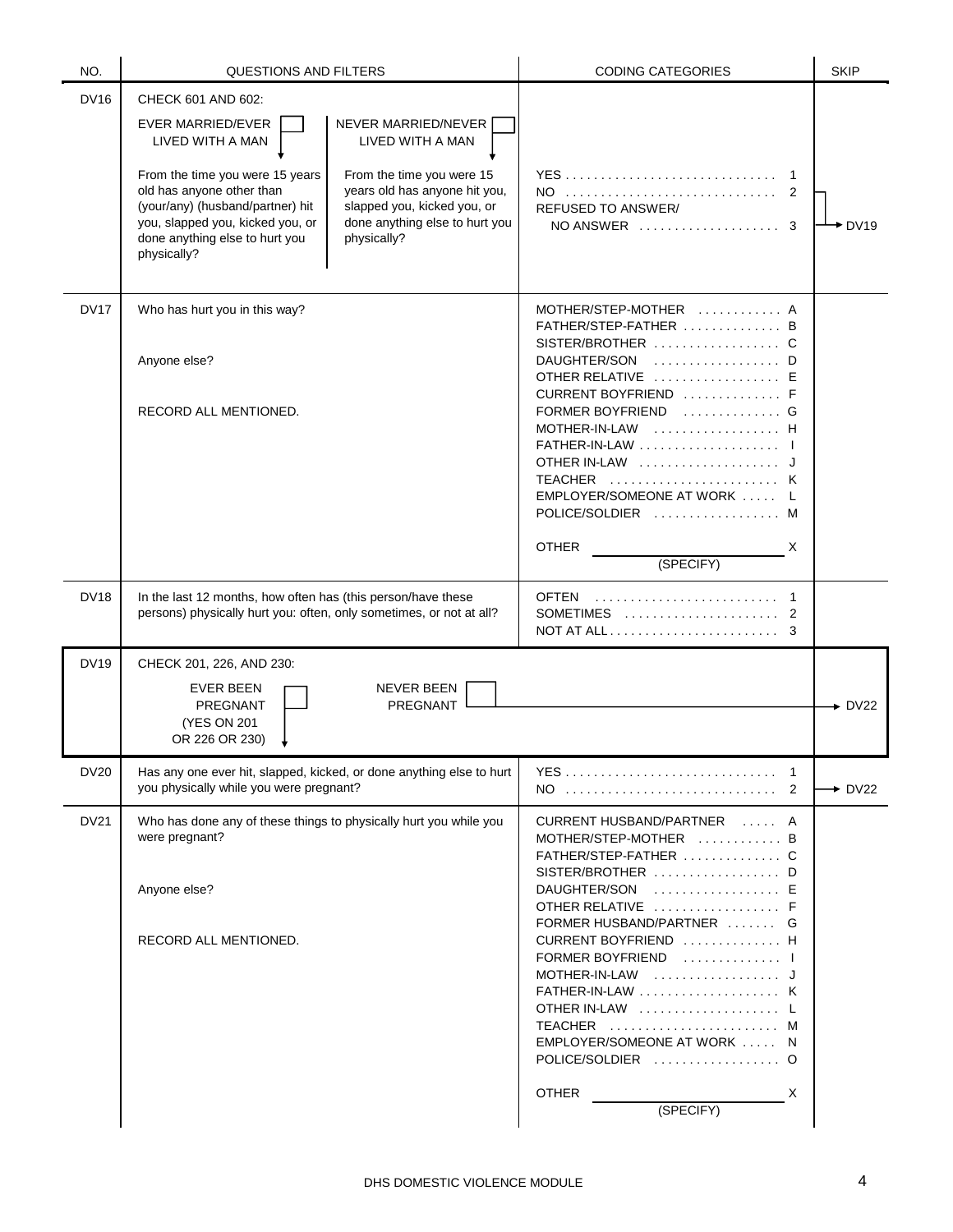| NO. | QUESTIONS AND FILTERS | CODING CATEGORIES | SKIP |
|---|---|---|---|
| DV16 | CHECK 601 AND 602:<br>EVER MARRIED/EVER LIVED WITH A MAN ☐ ↓ — From the time you were 15 years old has anyone other than (your/any) (husband/partner) hit you, slapped you, kicked you, or done anything else to hurt you physically?<br>NEVER MARRIED/NEVER LIVED WITH A MAN ☐ ↓ — From the time you were 15 years old has anyone hit you, slapped you, kicked you, or done anything else to hurt you physically? | YES . . . . . 1<br>NO . . . . . 2<br>REFUSED TO ANSWER/ NO ANSWER . . . . . 3 | 2, 3 → DV19 |
| DV17 | Who has hurt you in this way?<br><br>Anyone else?<br><br>RECORD ALL MENTIONED. | MOTHER/STEP-MOTHER . . . . . A<br>FATHER/STEP-FATHER . . . . . B<br>SISTER/BROTHER . . . . . C<br>DAUGHTER/SON . . . . . D<br>OTHER RELATIVE . . . . . E<br>CURRENT BOYFRIEND . . . . . F<br>FORMER BOYFRIEND . . . . . G<br>MOTHER-IN-LAW . . . . . H<br>FATHER-IN-LAW . . . . . I<br>OTHER IN-LAW . . . . . J<br>TEACHER . . . . . K<br>EMPLOYER/SOMEONE AT WORK . . . . . L<br>POLICE/SOLDIER . . . . . M<br><br>OTHER ________ X<br>(SPECIFY) | |
| DV18 | In the last 12 months, how often has (this person/have these persons) physically hurt you: often, only sometimes, or not at all? | OFTEN . . . . . 1<br>SOMETIMES . . . . . 2<br>NOT AT ALL . . . . . 3 | |
| DV19 | CHECK 201, 226, AND 230:<br>EVER BEEN PREGNANT (YES ON 201 OR 226 OR 230) ☐ ↓<br>NEVER BEEN PREGNANT ☐ | | NEVER BEEN PREGNANT → DV22 |
| DV20 | Has any one ever hit, slapped, kicked, or done anything else to hurt you physically while you were pregnant? | YES . . . . . 1<br>NO . . . . . 2 | 2 → DV22 |
| DV21 | Who has done any of these things to physically hurt you while you were pregnant?<br><br>Anyone else?<br><br>RECORD ALL MENTIONED. | CURRENT HUSBAND/PARTNER . . . . . A<br>MOTHER/STEP-MOTHER . . . . . B<br>FATHER/STEP-FATHER . . . . . C<br>SISTER/BROTHER . . . . . D<br>DAUGHTER/SON . . . . . E<br>OTHER RELATIVE . . . . . F<br>FORMER HUSBAND/PARTNER . . . . . G<br>CURRENT BOYFRIEND . . . . . H<br>FORMER BOYFRIEND . . . . . I<br>MOTHER-IN-LAW . . . . . J<br>FATHER-IN-LAW . . . . . K<br>OTHER IN-LAW . . . . . L<br>TEACHER . . . . . M<br>EMPLOYER/SOMEONE AT WORK . . . . . N<br>POLICE/SOLDIER . . . . . O<br><br>OTHER ________ X<br>(SPECIFY) | |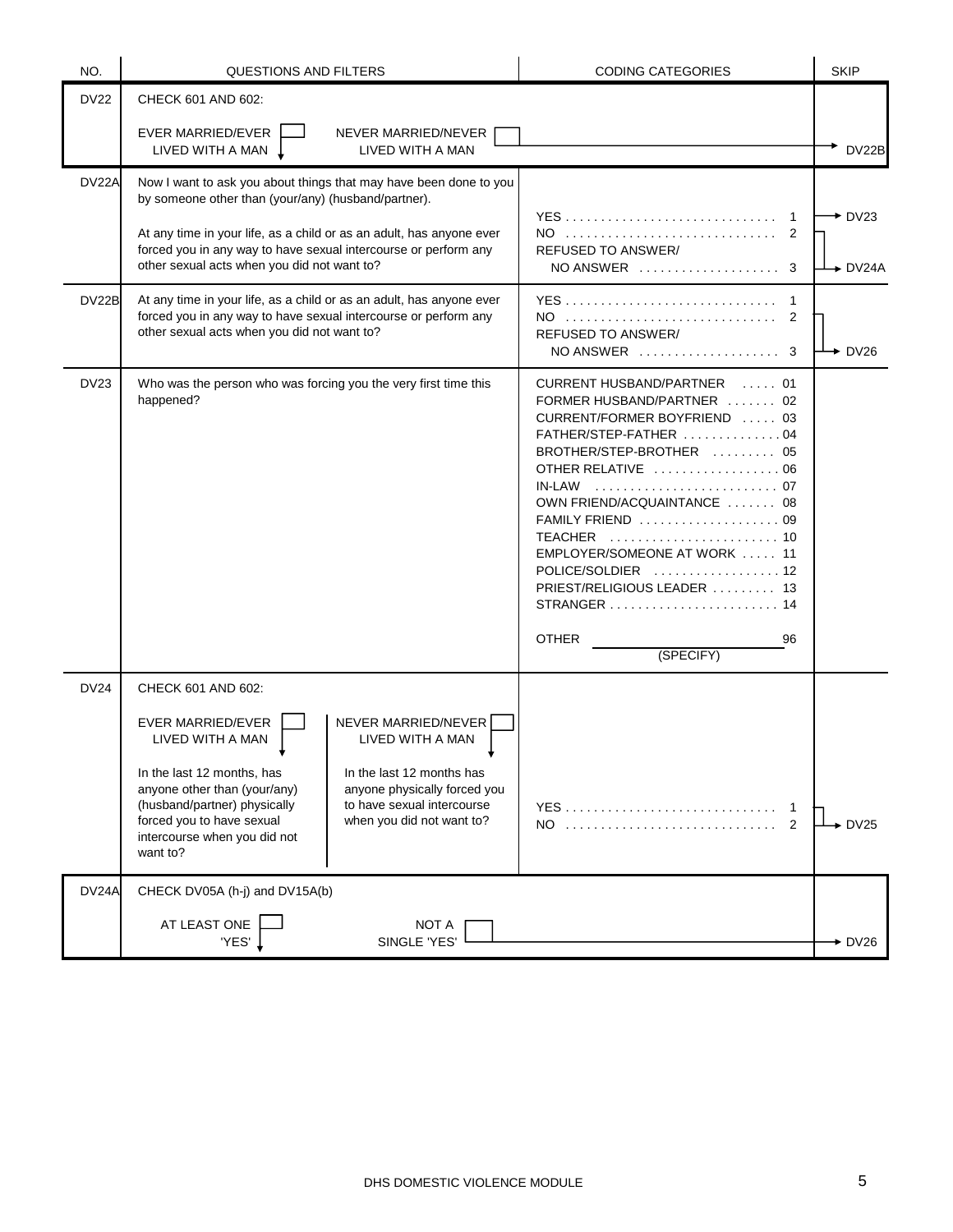| NO. | QUESTIONS AND FILTERS | CODING CATEGORIES | SKIP |
|---|---|---|---|
| DV22 | CHECK 601 AND 602:<br><br>EVER MARRIED/EVER LIVED WITH A MAN ☐ ↓ &nbsp;&nbsp; NEVER MARRIED/NEVER LIVED WITH A MAN ☐ | | → DV22B |
| DV22A | Now I want to ask you about things that may have been done to you by someone other than (your/any) (husband/partner).<br><br>At any time in your life, as a child or as an adult, has anyone ever forced you in any way to have sexual intercourse or perform any other sexual acts when you did not want to? | YES . . . . . . . . . . . . . . . . 1<br>NO . . . . . . . . . . . . . . . . 2<br>REFUSED TO ANSWER/ NO ANSWER . . . . . . . . . . 3 | 1 → DV23<br><br>2, 3 → DV24A |
| DV22B | At any time in your life, as a child or as an adult, has anyone ever forced you in any way to have sexual intercourse or perform any other sexual acts when you did not want to? | YES . . . . . . . . . . . . . . . . 1<br>NO . . . . . . . . . . . . . . . . 2<br>REFUSED TO ANSWER/ NO ANSWER . . . . . . . . . . 3 | 2, 3 → DV26 |
| DV23 | Who was the person who was forcing you the very first time this happened? | CURRENT HUSBAND/PARTNER . . . . . 01<br>FORMER HUSBAND/PARTNER . . . . . . . 02<br>CURRENT/FORMER BOYFRIEND . . . . . 03<br>FATHER/STEP-FATHER . . . . . . . . . . . . . 04<br>BROTHER/STEP-BROTHER . . . . . . . . . 05<br>OTHER RELATIVE . . . . . . . . . . . . . . . . . 06<br>IN-LAW . . . . . . . . . . . . . . . . . . . . . . . . . 07<br>OWN FRIEND/ACQUAINTANCE . . . . . . . 08<br>FAMILY FRIEND . . . . . . . . . . . . . . . . . . . 09<br>TEACHER . . . . . . . . . . . . . . . . . . . . . . . 10<br>EMPLOYER/SOMEONE AT WORK . . . . . 11<br>POLICE/SOLDIER . . . . . . . . . . . . . . . . . 12<br>PRIEST/RELIGIOUS LEADER . . . . . . . . . 13<br>STRANGER . . . . . . . . . . . . . . . . . . . . . . . 14<br><br>OTHER ______________________ 96<br>(SPECIFY) | |
| DV24 | CHECK 601 AND 602:<br><br>EVER MARRIED/EVER LIVED WITH A MAN ☐ ↓<br>In the last 12 months, has anyone other than (your/any) (husband/partner) physically forced you to have sexual intercourse when you did not want to?<br><br>NEVER MARRIED/NEVER LIVED WITH A MAN ☐ ↓<br>In the last 12 months has anyone physically forced you to have sexual intercourse when you did not want to? | YES . . . . . . . . . . . . . . . . 1<br>NO . . . . . . . . . . . . . . . . 2 | → DV25 |
| DV24A | CHECK DV05A (h-j) and DV15A(b)<br><br>AT LEAST ONE 'YES' ☐ ↓ &nbsp;&nbsp; NOT A SINGLE 'YES' ☐ | | → DV26 |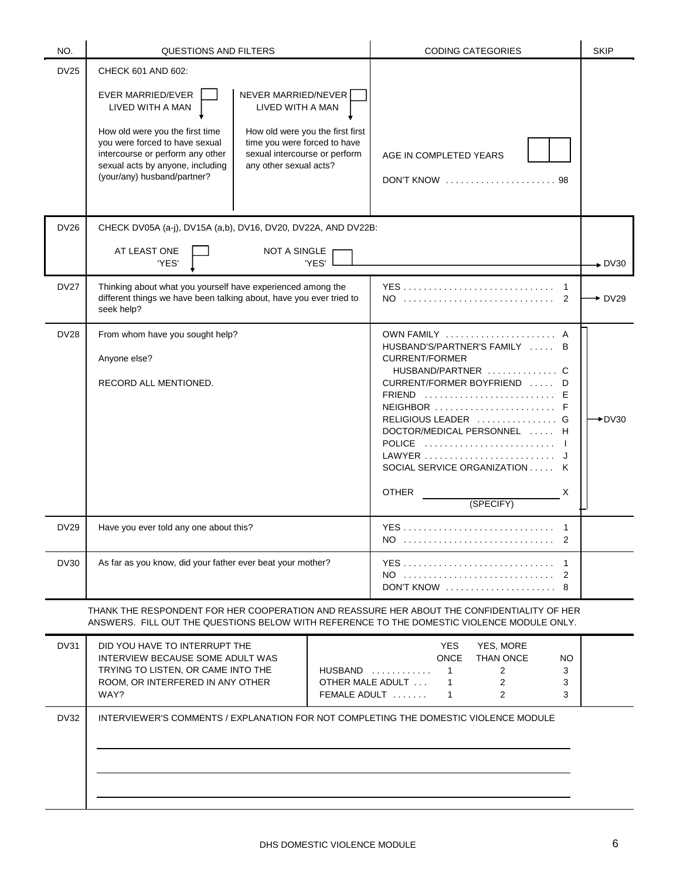| NO. | QUESTIONS AND FILTERS | CODING CATEGORIES | SKIP |
|---|---|---|---|
| DV25 | CHECK 601 AND 602:<br><br>EVER MARRIED/EVER LIVED WITH A MAN ☐<br>How old were you the first time you were forced to have sexual intercourse or perform any other sexual acts by anyone, including (your/any) husband/partner?<br><br>NEVER MARRIED/NEVER LIVED WITH A MAN ☐<br>How old were you the first time you were forced to have sexual intercourse or perform any other sexual acts? | AGE IN COMPLETED YEARS ☐☐<br><br>DON'T KNOW . . . . . . . . . . . . . . . . . . . . . . 98 | |
| DV26 | CHECK DV05A (a-j), DV15A (a,b), DV16, DV20, DV22A, AND DV22B:<br><br>AT LEAST ONE 'YES' ☐<br>NOT A SINGLE 'YES' ☐ | | → DV30 (NOT A SINGLE 'YES') |
| DV27 | Thinking about what you yourself have experienced among the different things we have been talking about, have you ever tried to seek help? | YES . . . . . . . . . . . . . . . . . . . . . . . . . . . . . 1<br>NO . . . . . . . . . . . . . . . . . . . . . . . . . . . . . 2 | → DV29 (NO) |
| DV28 | From whom have you sought help?<br><br>Anyone else?<br><br>RECORD ALL MENTIONED. | OWN FAMILY . . . . . . . . . . . . . . . . . . . . . . A<br>HUSBAND'S/PARTNER'S FAMILY . . . . . B<br>CURRENT/FORMER HUSBAND/PARTNER . . . . . . . . . . . . . . C<br>CURRENT/FORMER BOYFRIEND . . . . . D<br>FRIEND . . . . . . . . . . . . . . . . . . . . . . . . . . E<br>NEIGHBOR . . . . . . . . . . . . . . . . . . . . . . . . F<br>RELIGIOUS LEADER . . . . . . . . . . . . . . . . G<br>DOCTOR/MEDICAL PERSONNEL . . . . . H<br>POLICE . . . . . . . . . . . . . . . . . . . . . . . . . . I<br>LAWYER . . . . . . . . . . . . . . . . . . . . . . . . . . J<br>SOCIAL SERVICE ORGANIZATION . . . . . K<br><br>OTHER ______________ X<br>(SPECIFY) | → DV30 |
| DV29 | Have you ever told any one about this? | YES . . . . . . . . . . . . . . . . . . . . . . . . . . . . . 1<br>NO . . . . . . . . . . . . . . . . . . . . . . . . . . . . . 2 | |
| DV30 | As far as you know, did your father ever beat your mother? | YES . . . . . . . . . . . . . . . . . . . . . . . . . . . . . 1<br>NO . . . . . . . . . . . . . . . . . . . . . . . . . . . . . 2<br>DON'T KNOW . . . . . . . . . . . . . . . . . . . . . . 8 | |

THANK THE RESPONDENT FOR HER COOPERATION AND REASSURE HER ABOUT THE CONFIDENTIALITY OF HER ANSWERS. FILL OUT THE QUESTIONS BELOW WITH REFERENCE TO THE DOMESTIC VIOLENCE MODULE ONLY.

| NO. | QUESTION | | YES ONCE | YES, MORE THAN ONCE | NO |
|---|---|---|---|---|---|
| DV31 | DID YOU HAVE TO INTERRUPT THE INTERVIEW BECAUSE SOME ADULT WAS TRYING TO LISTEN, OR CAME INTO THE ROOM, OR INTERFERED IN ANY OTHER WAY? | HUSBAND . . . . . . . . . . . . | 1 | 2 | 3 |
| | | OTHER MALE ADULT . . . | 1 | 2 | 3 |
| | | FEMALE ADULT . . . . . . . | 1 | 2 | 3 |

DV32 INTERVIEWER'S COMMENTS / EXPLANATION FOR NOT COMPLETING THE DOMESTIC VIOLENCE MODULE

______________________________________________

______________________________________________

______________________________________________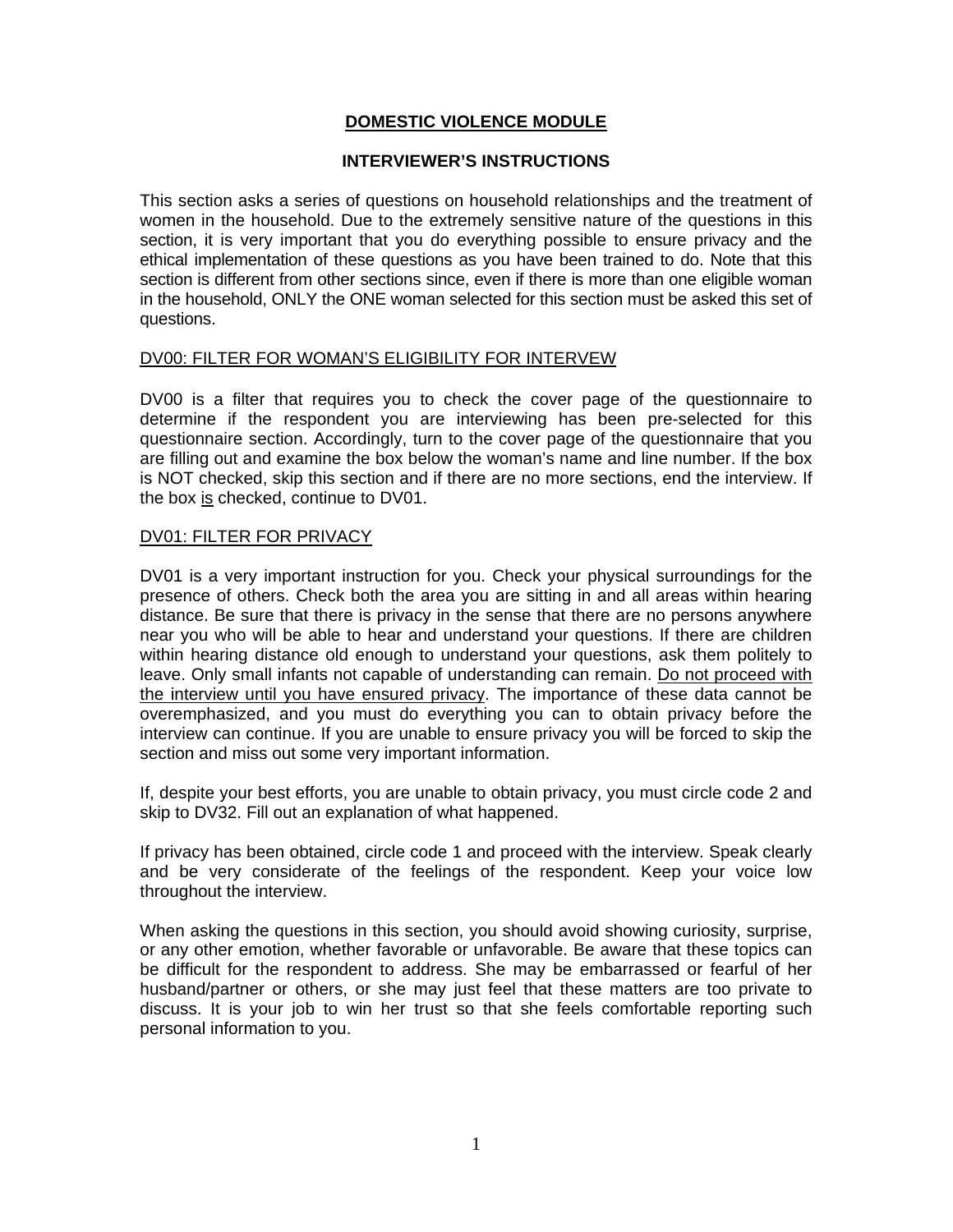# DOMESTIC VIOLENCE MODULE

## INTERVIEWER'S INSTRUCTIONS

This section asks a series of questions on household relationships and the treatment of women in the household. Due to the extremely sensitive nature of the questions in this section, it is very important that you do everything possible to ensure privacy and the ethical implementation of these questions as you have been trained to do. Note that this section is different from other sections since, even if there is more than one eligible woman in the household, ONLY the ONE woman selected for this section must be asked this set of questions.

### DV00: FILTER FOR WOMAN'S ELIGIBILITY FOR INTERVEW

DV00 is a filter that requires you to check the cover page of the questionnaire to determine if the respondent you are interviewing has been pre-selected for this questionnaire section. Accordingly, turn to the cover page of the questionnaire that you are filling out and examine the box below the woman's name and line number. If the box is NOT checked, skip this section and if there are no more sections, end the interview. If the box is checked, continue to DV01.

### DV01: FILTER FOR PRIVACY

DV01 is a very important instruction for you. Check your physical surroundings for the presence of others. Check both the area you are sitting in and all areas within hearing distance. Be sure that there is privacy in the sense that there are no persons anywhere near you who will be able to hear and understand your questions. If there are children within hearing distance old enough to understand your questions, ask them politely to leave. Only small infants not capable of understanding can remain. Do not proceed with the interview until you have ensured privacy. The importance of these data cannot be overemphasized, and you must do everything you can to obtain privacy before the interview can continue. If you are unable to ensure privacy you will be forced to skip the section and miss out some very important information.

If, despite your best efforts, you are unable to obtain privacy, you must circle code 2 and skip to DV32. Fill out an explanation of what happened.

If privacy has been obtained, circle code 1 and proceed with the interview. Speak clearly and be very considerate of the feelings of the respondent. Keep your voice low throughout the interview.

When asking the questions in this section, you should avoid showing curiosity, surprise, or any other emotion, whether favorable or unfavorable. Be aware that these topics can be difficult for the respondent to address. She may be embarrassed or fearful of her husband/partner or others, or she may just feel that these matters are too private to discuss. It is your job to win her trust so that she feels comfortable reporting such personal information to you.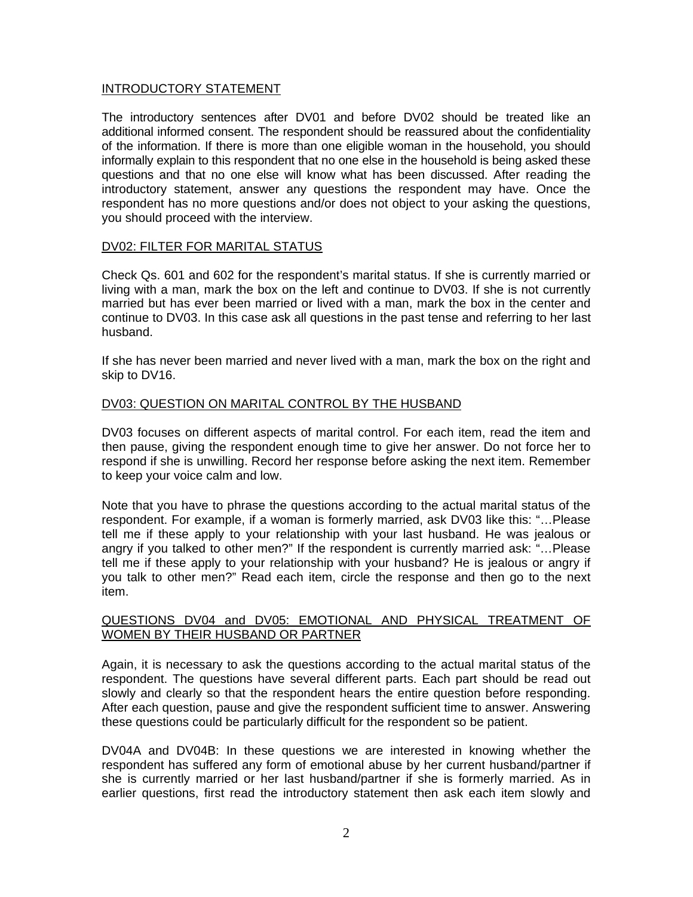## INTRODUCTORY STATEMENT

The introductory sentences after DV01 and before DV02 should be treated like an additional informed consent. The respondent should be reassured about the confidentiality of the information. If there is more than one eligible woman in the household, you should informally explain to this respondent that no one else in the household is being asked these questions and that no one else will know what has been discussed. After reading the introductory statement, answer any questions the respondent may have. Once the respondent has no more questions and/or does not object to your asking the questions, you should proceed with the interview.

## DV02: FILTER FOR MARITAL STATUS

Check Qs. 601 and 602 for the respondent's marital status. If she is currently married or living with a man, mark the box on the left and continue to DV03. If she is not currently married but has ever been married or lived with a man, mark the box in the center and continue to DV03. In this case ask all questions in the past tense and referring to her last husband.

If she has never been married and never lived with a man, mark the box on the right and skip to DV16.

## DV03: QUESTION ON MARITAL CONTROL BY THE HUSBAND

DV03 focuses on different aspects of marital control. For each item, read the item and then pause, giving the respondent enough time to give her answer. Do not force her to respond if she is unwilling. Record her response before asking the next item. Remember to keep your voice calm and low.

Note that you have to phrase the questions according to the actual marital status of the respondent. For example, if a woman is formerly married, ask DV03 like this: "…Please tell me if these apply to your relationship with your last husband. He was jealous or angry if you talked to other men?" If the respondent is currently married ask: "…Please tell me if these apply to your relationship with your husband? He is jealous or angry if you talk to other men?" Read each item, circle the response and then go to the next item.

## QUESTIONS DV04 and DV05: EMOTIONAL AND PHYSICAL TREATMENT OF WOMEN BY THEIR HUSBAND OR PARTNER

Again, it is necessary to ask the questions according to the actual marital status of the respondent. The questions have several different parts. Each part should be read out slowly and clearly so that the respondent hears the entire question before responding. After each question, pause and give the respondent sufficient time to answer. Answering these questions could be particularly difficult for the respondent so be patient.

DV04A and DV04B: In these questions we are interested in knowing whether the respondent has suffered any form of emotional abuse by her current husband/partner if she is currently married or her last husband/partner if she is formerly married. As in earlier questions, first read the introductory statement then ask each item slowly and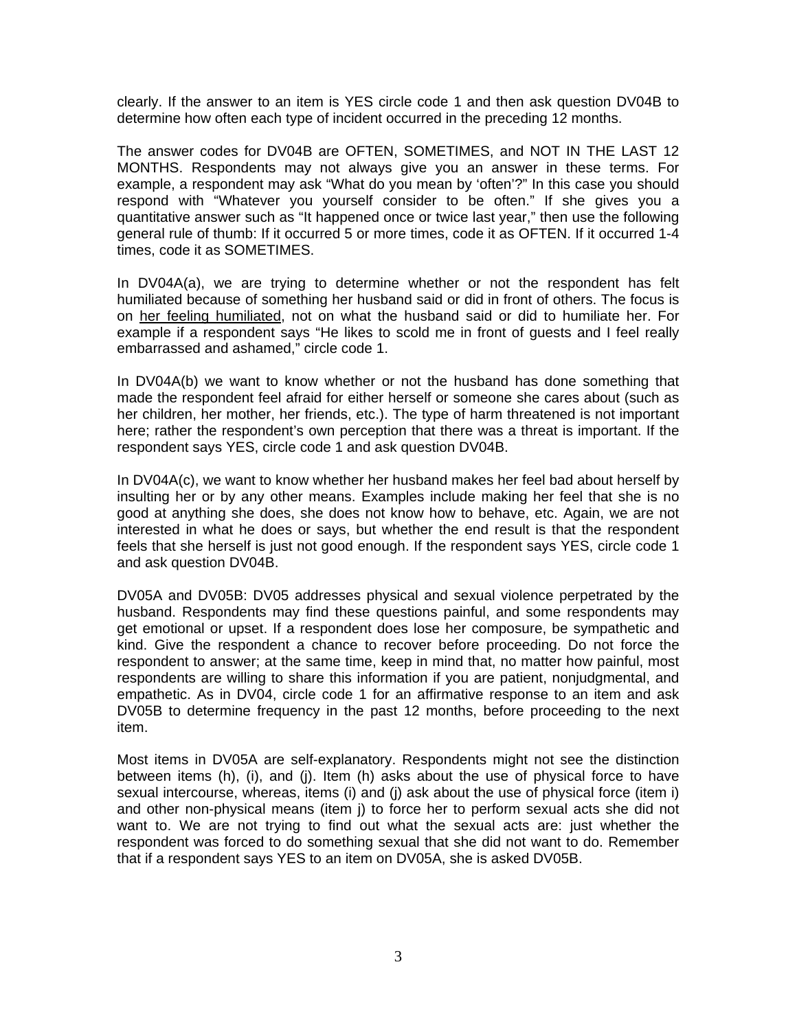clearly. If the answer to an item is YES circle code 1 and then ask question DV04B to determine how often each type of incident occurred in the preceding 12 months.

The answer codes for DV04B are OFTEN, SOMETIMES, and NOT IN THE LAST 12 MONTHS. Respondents may not always give you an answer in these terms. For example, a respondent may ask "What do you mean by 'often'?" In this case you should respond with "Whatever you yourself consider to be often." If she gives you a quantitative answer such as "It happened once or twice last year," then use the following general rule of thumb: If it occurred 5 or more times, code it as OFTEN. If it occurred 1-4 times, code it as SOMETIMES.

In DV04A(a), we are trying to determine whether or not the respondent has felt humiliated because of something her husband said or did in front of others. The focus is on <u>her feeling humiliated</u>, not on what the husband said or did to humiliate her. For example if a respondent says "He likes to scold me in front of guests and I feel really embarrassed and ashamed," circle code 1.

In DV04A(b) we want to know whether or not the husband has done something that made the respondent feel afraid for either herself or someone she cares about (such as her children, her mother, her friends, etc.). The type of harm threatened is not important here; rather the respondent's own perception that there was a threat is important. If the respondent says YES, circle code 1 and ask question DV04B.

In DV04A(c), we want to know whether her husband makes her feel bad about herself by insulting her or by any other means. Examples include making her feel that she is no good at anything she does, she does not know how to behave, etc. Again, we are not interested in what he does or says, but whether the end result is that the respondent feels that she herself is just not good enough. If the respondent says YES, circle code 1 and ask question DV04B.

DV05A and DV05B: DV05 addresses physical and sexual violence perpetrated by the husband. Respondents may find these questions painful, and some respondents may get emotional or upset. If a respondent does lose her composure, be sympathetic and kind. Give the respondent a chance to recover before proceeding. Do not force the respondent to answer; at the same time, keep in mind that, no matter how painful, most respondents are willing to share this information if you are patient, nonjudgmental, and empathetic. As in DV04, circle code 1 for an affirmative response to an item and ask DV05B to determine frequency in the past 12 months, before proceeding to the next item.

Most items in DV05A are self-explanatory. Respondents might not see the distinction between items (h), (i), and (j). Item (h) asks about the use of physical force to have sexual intercourse, whereas, items (i) and (j) ask about the use of physical force (item i) and other non-physical means (item j) to force her to perform sexual acts she did not want to. We are not trying to find out what the sexual acts are: just whether the respondent was forced to do something sexual that she did not want to do. Remember that if a respondent says YES to an item on DV05A, she is asked DV05B.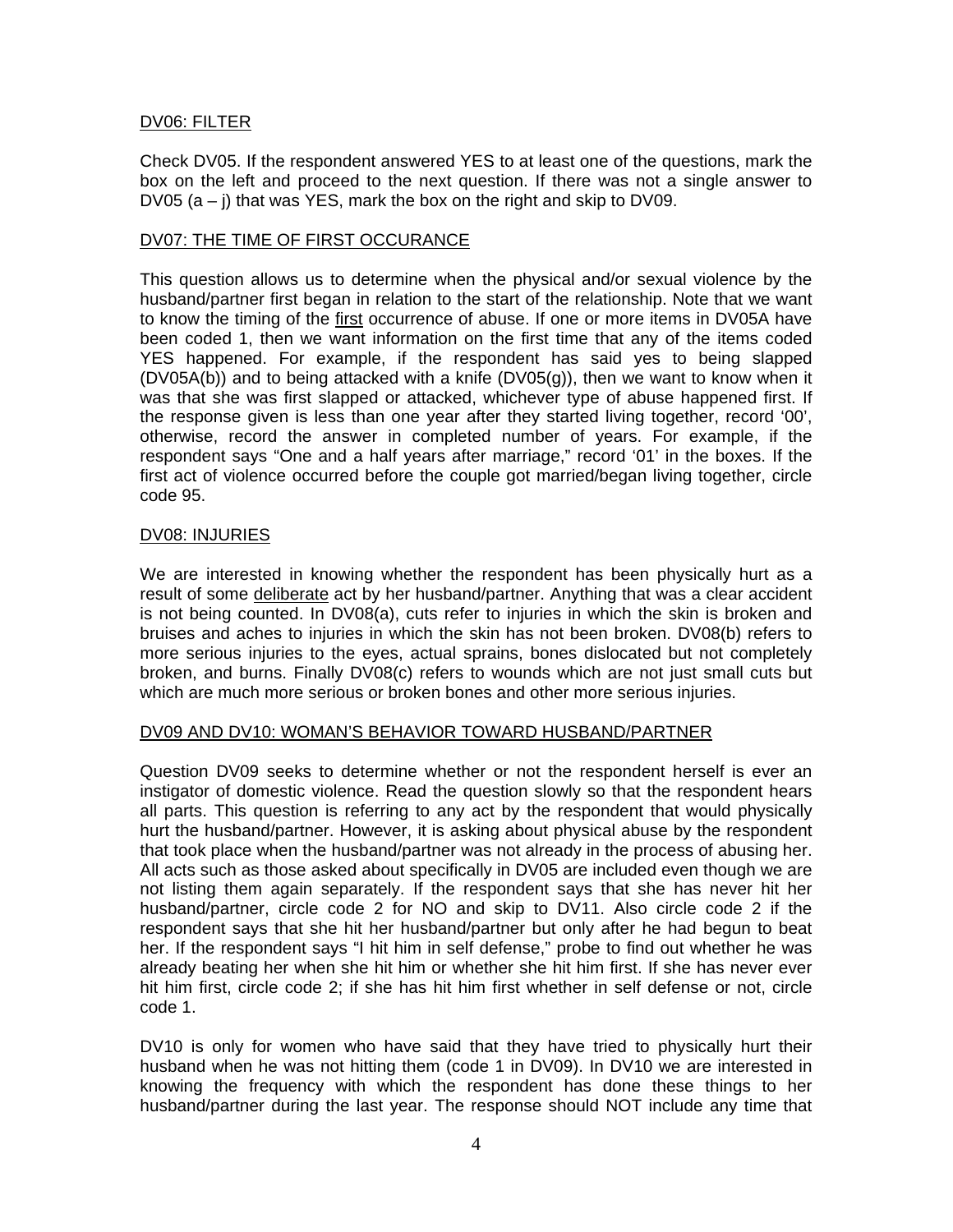<u>DV06: FILTER</u>

Check DV05. If the respondent answered YES to at least one of the questions, mark the box on the left and proceed to the next question. If there was not a single answer to DV05 (a – j) that was YES, mark the box on the right and skip to DV09.

<u>DV07: THE TIME OF FIRST OCCURANCE</u>

This question allows us to determine when the physical and/or sexual violence by the husband/partner first began in relation to the start of the relationship. Note that we want to know the timing of the <u>first</u> occurrence of abuse. If one or more items in DV05A have been coded 1, then we want information on the first time that any of the items coded YES happened. For example, if the respondent has said yes to being slapped (DV05A(b)) and to being attacked with a knife (DV05(g)), then we want to know when it was that she was first slapped or attacked, whichever type of abuse happened first. If the response given is less than one year after they started living together, record '00', otherwise, record the answer in completed number of years. For example, if the respondent says "One and a half years after marriage," record '01' in the boxes. If the first act of violence occurred before the couple got married/began living together, circle code 95.

<u>DV08: INJURIES</u>

We are interested in knowing whether the respondent has been physically hurt as a result of some <u>deliberate</u> act by her husband/partner. Anything that was a clear accident is not being counted. In DV08(a), cuts refer to injuries in which the skin is broken and bruises and aches to injuries in which the skin has not been broken. DV08(b) refers to more serious injuries to the eyes, actual sprains, bones dislocated but not completely broken, and burns. Finally DV08(c) refers to wounds which are not just small cuts but which are much more serious or broken bones and other more serious injuries.

<u>DV09 AND DV10: WOMAN'S BEHAVIOR TOWARD HUSBAND/PARTNER</u>

Question DV09 seeks to determine whether or not the respondent herself is ever an instigator of domestic violence. Read the question slowly so that the respondent hears all parts. This question is referring to any act by the respondent that would physically hurt the husband/partner. However, it is asking about physical abuse by the respondent that took place when the husband/partner was not already in the process of abusing her. All acts such as those asked about specifically in DV05 are included even though we are not listing them again separately. If the respondent says that she has never hit her husband/partner, circle code 2 for NO and skip to DV11. Also circle code 2 if the respondent says that she hit her husband/partner but only after he had begun to beat her. If the respondent says "I hit him in self defense," probe to find out whether he was already beating her when she hit him or whether she hit him first. If she has never ever hit him first, circle code 2; if she has hit him first whether in self defense or not, circle code 1.

DV10 is only for women who have said that they have tried to physically hurt their husband when he was not hitting them (code 1 in DV09). In DV10 we are interested in knowing the frequency with which the respondent has done these things to her husband/partner during the last year. The response should NOT include any time that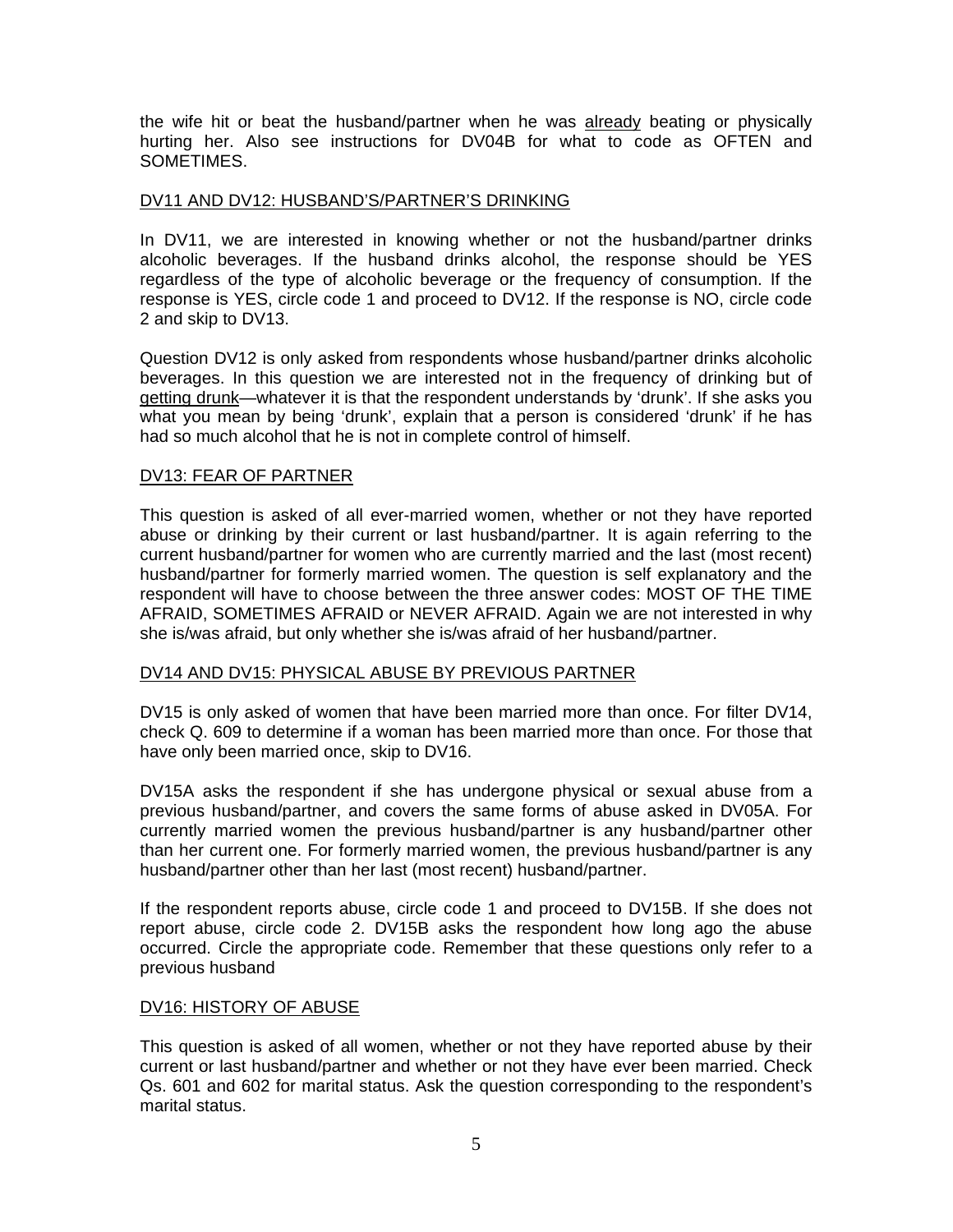the wife hit or beat the husband/partner when he was already beating or physically hurting her. Also see instructions for DV04B for what to code as OFTEN and SOMETIMES.

## DV11 AND DV12: HUSBAND'S/PARTNER'S DRINKING

In DV11, we are interested in knowing whether or not the husband/partner drinks alcoholic beverages. If the husband drinks alcohol, the response should be YES regardless of the type of alcoholic beverage or the frequency of consumption. If the response is YES, circle code 1 and proceed to DV12. If the response is NO, circle code 2 and skip to DV13.

Question DV12 is only asked from respondents whose husband/partner drinks alcoholic beverages. In this question we are interested not in the frequency of drinking but of getting drunk—whatever it is that the respondent understands by 'drunk'. If she asks you what you mean by being 'drunk', explain that a person is considered 'drunk' if he has had so much alcohol that he is not in complete control of himself.

## DV13: FEAR OF PARTNER

This question is asked of all ever-married women, whether or not they have reported abuse or drinking by their current or last husband/partner. It is again referring to the current husband/partner for women who are currently married and the last (most recent) husband/partner for formerly married women. The question is self explanatory and the respondent will have to choose between the three answer codes: MOST OF THE TIME AFRAID, SOMETIMES AFRAID or NEVER AFRAID. Again we are not interested in why she is/was afraid, but only whether she is/was afraid of her husband/partner.

## DV14 AND DV15: PHYSICAL ABUSE BY PREVIOUS PARTNER

DV15 is only asked of women that have been married more than once. For filter DV14, check Q. 609 to determine if a woman has been married more than once. For those that have only been married once, skip to DV16.

DV15A asks the respondent if she has undergone physical or sexual abuse from a previous husband/partner, and covers the same forms of abuse asked in DV05A. For currently married women the previous husband/partner is any husband/partner other than her current one. For formerly married women, the previous husband/partner is any husband/partner other than her last (most recent) husband/partner.

If the respondent reports abuse, circle code 1 and proceed to DV15B. If she does not report abuse, circle code 2. DV15B asks the respondent how long ago the abuse occurred. Circle the appropriate code. Remember that these questions only refer to a previous husband

## DV16: HISTORY OF ABUSE

This question is asked of all women, whether or not they have reported abuse by their current or last husband/partner and whether or not they have ever been married. Check Qs. 601 and 602 for marital status. Ask the question corresponding to the respondent's marital status.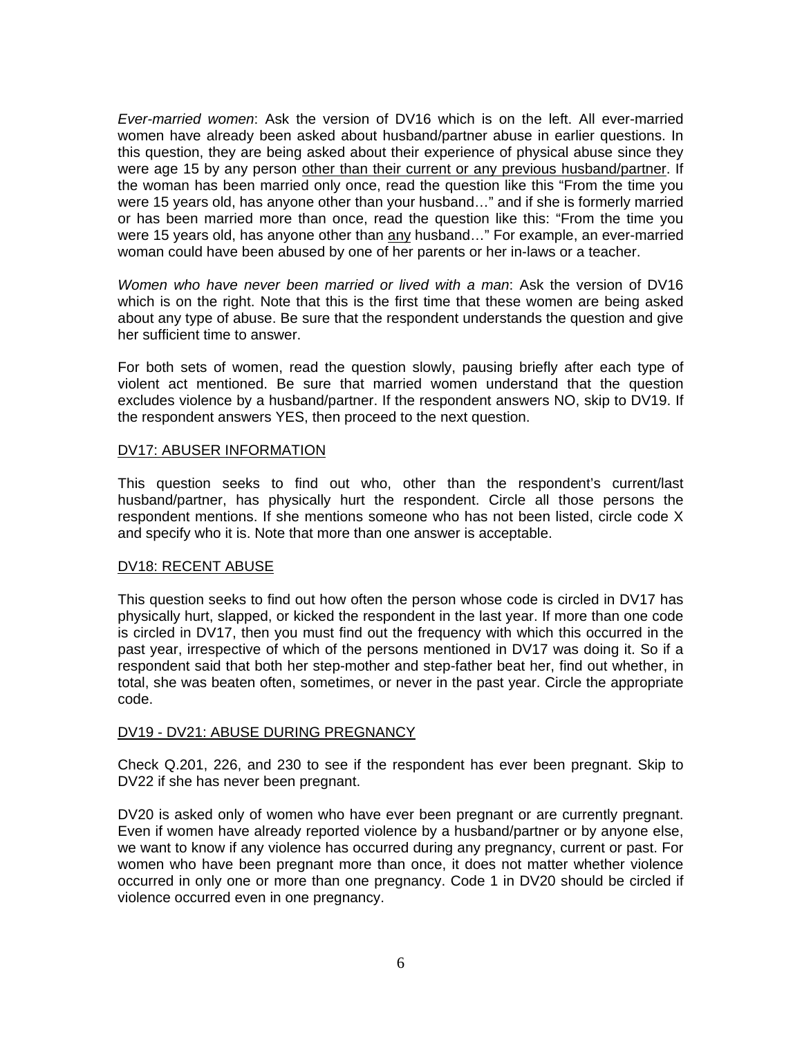*Ever-married women*: Ask the version of DV16 which is on the left. All ever-married women have already been asked about husband/partner abuse in earlier questions. In this question, they are being asked about their experience of physical abuse since they were age 15 by any person <u>other than their current or any previous husband/partner</u>. If the woman has been married only once, read the question like this "From the time you were 15 years old, has anyone other than your husband…" and if she is formerly married or has been married more than once, read the question like this: "From the time you were 15 years old, has anyone other than <u>any</u> husband…" For example, an ever-married woman could have been abused by one of her parents or her in-laws or a teacher.

*Women who have never been married or lived with a man*: Ask the version of DV16 which is on the right. Note that this is the first time that these women are being asked about any type of abuse. Be sure that the respondent understands the question and give her sufficient time to answer.

For both sets of women, read the question slowly, pausing briefly after each type of violent act mentioned. Be sure that married women understand that the question excludes violence by a husband/partner. If the respondent answers NO, skip to DV19. If the respondent answers YES, then proceed to the next question.

<u>DV17: ABUSER INFORMATION</u>

This question seeks to find out who, other than the respondent's current/last husband/partner, has physically hurt the respondent. Circle all those persons the respondent mentions. If she mentions someone who has not been listed, circle code X and specify who it is. Note that more than one answer is acceptable.

<u>DV18: RECENT ABUSE</u>

This question seeks to find out how often the person whose code is circled in DV17 has physically hurt, slapped, or kicked the respondent in the last year. If more than one code is circled in DV17, then you must find out the frequency with which this occurred in the past year, irrespective of which of the persons mentioned in DV17 was doing it. So if a respondent said that both her step-mother and step-father beat her, find out whether, in total, she was beaten often, sometimes, or never in the past year. Circle the appropriate code.

<u>DV19 - DV21: ABUSE DURING PREGNANCY</u>

Check Q.201, 226, and 230 to see if the respondent has ever been pregnant. Skip to DV22 if she has never been pregnant.

DV20 is asked only of women who have ever been pregnant or are currently pregnant. Even if women have already reported violence by a husband/partner or by anyone else, we want to know if any violence has occurred during any pregnancy, current or past. For women who have been pregnant more than once, it does not matter whether violence occurred in only one or more than one pregnancy. Code 1 in DV20 should be circled if violence occurred even in one pregnancy.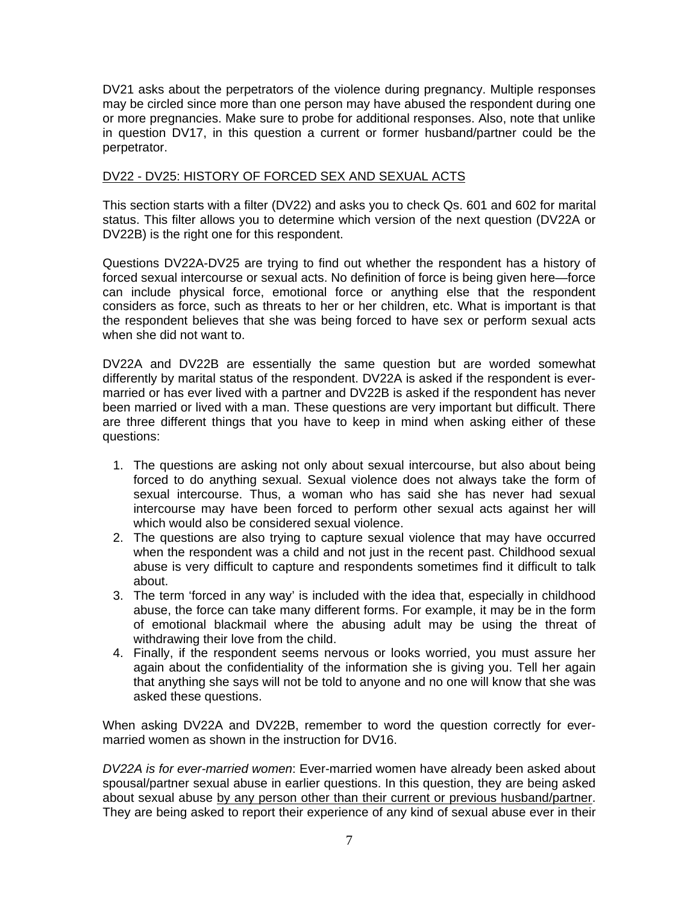DV21 asks about the perpetrators of the violence during pregnancy. Multiple responses may be circled since more than one person may have abused the respondent during one or more pregnancies. Make sure to probe for additional responses. Also, note that unlike in question DV17, in this question a current or former husband/partner could be the perpetrator.

<u>DV22 - DV25: HISTORY OF FORCED SEX AND SEXUAL ACTS</u>

This section starts with a filter (DV22) and asks you to check Qs. 601 and 602 for marital status. This filter allows you to determine which version of the next question (DV22A or DV22B) is the right one for this respondent.

Questions DV22A-DV25 are trying to find out whether the respondent has a history of forced sexual intercourse or sexual acts. No definition of force is being given here—force can include physical force, emotional force or anything else that the respondent considers as force, such as threats to her or her children, etc. What is important is that the respondent believes that she was being forced to have sex or perform sexual acts when she did not want to.

DV22A and DV22B are essentially the same question but are worded somewhat differently by marital status of the respondent. DV22A is asked if the respondent is ever-married or has ever lived with a partner and DV22B is asked if the respondent has never been married or lived with a man. These questions are very important but difficult. There are three different things that you have to keep in mind when asking either of these questions:

1. The questions are asking not only about sexual intercourse, but also about being forced to do anything sexual. Sexual violence does not always take the form of sexual intercourse. Thus, a woman who has said she has never had sexual intercourse may have been forced to perform other sexual acts against her will which would also be considered sexual violence.
2. The questions are also trying to capture sexual violence that may have occurred when the respondent was a child and not just in the recent past. Childhood sexual abuse is very difficult to capture and respondents sometimes find it difficult to talk about.
3. The term 'forced in any way' is included with the idea that, especially in childhood abuse, the force can take many different forms. For example, it may be in the form of emotional blackmail where the abusing adult may be using the threat of withdrawing their love from the child.
4. Finally, if the respondent seems nervous or looks worried, you must assure her again about the confidentiality of the information she is giving you. Tell her again that anything she says will not be told to anyone and no one will know that she was asked these questions.

When asking DV22A and DV22B, remember to word the question correctly for ever-married women as shown in the instruction for DV16.

*DV22A is for ever-married women*: Ever-married women have already been asked about spousal/partner sexual abuse in earlier questions. In this question, they are being asked about sexual abuse <u>by any person other than their current or previous husband/partner</u>. They are being asked to report their experience of any kind of sexual abuse ever in their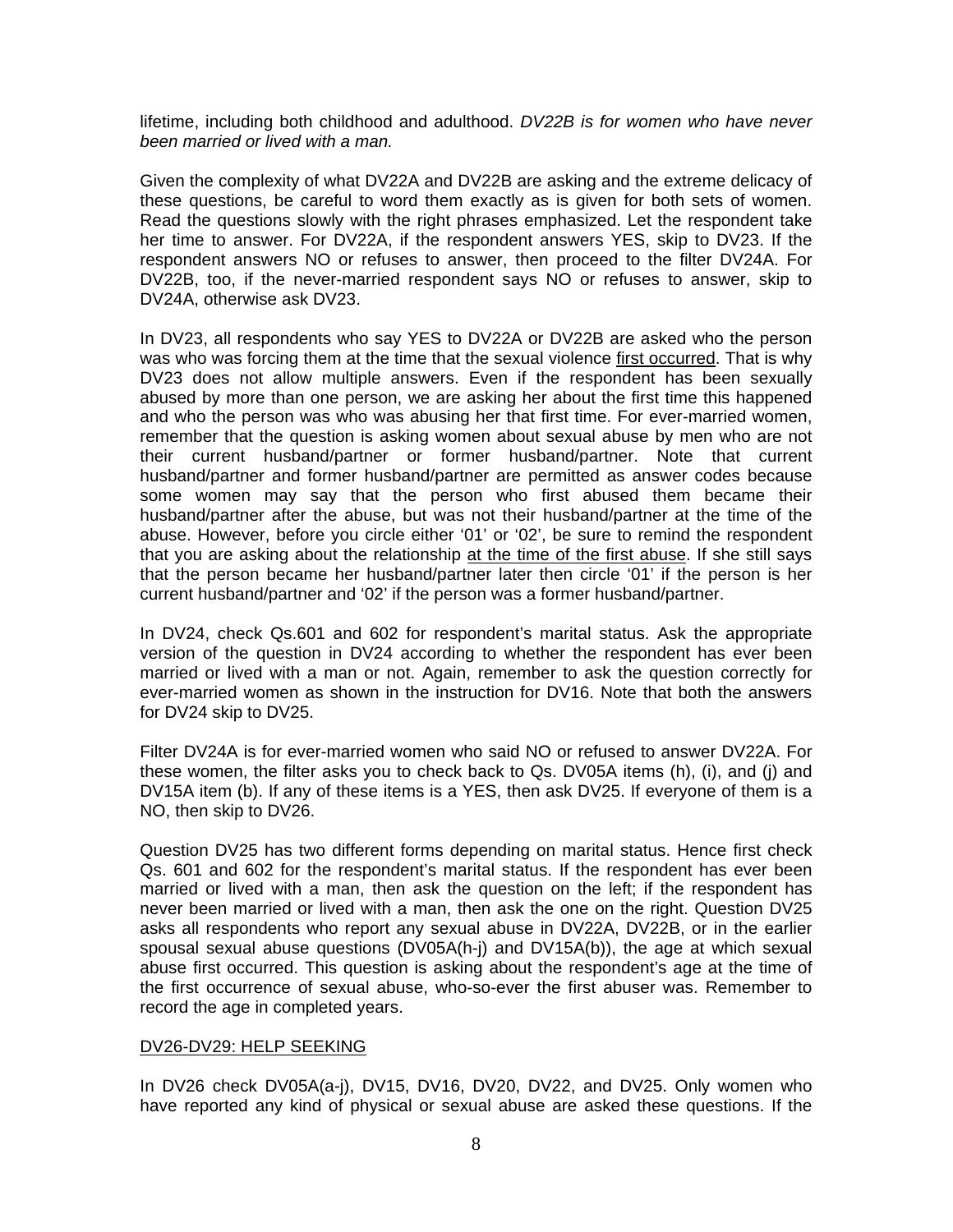lifetime, including both childhood and adulthood. *DV22B is for women who have never been married or lived with a man.*

Given the complexity of what DV22A and DV22B are asking and the extreme delicacy of these questions, be careful to word them exactly as is given for both sets of women. Read the questions slowly with the right phrases emphasized. Let the respondent take her time to answer. For DV22A, if the respondent answers YES, skip to DV23. If the respondent answers NO or refuses to answer, then proceed to the filter DV24A. For DV22B, too, if the never-married respondent says NO or refuses to answer, skip to DV24A, otherwise ask DV23.

In DV23, all respondents who say YES to DV22A or DV22B are asked who the person was who was forcing them at the time that the sexual violence <u>first occurred</u>. That is why DV23 does not allow multiple answers. Even if the respondent has been sexually abused by more than one person, we are asking her about the first time this happened and who the person was who was abusing her that first time. For ever-married women, remember that the question is asking women about sexual abuse by men who are not their current husband/partner or former husband/partner. Note that current husband/partner and former husband/partner are permitted as answer codes because some women may say that the person who first abused them became their husband/partner after the abuse, but was not their husband/partner at the time of the abuse. However, before you circle either '01' or '02', be sure to remind the respondent that you are asking about the relationship <u>at the time of the first abuse</u>. If she still says that the person became her husband/partner later then circle '01' if the person is her current husband/partner and '02' if the person was a former husband/partner.

In DV24, check Qs.601 and 602 for respondent's marital status. Ask the appropriate version of the question in DV24 according to whether the respondent has ever been married or lived with a man or not. Again, remember to ask the question correctly for ever-married women as shown in the instruction for DV16. Note that both the answers for DV24 skip to DV25.

Filter DV24A is for ever-married women who said NO or refused to answer DV22A. For these women, the filter asks you to check back to Qs. DV05A items (h), (i), and (j) and DV15A item (b). If any of these items is a YES, then ask DV25. If everyone of them is a NO, then skip to DV26.

Question DV25 has two different forms depending on marital status. Hence first check Qs. 601 and 602 for the respondent's marital status. If the respondent has ever been married or lived with a man, then ask the question on the left; if the respondent has never been married or lived with a man, then ask the one on the right. Question DV25 asks all respondents who report any sexual abuse in DV22A, DV22B, or in the earlier spousal sexual abuse questions (DV05A(h-j) and DV15A(b)), the age at which sexual abuse first occurred. This question is asking about the respondent's age at the time of the first occurrence of sexual abuse, who-so-ever the first abuser was. Remember to record the age in completed years.

<u>DV26-DV29: HELP SEEKING</u>

In DV26 check DV05A(a-j), DV15, DV16, DV20, DV22, and DV25. Only women who have reported any kind of physical or sexual abuse are asked these questions. If the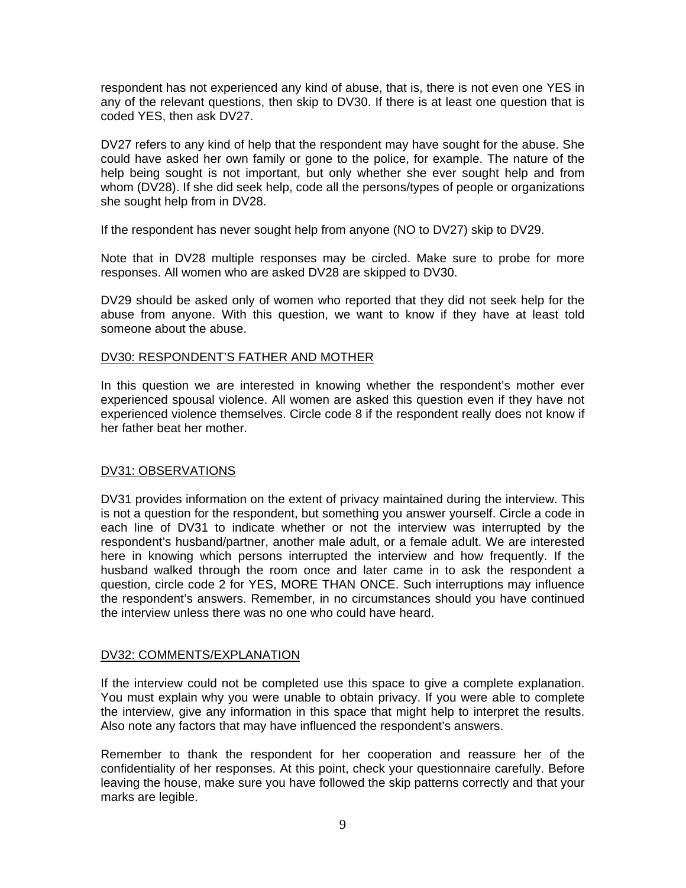respondent has not experienced any kind of abuse, that is, there is not even one YES in any of the relevant questions, then skip to DV30. If there is at least one question that is coded YES, then ask DV27.

DV27 refers to any kind of help that the respondent may have sought for the abuse. She could have asked her own family or gone to the police, for example. The nature of the help being sought is not important, but only whether she ever sought help and from whom (DV28). If she did seek help, code all the persons/types of people or organizations she sought help from in DV28.

If the respondent has never sought help from anyone (NO to DV27) skip to DV29.

Note that in DV28 multiple responses may be circled. Make sure to probe for more responses. All women who are asked DV28 are skipped to DV30.

DV29 should be asked only of women who reported that they did not seek help for the abuse from anyone. With this question, we want to know if they have at least told someone about the abuse.

DV30: RESPONDENT'S FATHER AND MOTHER

In this question we are interested in knowing whether the respondent's mother ever experienced spousal violence. All women are asked this question even if they have not experienced violence themselves. Circle code 8 if the respondent really does not know if her father beat her mother.

DV31: OBSERVATIONS

DV31 provides information on the extent of privacy maintained during the interview. This is not a question for the respondent, but something you answer yourself. Circle a code in each line of DV31 to indicate whether or not the interview was interrupted by the respondent's husband/partner, another male adult, or a female adult. We are interested here in knowing which persons interrupted the interview and how frequently. If the husband walked through the room once and later came in to ask the respondent a question, circle code 2 for YES, MORE THAN ONCE. Such interruptions may influence the respondent's answers. Remember, in no circumstances should you have continued the interview unless there was no one who could have heard.

DV32: COMMENTS/EXPLANATION

If the interview could not be completed use this space to give a complete explanation. You must explain why you were unable to obtain privacy. If you were able to complete the interview, give any information in this space that might help to interpret the results. Also note any factors that may have influenced the respondent's answers.

Remember to thank the respondent for her cooperation and reassure her of the confidentiality of her responses. At this point, check your questionnaire carefully. Before leaving the house, make sure you have followed the skip patterns correctly and that your marks are legible.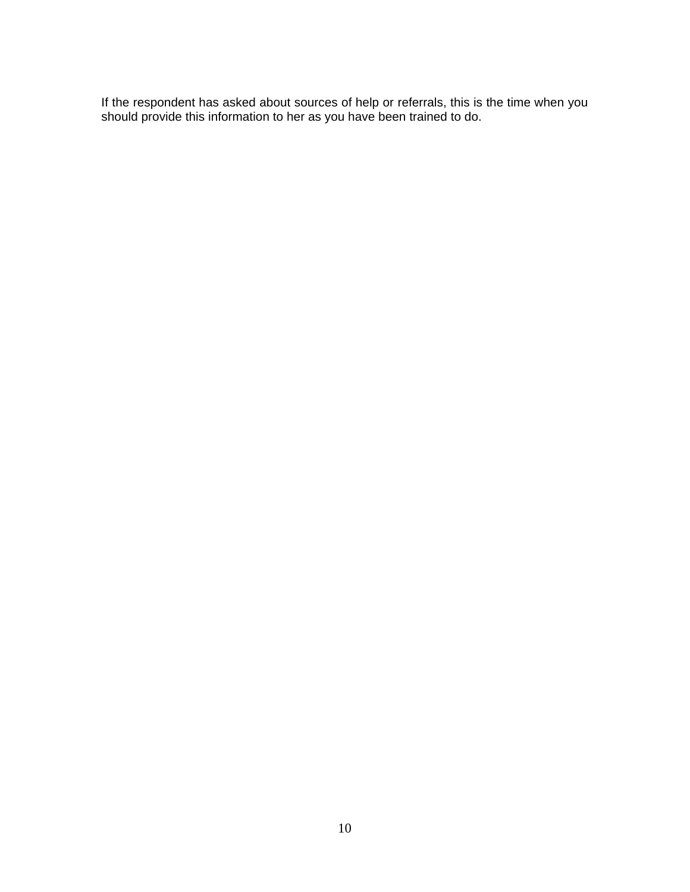If the respondent has asked about sources of help or referrals, this is the time when you should provide this information to her as you have been trained to do.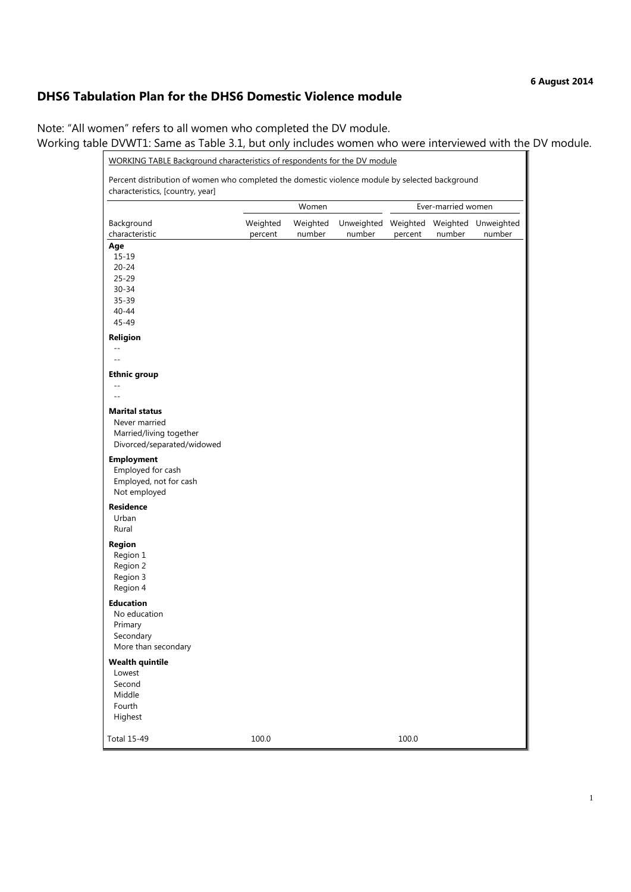# DHS6 Tabulation Plan for the DHS6 Domestic Violence module

6 August 2014

Note: "All women" refers to all women who completed the DV module.

Working table DVWT1: Same as Table 3.1, but only includes women who were interviewed with the DV module.

WORKING TABLE Background characteristics of respondents for the DV module

Percent distribution of women who completed the domestic violence module by selected background characteristics, [country, year]

| | Women | | | Ever-married women | | |
|---|---|---|---|---|---|---|
| Background characteristic | Weighted percent | Weighted number | Unweighted number | Weighted percent | Weighted number | Unweighted number |
| **Age** | | | | | | |
| 15-19 | | | | | | |
| 20-24 | | | | | | |
| 25-29 | | | | | | |
| 30-34 | | | | | | |
| 35-39 | | | | | | |
| 40-44 | | | | | | |
| 45-49 | | | | | | |
| **Religion** | | | | | | |
| -- | | | | | | |
| -- | | | | | | |
| **Ethnic group** | | | | | | |
| -- | | | | | | |
| -- | | | | | | |
| **Marital status** | | | | | | |
| Never married | | | | | | |
| Married/living together | | | | | | |
| Divorced/separated/widowed | | | | | | |
| **Employment** | | | | | | |
| Employed for cash | | | | | | |
| Employed, not for cash | | | | | | |
| Not employed | | | | | | |
| **Residence** | | | | | | |
| Urban | | | | | | |
| Rural | | | | | | |
| **Region** | | | | | | |
| Region 1 | | | | | | |
| Region 2 | | | | | | |
| Region 3 | | | | | | |
| Region 4 | | | | | | |
| **Education** | | | | | | |
| No education | | | | | | |
| Primary | | | | | | |
| Secondary | | | | | | |
| More than secondary | | | | | | |
| **Wealth quintile** | | | | | | |
| Lowest | | | | | | |
| Second | | | | | | |
| Middle | | | | | | |
| Fourth | | | | | | |
| Highest | | | | | | |
| Total 15-49 | 100.0 | | | 100.0 | | |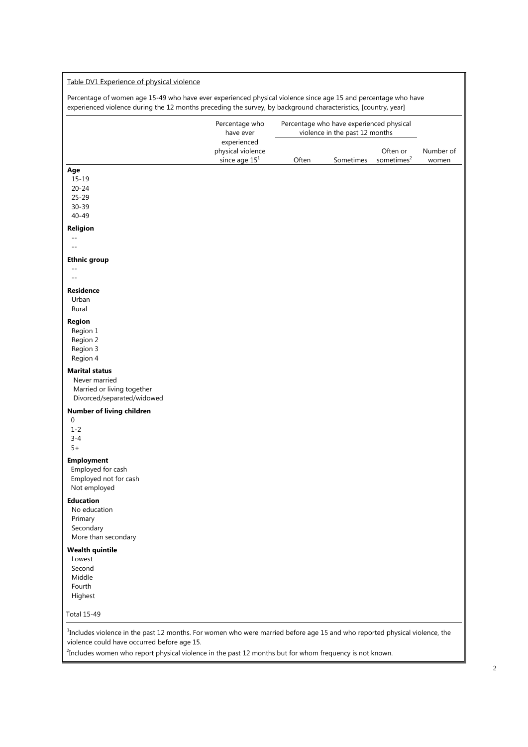Table DV1 Experience of physical violence

Percentage of women age 15-49 who have ever experienced physical violence since age 15 and percentage who have experienced violence during the 12 months preceding the survey, by background characteristics, [country, year]

| | Percentage who have ever experienced physical violence since age 15[1] | Percentage who have experienced physical violence in the past 12 months | | | |
|---|---|---|---|---|---|
| | | Often | Sometimes | Often or sometimes[2] | Number of women |
| **Age** | | | | | |
| 15-19 | | | | | |
| 20-24 | | | | | |
| 25-29 | | | | | |
| 30-39 | | | | | |
| 40-49 | | | | | |
| **Religion** | | | | | |
| -- | | | | | |
| -- | | | | | |
| **Ethnic group** | | | | | |
| -- | | | | | |
| -- | | | | | |
| **Residence** | | | | | |
| Urban | | | | | |
| Rural | | | | | |
| **Region** | | | | | |
| Region 1 | | | | | |
| Region 2 | | | | | |
| Region 3 | | | | | |
| Region 4 | | | | | |
| **Marital status** | | | | | |
| Never married | | | | | |
| Married or living together | | | | | |
| Divorced/separated/widowed | | | | | |
| **Number of living children** | | | | | |
| 0 | | | | | |
| 1-2 | | | | | |
| 3-4 | | | | | |
| 5+ | | | | | |
| **Employment** | | | | | |
| Employed for cash | | | | | |
| Employed not for cash | | | | | |
| Not employed | | | | | |
| **Education** | | | | | |
| No education | | | | | |
| Primary | | | | | |
| Secondary | | | | | |
| More than secondary | | | | | |
| **Wealth quintile** | | | | | |
| Lowest | | | | | |
| Second | | | | | |
| Middle | | | | | |
| Fourth | | | | | |
| Highest | | | | | |
| Total 15-49 | | | | | |

[1]Includes violence in the past 12 months. For women who were married before age 15 and who reported physical violence, the violence could have occurred before age 15.

[2]Includes women who report physical violence in the past 12 months but for whom frequency is not known.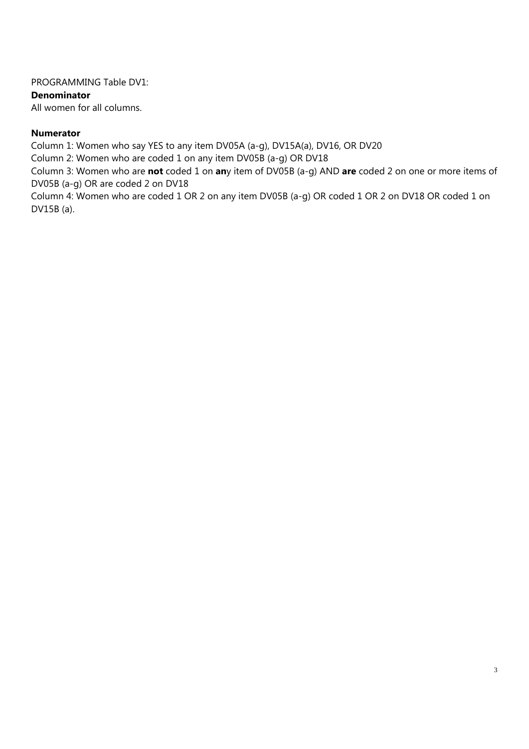PROGRAMMING Table DV1:

**Denominator**

All women for all columns.

**Numerator**

Column 1: Women who say YES to any item DV05A (a-g), DV15A(a), DV16, OR DV20

Column 2: Women who are coded 1 on any item DV05B (a-g) OR DV18

Column 3: Women who are **not** coded 1 on **an**y item of DV05B (a-g) AND **are** coded 2 on one or more items of DV05B (a-g) OR are coded 2 on DV18

Column 4: Women who are coded 1 OR 2 on any item DV05B (a-g) OR coded 1 OR 2 on DV18 OR coded 1 on DV15B (a).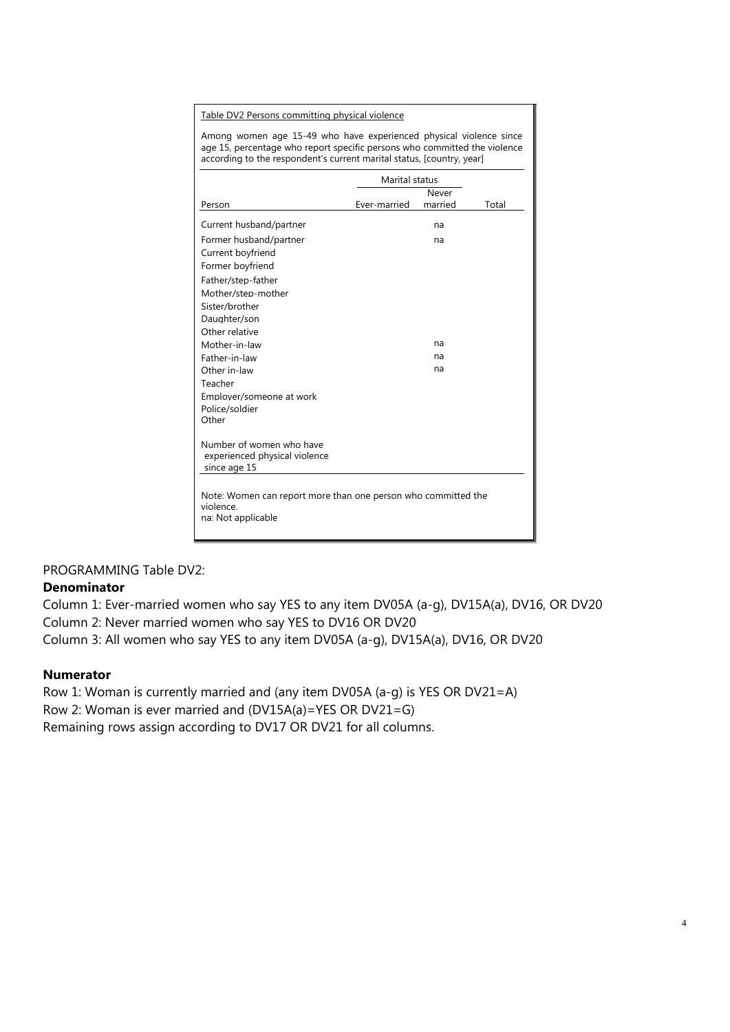Table DV2 Persons committing physical violence

Among women age 15-49 who have experienced physical violence since age 15, percentage who report specific persons who committed the violence according to the respondent's current marital status, [country, year]

| | Marital status | | |
|---|---|---|---|
| Person | Ever-married | Never married | Total |
| Current husband/partner | | na | |
| Former husband/partner | | na | |
| Current boyfriend | | | |
| Former boyfriend | | | |
| Father/step-father | | | |
| Mother/step-mother | | | |
| Sister/brother | | | |
| Daughter/son | | | |
| Other relative | | | |
| Mother-in-law | | na | |
| Father-in-law | | na | |
| Other in-law | | na | |
| Teacher | | | |
| Employer/someone at work | | | |
| Police/soldier | | | |
| Other | | | |
| Number of women who have experienced physical violence since age 15 | | | |

Note: Women can report more than one person who committed the violence.
na: Not applicable

PROGRAMMING Table DV2:

**Denominator**

Column 1: Ever-married women who say YES to any item DV05A (a-g), DV15A(a), DV16, OR DV20
Column 2: Never married women who say YES to DV16 OR DV20
Column 3: All women who say YES to any item DV05A (a-g), DV15A(a), DV16, OR DV20

**Numerator**

Row 1: Woman is currently married and (any item DV05A (a-g) is YES OR DV21=A)
Row 2: Woman is ever married and (DV15A(a)=YES OR DV21=G)
Remaining rows assign according to DV17 OR DV21 for all columns.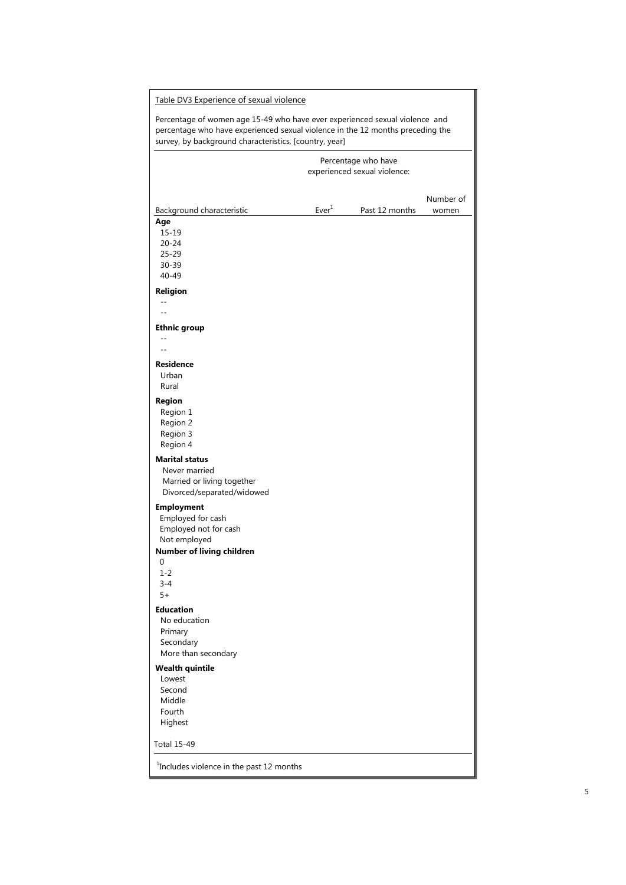Table DV3 Experience of sexual violence

Percentage of women age 15-49 who have ever experienced sexual violence and percentage who have experienced sexual violence in the 12 months preceding the survey, by background characteristics, [country, year]

| | Percentage who have experienced sexual violence: | | |
|---|---|---|---|
| Background characteristic | Ever[1] | Past 12 months | Number of women |
| **Age** | | | |
| 15-19 | | | |
| 20-24 | | | |
| 25-29 | | | |
| 30-39 | | | |
| 40-49 | | | |
| **Religion** | | | |
| -- | | | |
| -- | | | |
| **Ethnic group** | | | |
| -- | | | |
| -- | | | |
| **Residence** | | | |
| Urban | | | |
| Rural | | | |
| **Region** | | | |
| Region 1 | | | |
| Region 2 | | | |
| Region 3 | | | |
| Region 4 | | | |
| **Marital status** | | | |
| Never married | | | |
| Married or living together | | | |
| Divorced/separated/widowed | | | |
| **Employment** | | | |
| Employed for cash | | | |
| Employed not for cash | | | |
| Not employed | | | |
| **Number of living children** | | | |
| 0 | | | |
| 1-2 | | | |
| 3-4 | | | |
| 5+ | | | |
| **Education** | | | |
| No education | | | |
| Primary | | | |
| Secondary | | | |
| More than secondary | | | |
| **Wealth quintile** | | | |
| Lowest | | | |
| Second | | | |
| Middle | | | |
| Fourth | | | |
| Highest | | | |
| Total 15-49 | | | |

[1]Includes violence in the past 12 months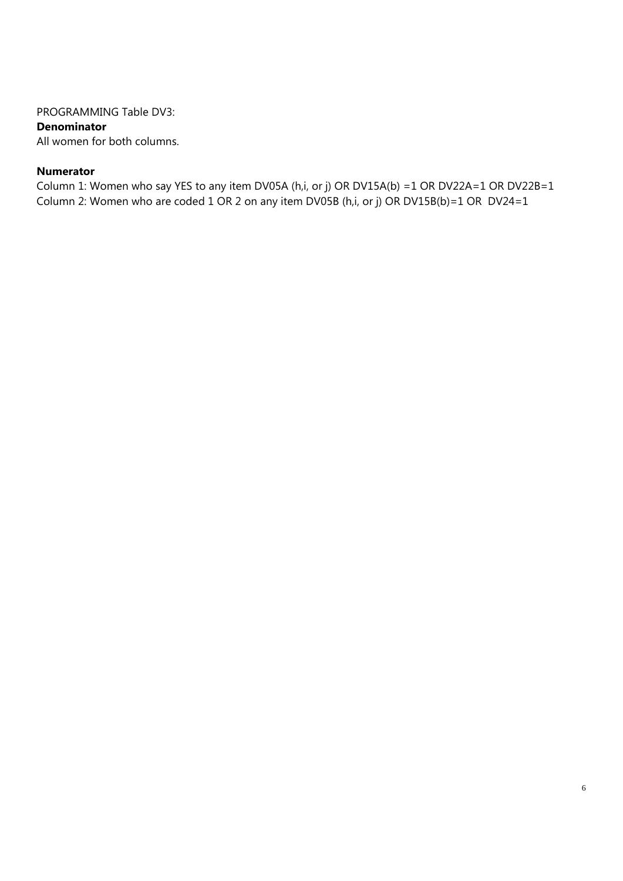PROGRAMMING Table DV3:

**Denominator**

All women for both columns.

**Numerator**

Column 1: Women who say YES to any item DV05A (h,i, or j) OR DV15A(b) =1 OR DV22A=1 OR DV22B=1

Column 2: Women who are coded 1 OR 2 on any item DV05B (h,i, or j) OR DV15B(b)=1 OR DV24=1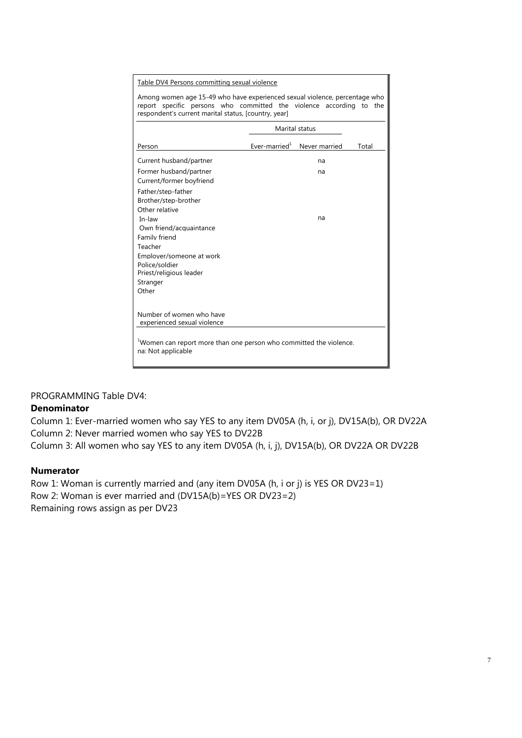Table DV4 Persons committing sexual violence

Among women age 15-49 who have experienced sexual violence, percentage who report specific persons who committed the violence according to the respondent's current marital status, [country, year]

| | Marital status | | |
|---|---|---|---|
| Person | Ever-married[1] | Never married | Total |
| Current husband/partner | | na | |
| Former husband/partner | | na | |
| Current/former boyfriend | | | |
| Father/step-father | | | |
| Brother/step-brother | | | |
| Other relative | | | |
| In-law | | na | |
| Own friend/acquaintance | | | |
| Family friend | | | |
| Teacher | | | |
| Employer/someone at work | | | |
| Police/soldier | | | |
| Priest/religious leader | | | |
| Stranger | | | |
| Other | | | |
| Number of women who have experienced sexual violence | | | |

[1]Women can report more than one person who committed the violence.
na: Not applicable

PROGRAMMING Table DV4:

**Denominator**

Column 1: Ever-married women who say YES to any item DV05A (h, i, or j), DV15A(b), OR DV22A
Column 2: Never married women who say YES to DV22B
Column 3: All women who say YES to any item DV05A (h, i, j), DV15A(b), OR DV22A OR DV22B

**Numerator**

Row 1: Woman is currently married and (any item DV05A (h, i or j) is YES OR DV23=1)
Row 2: Woman is ever married and (DV15A(b)=YES OR DV23=2)
Remaining rows assign as per DV23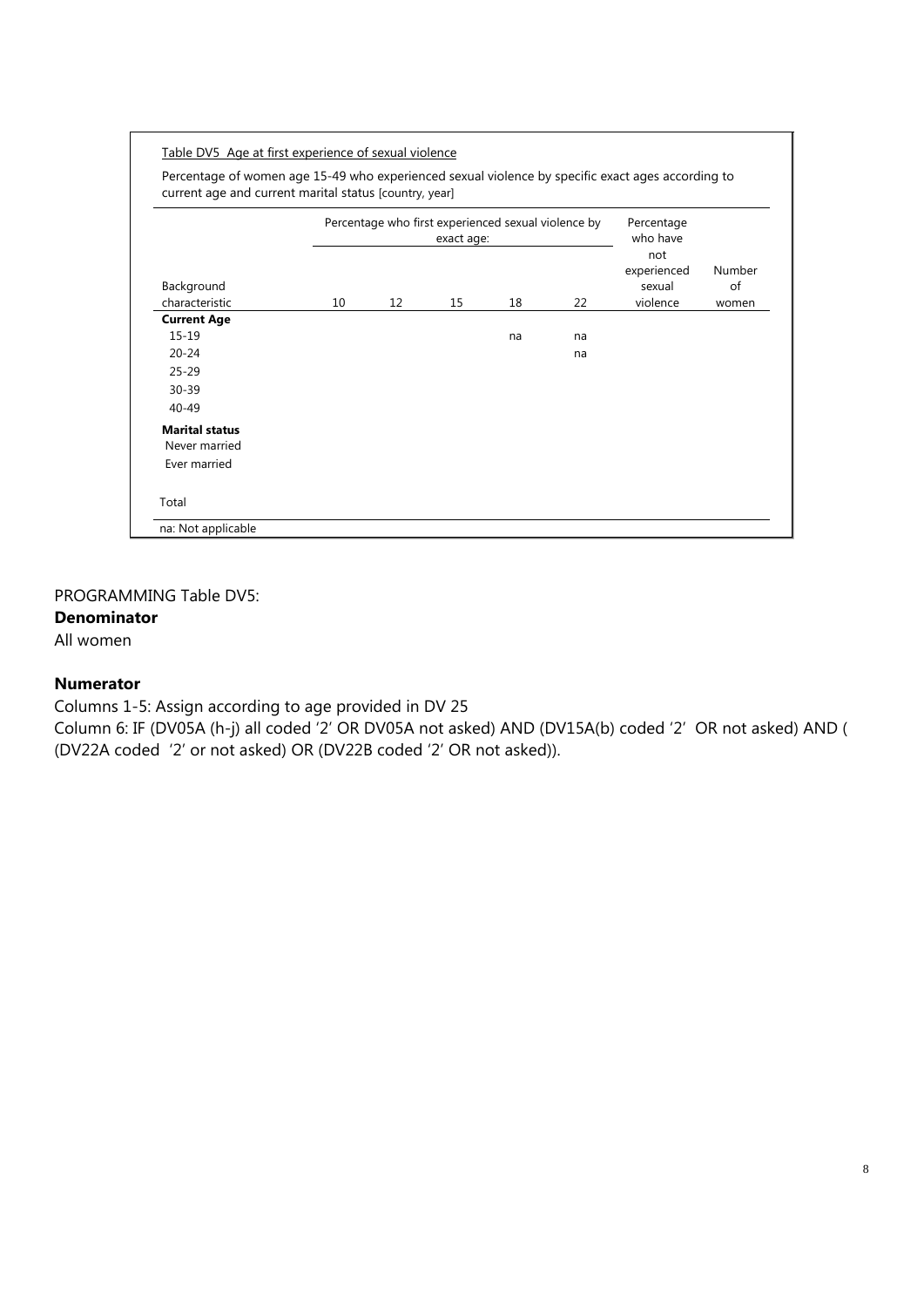Table DV5 Age at first experience of sexual violence

Percentage of women age 15-49 who experienced sexual violence by specific exact ages according to current age and current marital status [country, year]

| Background characteristic | Percentage who first experienced sexual violence by exact age: | | | | | Percentage who have not experienced sexual violence | Number of women |
|---|---|---|---|---|---|---|---|
| | 10 | 12 | 15 | 18 | 22 | | |
| **Current Age** | | | | | | | |
| 15-19 | | | | na | na | | |
| 20-24 | | | | | na | | |
| 25-29 | | | | | | | |
| 30-39 | | | | | | | |
| 40-49 | | | | | | | |
| **Marital status** | | | | | | | |
| Never married | | | | | | | |
| Ever married | | | | | | | |
| Total | | | | | | | |

na: Not applicable

PROGRAMMING Table DV5:

**Denominator**

All women

**Numerator**

Columns 1-5: Assign according to age provided in DV 25

Column 6: IF (DV05A (h-j) all coded '2' OR DV05A not asked) AND (DV15A(b) coded '2' OR not asked) AND ( (DV22A coded '2' or not asked) OR (DV22B coded '2' OR not asked)).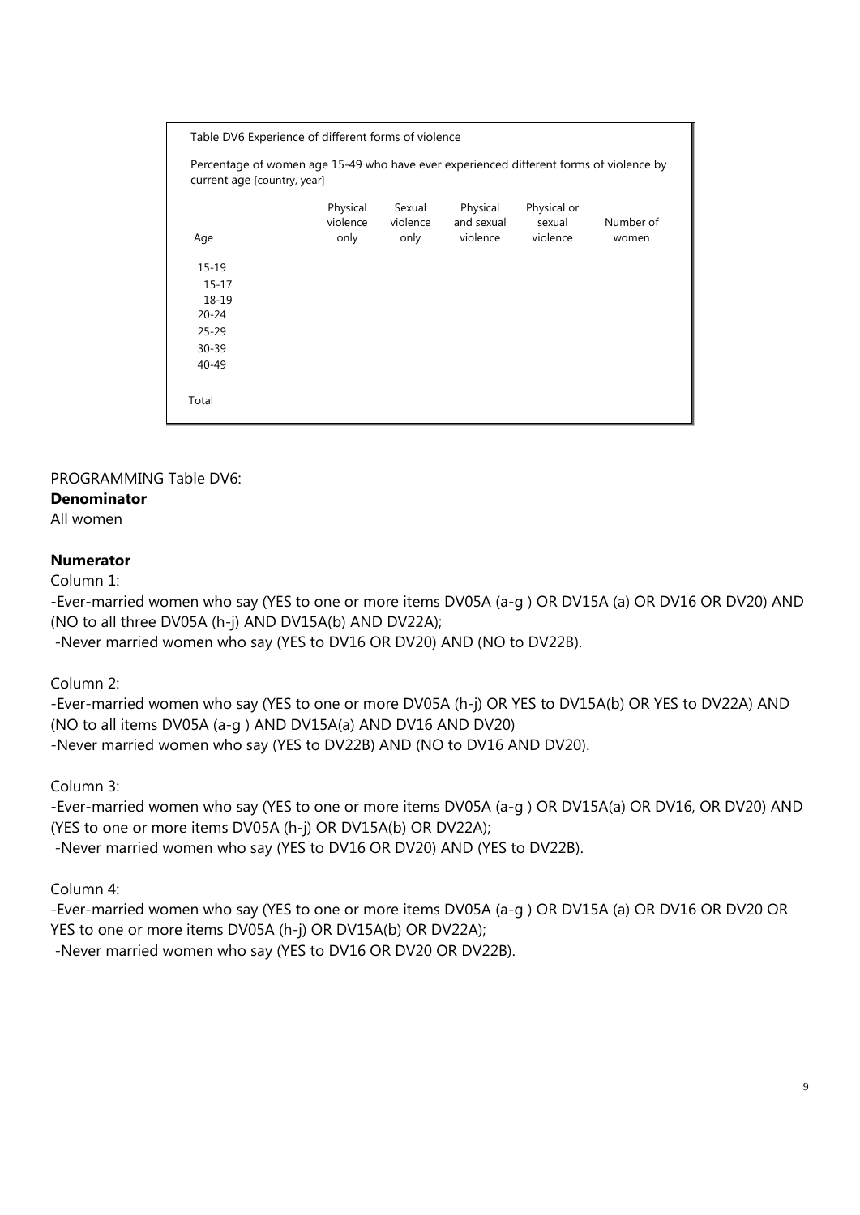Table DV6 Experience of different forms of violence

Percentage of women age 15-49 who have ever experienced different forms of violence by current age [country, year]

| Age | Physical violence only | Sexual violence only | Physical and sexual violence | Physical or sexual violence | Number of women |
|---|---|---|---|---|---|
| 15-19 | | | | | |
| 15-17 | | | | | |
| 18-19 | | | | | |
| 20-24 | | | | | |
| 25-29 | | | | | |
| 30-39 | | | | | |
| 40-49 | | | | | |
| Total | | | | | |

PROGRAMMING Table DV6:

**Denominator**

All women

**Numerator**

Column 1:

-Ever-married women who say (YES to one or more items DV05A (a-g ) OR DV15A (a) OR DV16 OR DV20) AND (NO to all three DV05A (h-j) AND DV15A(b) AND DV22A);

-Never married women who say (YES to DV16 OR DV20) AND (NO to DV22B).

Column 2:

-Ever-married women who say (YES to one or more DV05A (h-j) OR YES to DV15A(b) OR YES to DV22A) AND (NO to all items DV05A (a-g ) AND DV15A(a) AND DV16 AND DV20)

-Never married women who say (YES to DV22B) AND (NO to DV16 AND DV20).

Column 3:

-Ever-married women who say (YES to one or more items DV05A (a-g ) OR DV15A(a) OR DV16, OR DV20) AND (YES to one or more items DV05A (h-j) OR DV15A(b) OR DV22A);

-Never married women who say (YES to DV16 OR DV20) AND (YES to DV22B).

Column 4:

-Ever-married women who say (YES to one or more items DV05A (a-g ) OR DV15A (a) OR DV16 OR DV20 OR YES to one or more items DV05A (h-j) OR DV15A(b) OR DV22A);

-Never married women who say (YES to DV16 OR DV20 OR DV22B).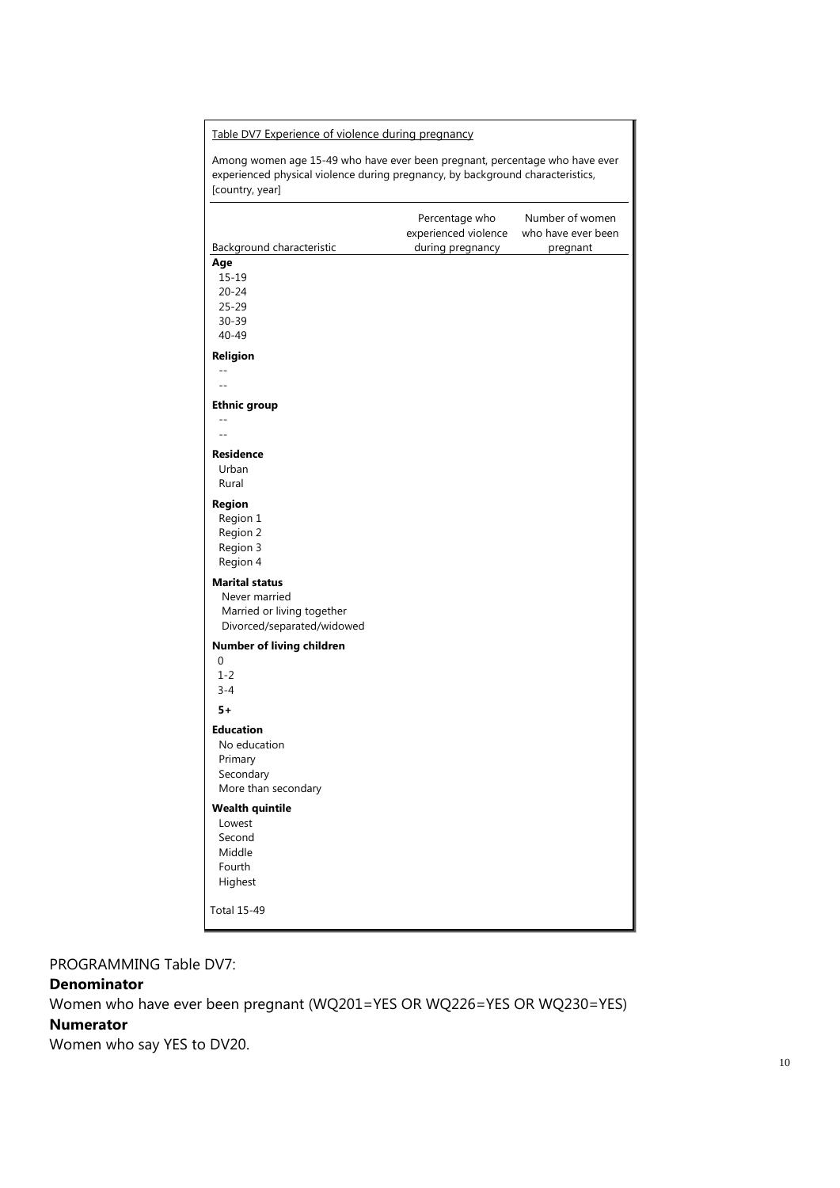Table DV7 Experience of violence during pregnancy

Among women age 15-49 who have ever been pregnant, percentage who have ever experienced physical violence during pregnancy, by background characteristics, [country, year]

| Background characteristic | Percentage who experienced violence during pregnancy | Number of women who have ever been pregnant |
|---|---|---|
| **Age** | | |
| 15-19 | | |
| 20-24 | | |
| 25-29 | | |
| 30-39 | | |
| 40-49 | | |
| **Religion** | | |
| -- | | |
| -- | | |
| **Ethnic group** | | |
| -- | | |
| -- | | |
| **Residence** | | |
| Urban | | |
| Rural | | |
| **Region** | | |
| Region 1 | | |
| Region 2 | | |
| Region 3 | | |
| Region 4 | | |
| **Marital status** | | |
| Never married | | |
| Married or living together | | |
| Divorced/separated/widowed | | |
| **Number of living children** | | |
| 0 | | |
| 1-2 | | |
| 3-4 | | |
| 5+ | | |
| **Education** | | |
| No education | | |
| Primary | | |
| Secondary | | |
| More than secondary | | |
| **Wealth quintile** | | |
| Lowest | | |
| Second | | |
| Middle | | |
| Fourth | | |
| Highest | | |
| Total 15-49 | | |

PROGRAMMING Table DV7:

**Denominator**

Women who have ever been pregnant (WQ201=YES OR WQ226=YES OR WQ230=YES)

**Numerator**

Women who say YES to DV20.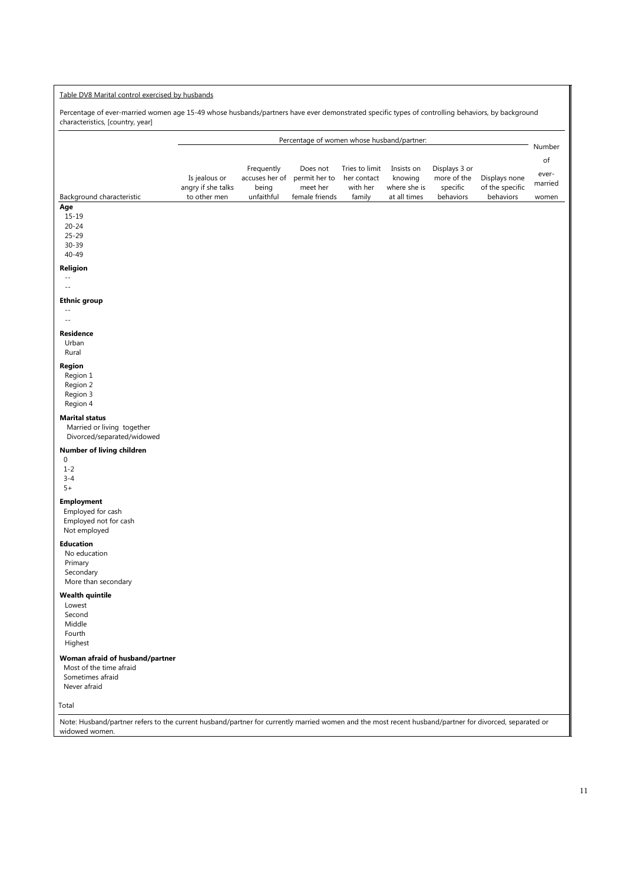Table DV8 Marital control exercised by husbands

Percentage of ever-married women age 15-49 whose husbands/partners have ever demonstrated specific types of controlling behaviors, by background characteristics, [country, year]

| | Percentage of women whose husband/partner: | | | | | | | Number of ever-married women |
|---|---|---|---|---|---|---|---|---|
| Background characteristic | Is jealous or angry if she talks to other men | Frequently accuses her of being unfaithful | Does not permit her to meet her female friends | Tries to limit her contact with her family | Insists on knowing where she is at all times | Displays 3 or more of the specific behaviors | Displays none of the specific behaviors | |
| **Age** | | | | | | | | |
| 15-19 | | | | | | | | |
| 20-24 | | | | | | | | |
| 25-29 | | | | | | | | |
| 30-39 | | | | | | | | |
| 40-49 | | | | | | | | |
| **Religion** | | | | | | | | |
| -- | | | | | | | | |
| -- | | | | | | | | |
| **Ethnic group** | | | | | | | | |
| -- | | | | | | | | |
| -- | | | | | | | | |
| **Residence** | | | | | | | | |
| Urban | | | | | | | | |
| Rural | | | | | | | | |
| **Region** | | | | | | | | |
| Region 1 | | | | | | | | |
| Region 2 | | | | | | | | |
| Region 3 | | | | | | | | |
| Region 4 | | | | | | | | |
| **Marital status** | | | | | | | | |
| Married or living together | | | | | | | | |
| Divorced/separated/widowed | | | | | | | | |
| **Number of living children** | | | | | | | | |
| 0 | | | | | | | | |
| 1-2 | | | | | | | | |
| 3-4 | | | | | | | | |
| 5+ | | | | | | | | |
| **Employment** | | | | | | | | |
| Employed for cash | | | | | | | | |
| Employed not for cash | | | | | | | | |
| Not employed | | | | | | | | |
| **Education** | | | | | | | | |
| No education | | | | | | | | |
| Primary | | | | | | | | |
| Secondary | | | | | | | | |
| More than secondary | | | | | | | | |
| **Wealth quintile** | | | | | | | | |
| Lowest | | | | | | | | |
| Second | | | | | | | | |
| Middle | | | | | | | | |
| Fourth | | | | | | | | |
| Highest | | | | | | | | |
| **Woman afraid of husband/partner** | | | | | | | | |
| Most of the time afraid | | | | | | | | |
| Sometimes afraid | | | | | | | | |
| Never afraid | | | | | | | | |
| Total | | | | | | | | |

Note: Husband/partner refers to the current husband/partner for currently married women and the most recent husband/partner for divorced, separated or widowed women.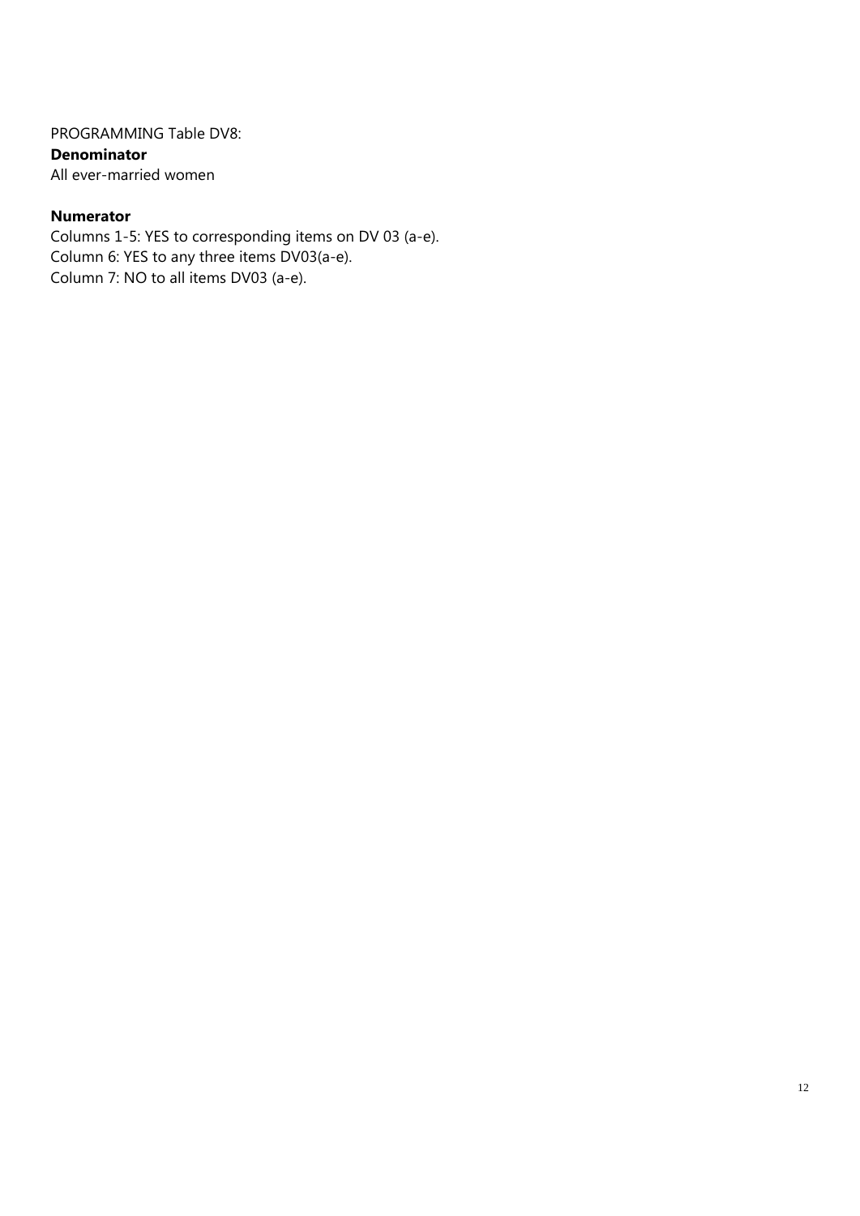PROGRAMMING Table DV8:

**Denominator**

All ever-married women

**Numerator**

Columns 1-5: YES to corresponding items on DV 03 (a-e).
Column 6: YES to any three items DV03(a-e).
Column 7: NO to all items DV03 (a-e).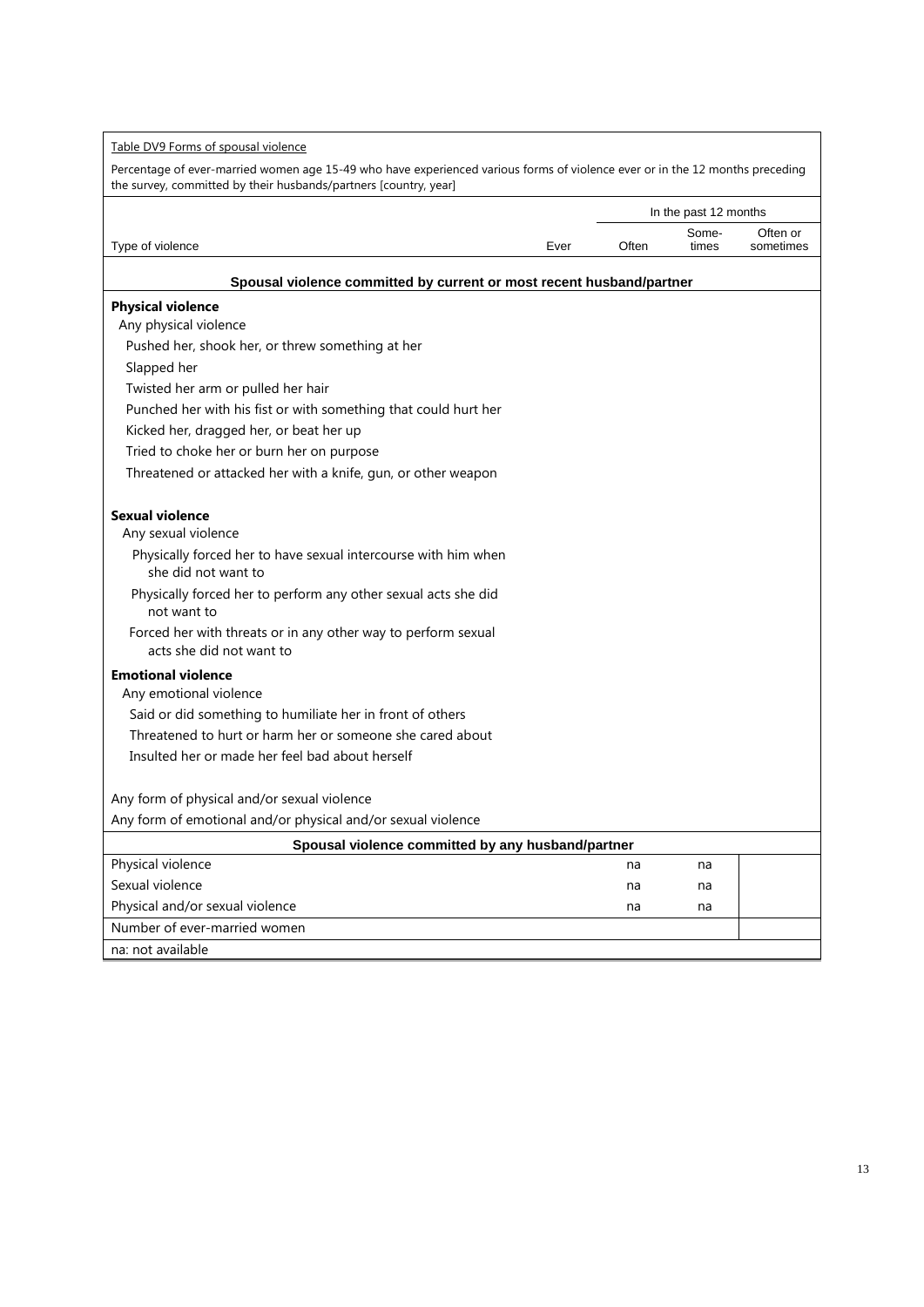Table DV9 Forms of spousal violence

Percentage of ever-married women age 15-49 who have experienced various forms of violence ever or in the 12 months preceding the survey, committed by their husbands/partners [country, year]

| Type of violence | Ever | In the past 12 months | | |
|---|---|---|---|---|
| | | Often | Some-times | Often or sometimes |
| **Spousal violence committed by current or most recent husband/partner** | | | | |
| **Physical violence** | | | | |
| Any physical violence | | | | |
| Pushed her, shook her, or threw something at her | | | | |
| Slapped her | | | | |
| Twisted her arm or pulled her hair | | | | |
| Punched her with his fist or with something that could hurt her | | | | |
| Kicked her, dragged her, or beat her up | | | | |
| Tried to choke her or burn her on purpose | | | | |
| Threatened or attacked her with a knife, gun, or other weapon | | | | |
| **Sexual violence** | | | | |
| Any sexual violence | | | | |
| Physically forced her to have sexual intercourse with him when she did not want to | | | | |
| Physically forced her to perform any other sexual acts she did not want to | | | | |
| Forced her with threats or in any other way to perform sexual acts she did not want to | | | | |
| **Emotional violence** | | | | |
| Any emotional violence | | | | |
| Said or did something to humiliate her in front of others | | | | |
| Threatened to hurt or harm her or someone she cared about | | | | |
| Insulted her or made her feel bad about herself | | | | |
| Any form of physical and/or sexual violence | | | | |
| Any form of emotional and/or physical and/or sexual violence | | | | |
| **Spousal violence committed by any husband/partner** | | | | |
| Physical violence | | na | na | |
| Sexual violence | | na | na | |
| Physical and/or sexual violence | | na | na | |
| Number of ever-married women | | | | |

na: not available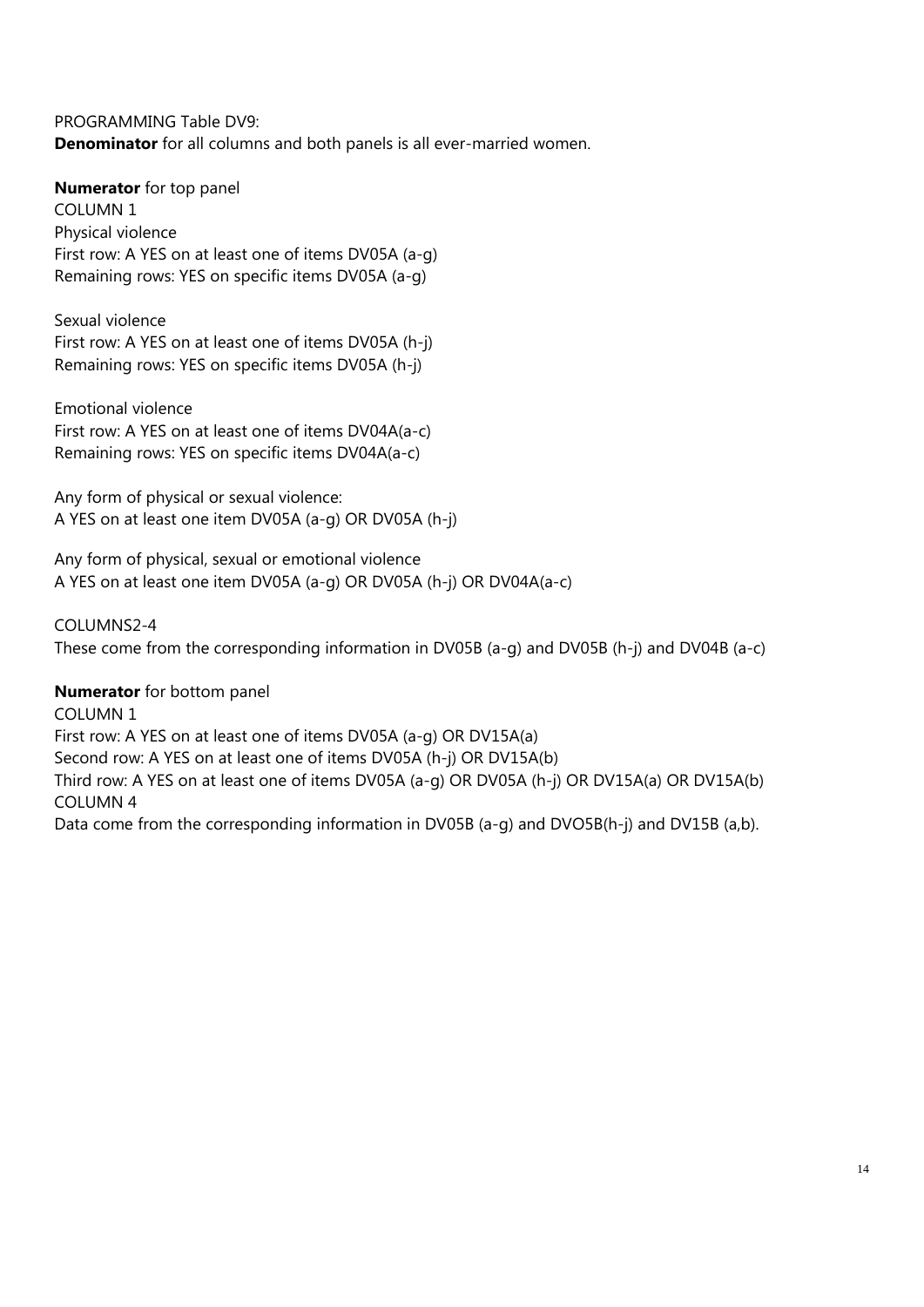PROGRAMMING Table DV9:
**Denominator** for all columns and both panels is all ever-married women.

**Numerator** for top panel
COLUMN 1
Physical violence
First row: A YES on at least one of items DV05A (a-g)
Remaining rows: YES on specific items DV05A (a-g)

Sexual violence
First row: A YES on at least one of items DV05A (h-j)
Remaining rows: YES on specific items DV05A (h-j)

Emotional violence
First row: A YES on at least one of items DV04A(a-c)
Remaining rows: YES on specific items DV04A(a-c)

Any form of physical or sexual violence:
A YES on at least one item DV05A (a-g) OR DV05A (h-j)

Any form of physical, sexual or emotional violence
A YES on at least one item DV05A (a-g) OR DV05A (h-j) OR DV04A(a-c)

COLUMNS2-4
These come from the corresponding information in DV05B (a-g) and DV05B (h-j) and DV04B (a-c)

**Numerator** for bottom panel
COLUMN 1
First row: A YES on at least one of items DV05A (a-g) OR DV15A(a)
Second row: A YES on at least one of items DV05A (h-j) OR DV15A(b)
Third row: A YES on at least one of items DV05A (a-g) OR DV05A (h-j) OR DV15A(a) OR DV15A(b)
COLUMN 4
Data come from the corresponding information in DV05B (a-g) and DVO5B(h-j) and DV15B (a,b).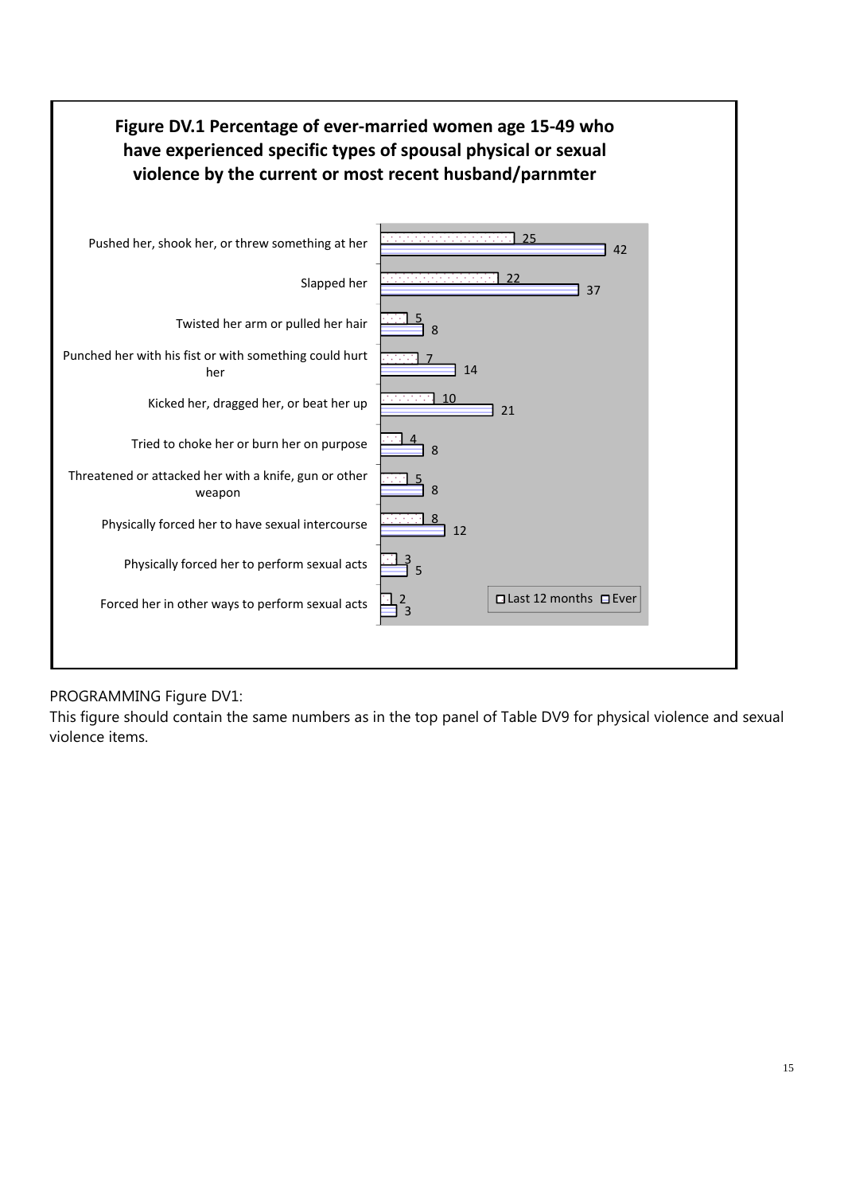**Figure DV.1 Percentage of ever-married women age 15-49 who have experienced specific types of spousal physical or sexual violence by the current or most recent husband/parnmter**

Pushed her, shook her, or threw something at her 25 42

Slapped her 22 37

Twisted her arm or pulled her hair 5 8

Punched her with his fist or with something could hurt her 7 14

Kicked her, dragged her, or beat her up 10 21

Tried to choke her or burn her on purpose 4 8

Threatened or attacked her with a knife, gun or other weapon 5 8

Physically forced her to have sexual intercourse 8 12

Physically forced her to perform sexual acts 3 5

Forced her in other ways to perform sexual acts 2 3

Last 12 months Ever

PROGRAMMING Figure DV1:
This figure should contain the same numbers as in the top panel of Table DV9 for physical violence and sexual violence items.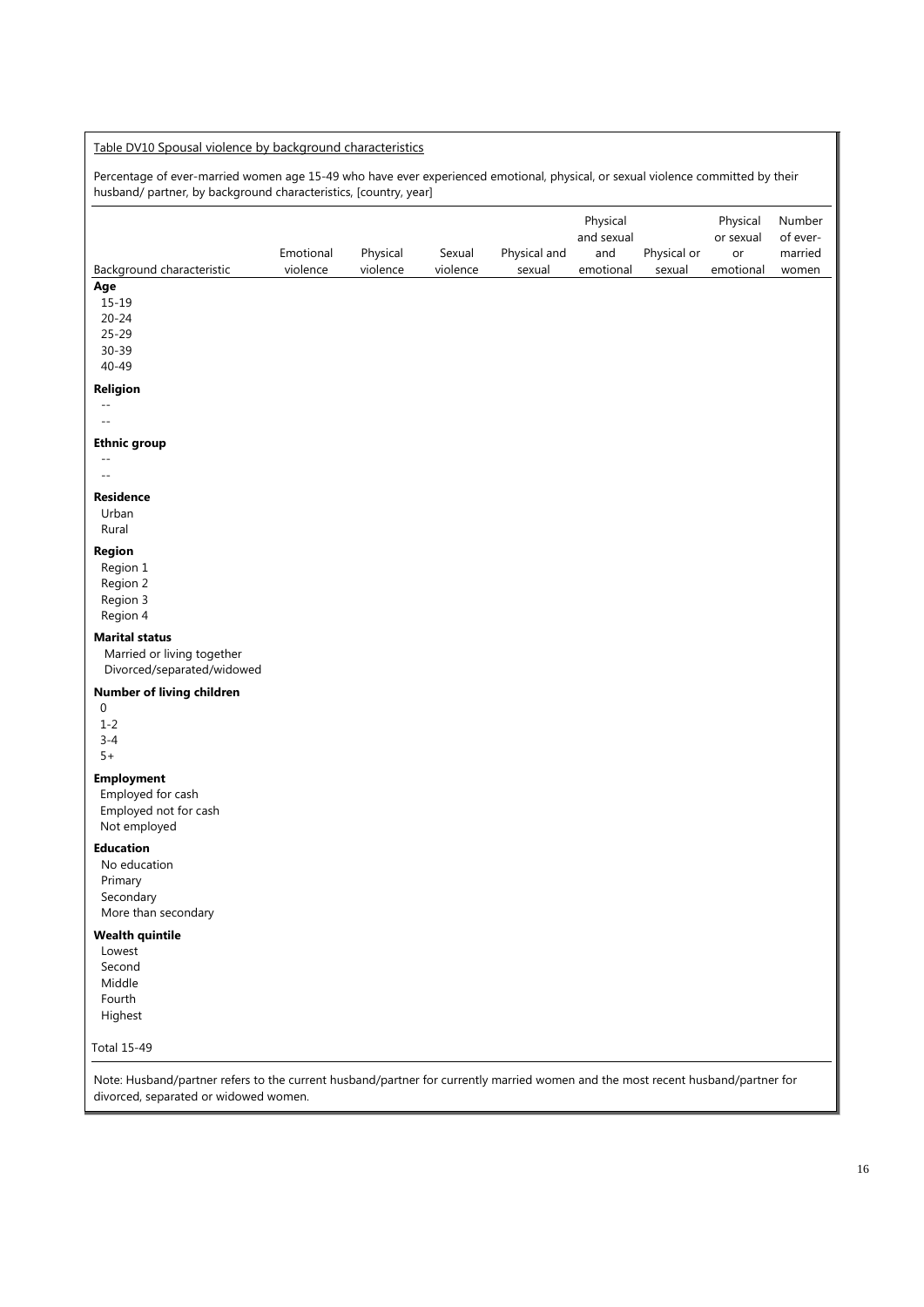Table DV10 Spousal violence by background characteristics

Percentage of ever-married women age 15-49 who have ever experienced emotional, physical, or sexual violence committed by their husband/ partner, by background characteristics, [country, year]

| Background characteristic | Emotional violence | Physical violence | Sexual violence | Physical and sexual | Physical and sexual and emotional | Physical or sexual | Physical or sexual or emotional | Number of ever-married women |
|---|---|---|---|---|---|---|---|---|
| **Age** | | | | | | | | |
| 15-19 | | | | | | | | |
| 20-24 | | | | | | | | |
| 25-29 | | | | | | | | |
| 30-39 | | | | | | | | |
| 40-49 | | | | | | | | |
| **Religion** | | | | | | | | |
| -- | | | | | | | | |
| -- | | | | | | | | |
| **Ethnic group** | | | | | | | | |
| -- | | | | | | | | |
| -- | | | | | | | | |
| **Residence** | | | | | | | | |
| Urban | | | | | | | | |
| Rural | | | | | | | | |
| **Region** | | | | | | | | |
| Region 1 | | | | | | | | |
| Region 2 | | | | | | | | |
| Region 3 | | | | | | | | |
| Region 4 | | | | | | | | |
| **Marital status** | | | | | | | | |
| Married or living together | | | | | | | | |
| Divorced/separated/widowed | | | | | | | | |
| **Number of living children** | | | | | | | | |
| 0 | | | | | | | | |
| 1-2 | | | | | | | | |
| 3-4 | | | | | | | | |
| 5+ | | | | | | | | |
| **Employment** | | | | | | | | |
| Employed for cash | | | | | | | | |
| Employed not for cash | | | | | | | | |
| Not employed | | | | | | | | |
| **Education** | | | | | | | | |
| No education | | | | | | | | |
| Primary | | | | | | | | |
| Secondary | | | | | | | | |
| More than secondary | | | | | | | | |
| **Wealth quintile** | | | | | | | | |
| Lowest | | | | | | | | |
| Second | | | | | | | | |
| Middle | | | | | | | | |
| Fourth | | | | | | | | |
| Highest | | | | | | | | |
| Total 15-49 | | | | | | | | |

Note: Husband/partner refers to the current husband/partner for currently married women and the most recent husband/partner for divorced, separated or widowed women.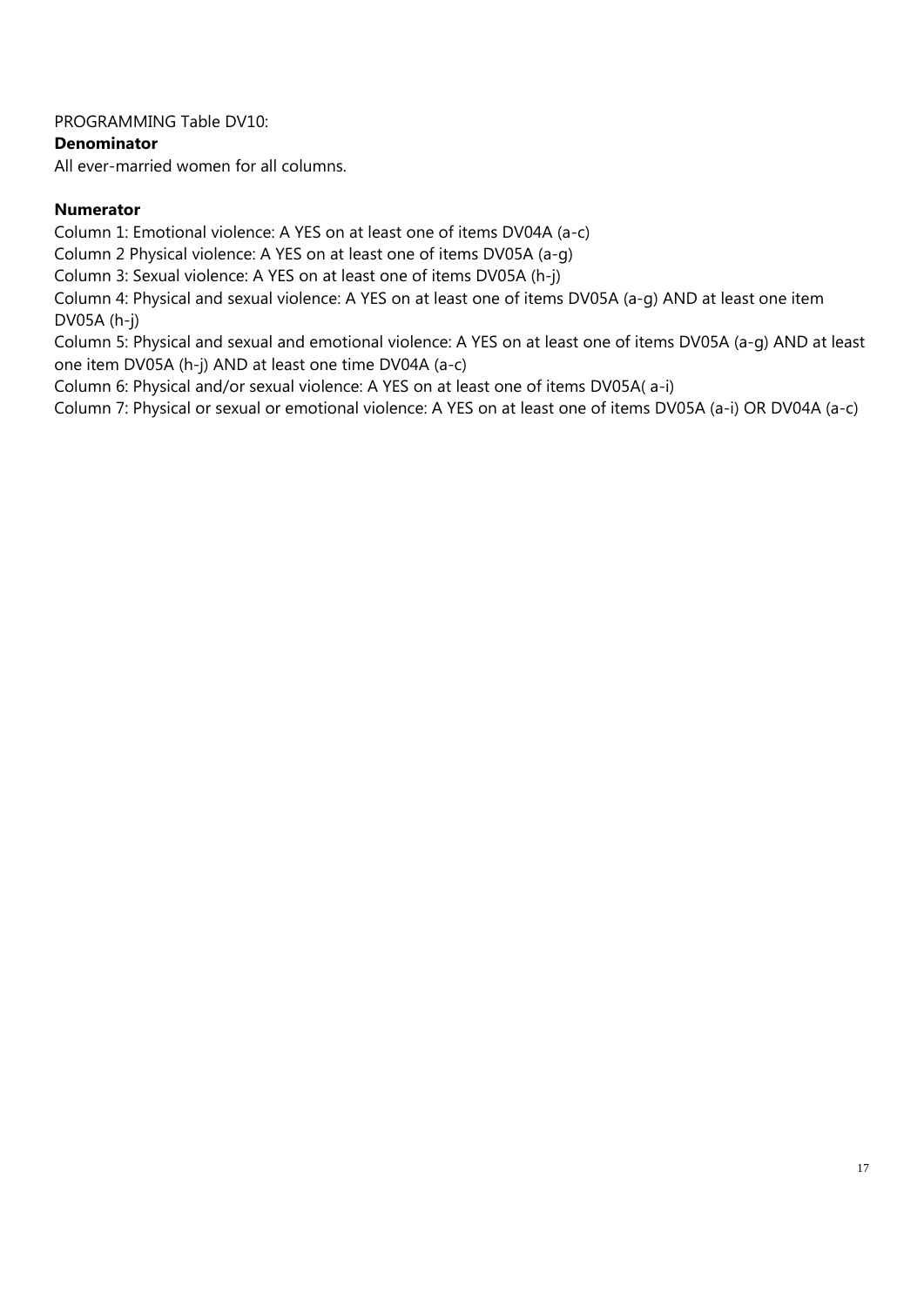PROGRAMMING Table DV10:

**Denominator**

All ever-married women for all columns.

**Numerator**

Column 1: Emotional violence: A YES on at least one of items DV04A (a-c)

Column 2 Physical violence: A YES on at least one of items DV05A (a-g)

Column 3: Sexual violence: A YES on at least one of items DV05A (h-j)

Column 4: Physical and sexual violence: A YES on at least one of items DV05A (a-g) AND at least one item DV05A (h-j)

Column 5: Physical and sexual and emotional violence: A YES on at least one of items DV05A (a-g) AND at least one item DV05A (h-j) AND at least one time DV04A (a-c)

Column 6: Physical and/or sexual violence: A YES on at least one of items DV05A( a-i)

Column 7: Physical or sexual or emotional violence: A YES on at least one of items DV05A (a-i) OR DV04A (a-c)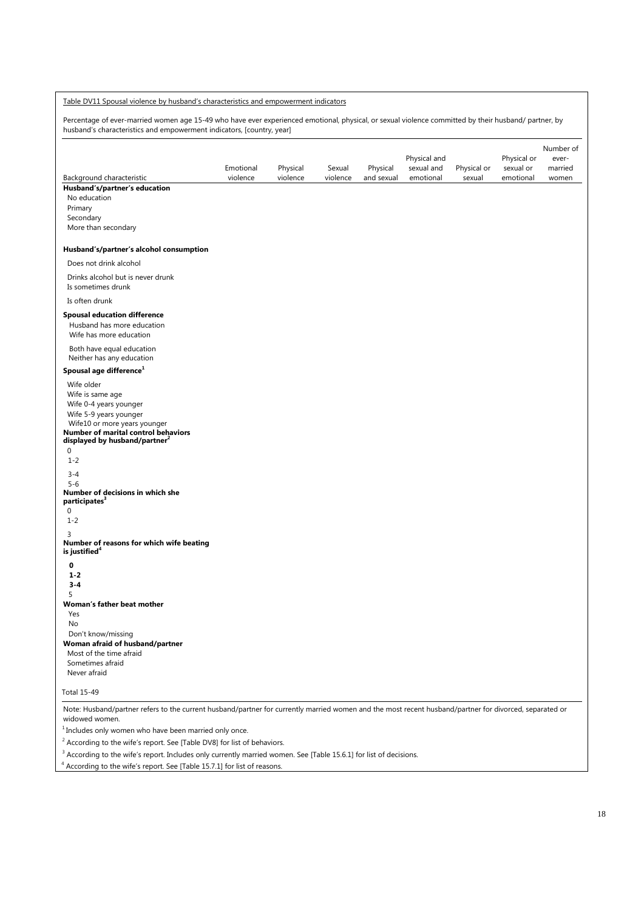Table DV11 Spousal violence by husband's characteristics and empowerment indicators

Percentage of ever-married women age 15-49 who have ever experienced emotional, physical, or sexual violence committed by their husband/ partner, by husband's characteristics and empowerment indicators, [country, year]

| Background characteristic | Emotional violence | Physical violence | Sexual violence | Physical and sexual | Physical and sexual and emotional | Physical or sexual | Physical or sexual or emotional | Number of ever-married women |
|---|---|---|---|---|---|---|---|---|
| **Husband's/partner's education** | | | | | | | | |
| No education | | | | | | | | |
| Primary | | | | | | | | |
| Secondary | | | | | | | | |
| More than secondary | | | | | | | | |
| **Husband's/partner's alcohol consumption** | | | | | | | | |
| Does not drink alcohol | | | | | | | | |
| Drinks alcohol but is never drunk | | | | | | | | |
| Is sometimes drunk | | | | | | | | |
| Is often drunk | | | | | | | | |
| **Spousal education difference** | | | | | | | | |
| Husband has more education | | | | | | | | |
| Wife has more education | | | | | | | | |
| Both have equal education | | | | | | | | |
| Neither has any education | | | | | | | | |
| **Spousal age difference**[1] | | | | | | | | |
| Wife older | | | | | | | | |
| Wife is same age | | | | | | | | |
| Wife 0-4 years younger | | | | | | | | |
| Wife 5-9 years younger | | | | | | | | |
| Wife10 or more years younger | | | | | | | | |
| **Number of marital control behaviors displayed by husband/partner**[2] | | | | | | | | |
| 0 | | | | | | | | |
| 1-2 | | | | | | | | |
| 3-4 | | | | | | | | |
| 5-6 | | | | | | | | |
| **Number of decisions in which she participates**[3] | | | | | | | | |
| 0 | | | | | | | | |
| 1-2 | | | | | | | | |
| 3 | | | | | | | | |
| **Number of reasons for which wife beating is justified**[4] | | | | | | | | |
| **0** | | | | | | | | |
| **1-2** | | | | | | | | |
| **3-4** | | | | | | | | |
| 5 | | | | | | | | |
| **Woman's father beat mother** | | | | | | | | |
| Yes | | | | | | | | |
| No | | | | | | | | |
| Don't know/missing | | | | | | | | |
| **Woman afraid of husband/partner** | | | | | | | | |
| Most of the time afraid | | | | | | | | |
| Sometimes afraid | | | | | | | | |
| Never afraid | | | | | | | | |
| Total 15-49 | | | | | | | | |

Note: Husband/partner refers to the current husband/partner for currently married women and the most recent husband/partner for divorced, separated or widowed women.

[1] Includes only women who have been married only once.

[2] According to the wife's report. See [Table DV8] for list of behaviors.

[3] According to the wife's report. Includes only currently married women. See [Table 15.6.1] for list of decisions.

[4] According to the wife's report. See [Table 15.7.1] for list of reasons.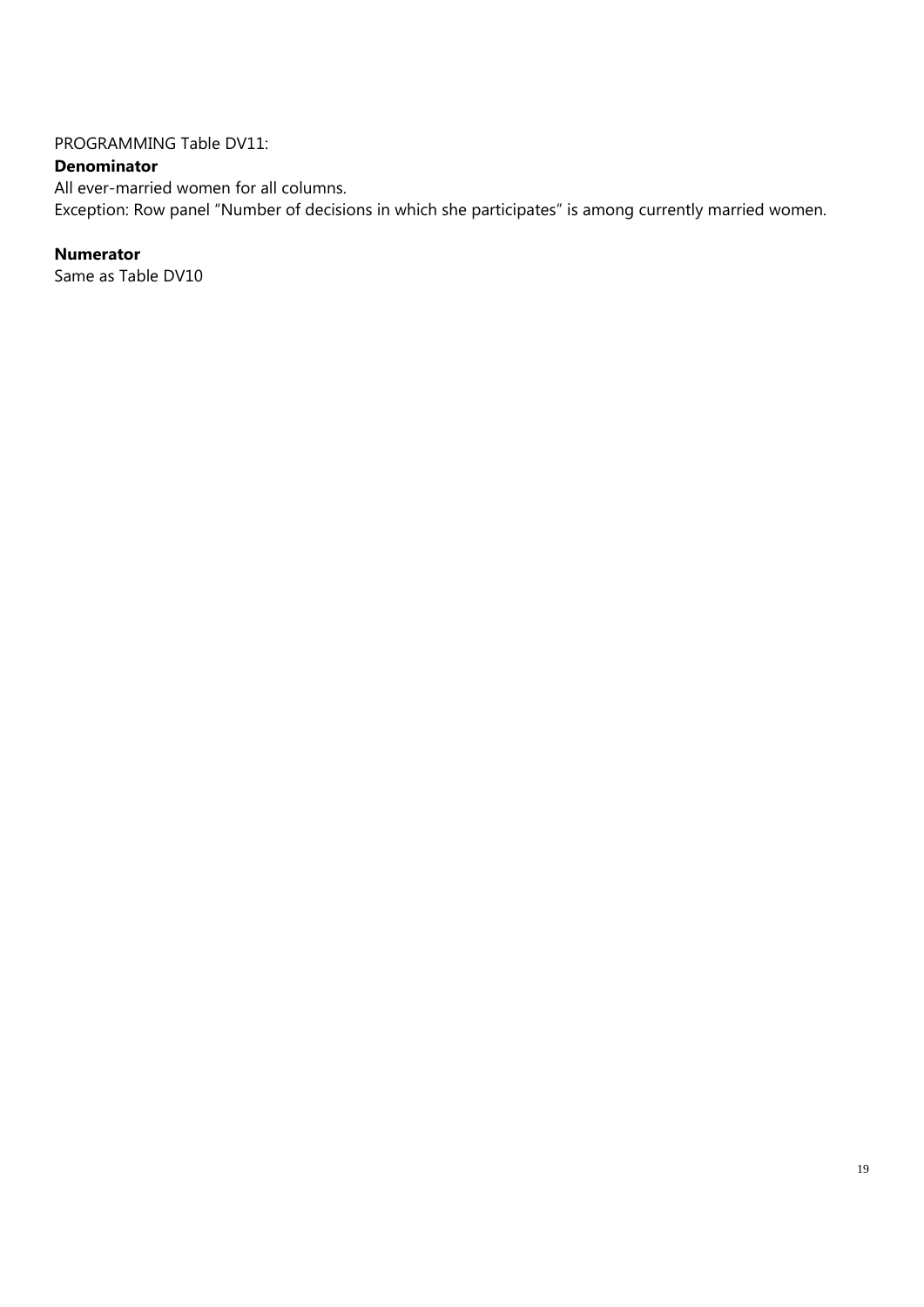PROGRAMMING Table DV11:

**Denominator**

All ever-married women for all columns.

Exception: Row panel "Number of decisions in which she participates" is among currently married women.

**Numerator**

Same as Table DV10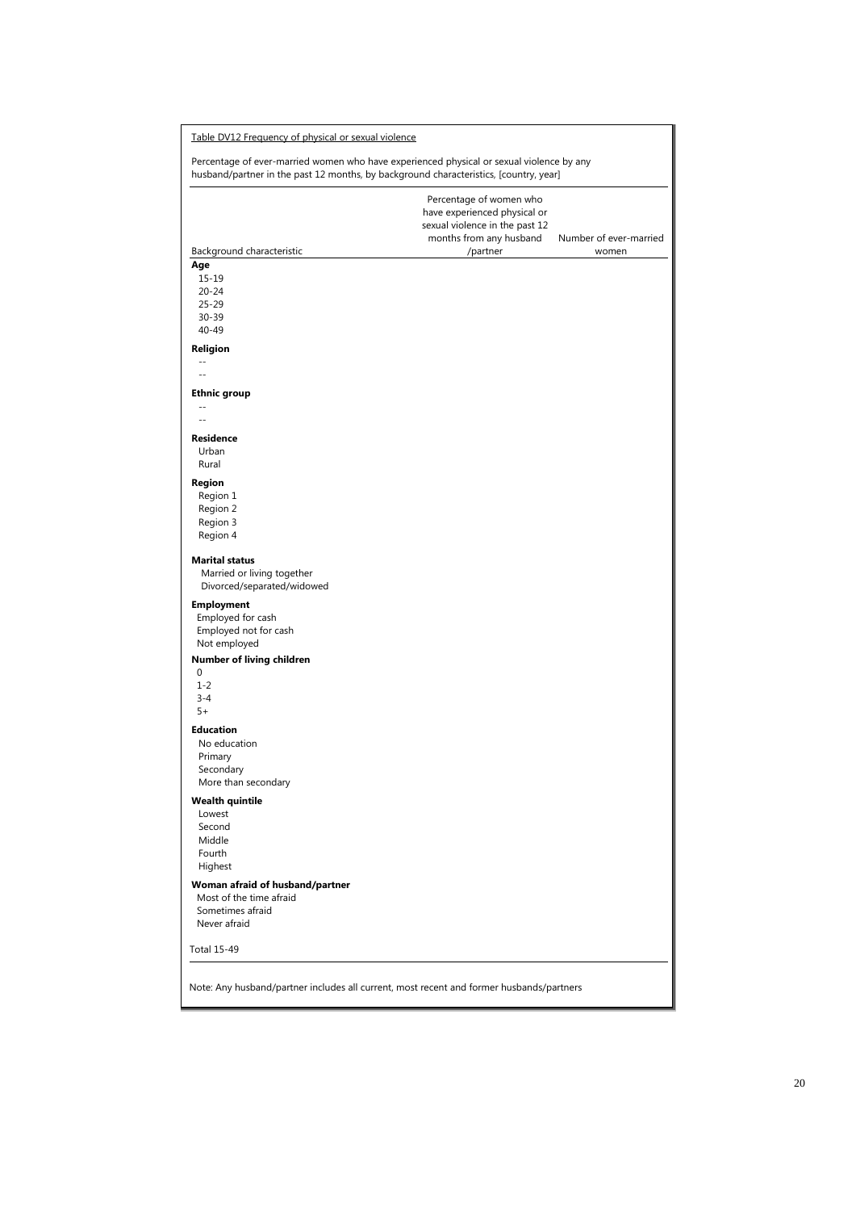Table DV12 Frequency of physical or sexual violence

Percentage of ever-married women who have experienced physical or sexual violence by any husband/partner in the past 12 months, by background characteristic, [country, year]

| Background characteristic | Percentage of women who have experienced physical or sexual violence in the past 12 months from any husband /partner | Number of ever-married women |
|---|---|---|
| **Age** | | |
| 15-19 | | |
| 20-24 | | |
| 25-29 | | |
| 30-39 | | |
| 40-49 | | |
| **Religion** | | |
| -- | | |
| -- | | |
| **Ethnic group** | | |
| -- | | |
| -- | | |
| **Residence** | | |
| Urban | | |
| Rural | | |
| **Region** | | |
| Region 1 | | |
| Region 2 | | |
| Region 3 | | |
| Region 4 | | |
| **Marital status** | | |
| Married or living together | | |
| Divorced/separated/widowed | | |
| **Employment** | | |
| Employed for cash | | |
| Employed not for cash | | |
| Not employed | | |
| **Number of living children** | | |
| 0 | | |
| 1-2 | | |
| 3-4 | | |
| 5+ | | |
| **Education** | | |
| No education | | |
| Primary | | |
| Secondary | | |
| More than secondary | | |
| **Wealth quintile** | | |
| Lowest | | |
| Second | | |
| Middle | | |
| Fourth | | |
| Highest | | |
| **Woman afraid of husband/partner** | | |
| Most of the time afraid | | |
| Sometimes afraid | | |
| Never afraid | | |
| Total 15-49 | | |

Note: Any husband/partner includes all current, most recent and former husbands/partners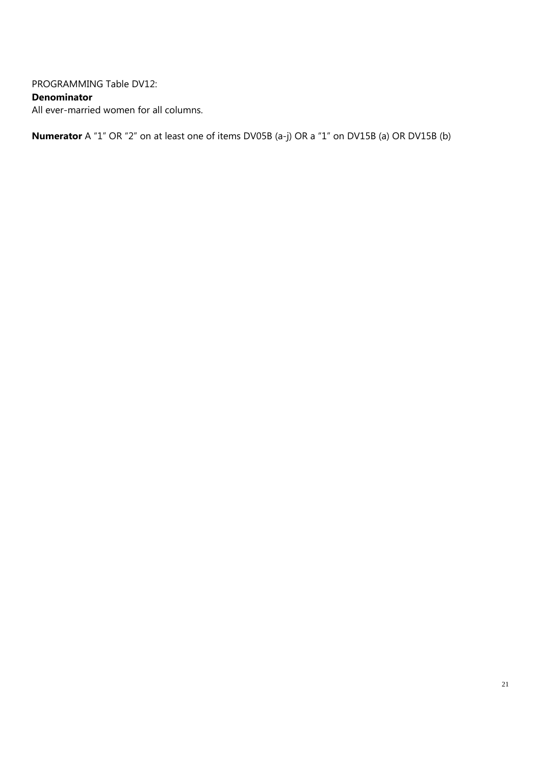PROGRAMMING Table DV12:

**Denominator**

All ever-married women for all columns.

**Numerator** A “1” OR “2” on at least one of items DV05B (a-j) OR a “1” on DV15B (a) OR DV15B (b)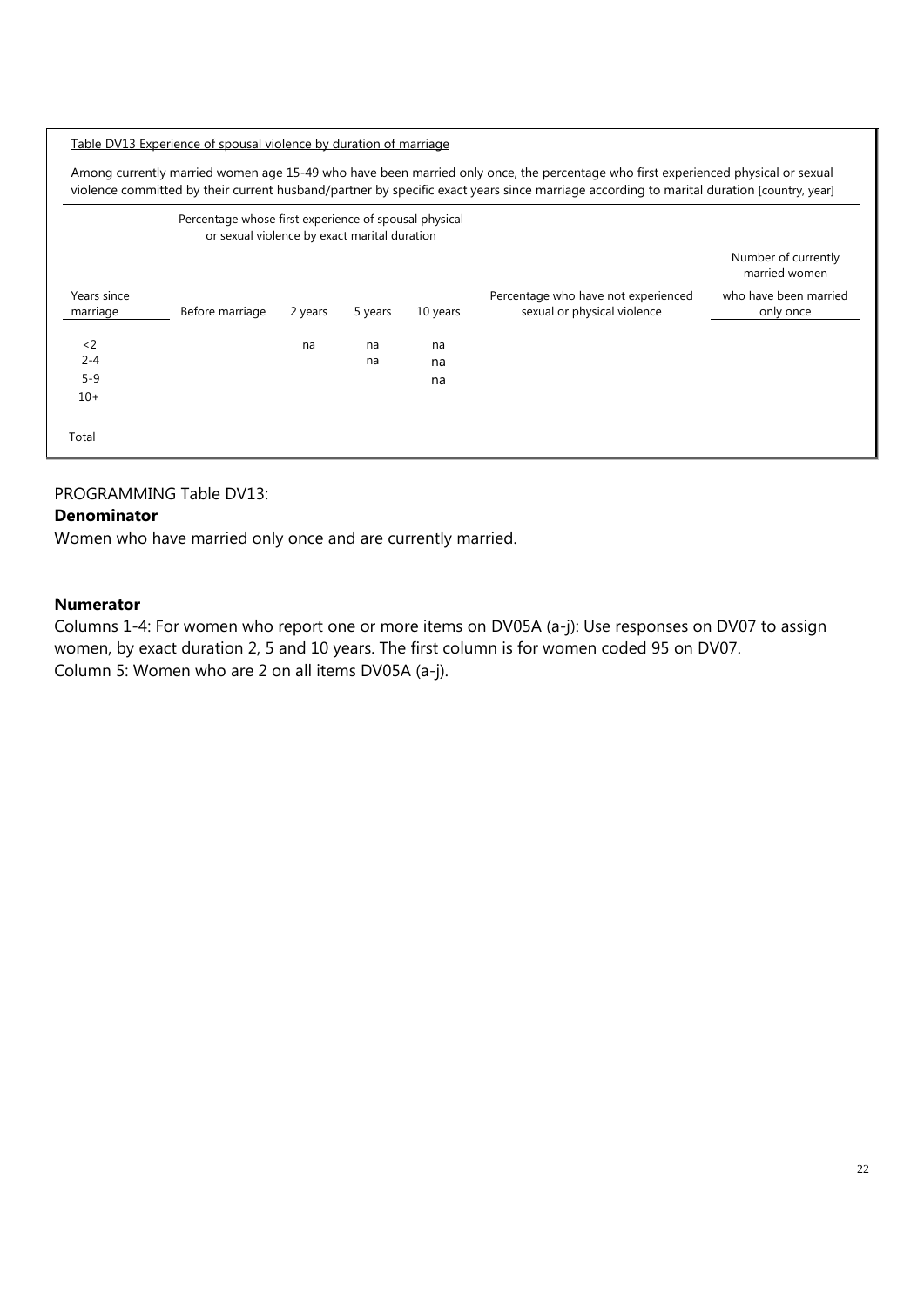Table DV13 Experience of spousal violence by duration of marriage

Among currently married women age 15-49 who have been married only once, the percentage who first experienced physical or sexual violence committed by their current husband/partner by specific exact years since marriage according to marital duration [country, year]

| | Percentage whose first experience of spousal physical or sexual violence by exact marital duration | | | | | Number of currently married women |
|---|---|---|---|---|---|---|
| Years since marriage | Before marriage | 2 years | 5 years | 10 years | Percentage who have not experienced sexual or physical violence | who have been married only once |
| <2 | | na | na | na | | |
| 2-4 | | | na | na | | |
| 5-9 | | | | na | | |
| 10+ | | | | | | |
| Total | | | | | | |

PROGRAMMING Table DV13:

**Denominator**

Women who have married only once and are currently married.

**Numerator**

Columns 1-4: For women who report one or more items on DV05A (a-j): Use responses on DV07 to assign women, by exact duration 2, 5 and 10 years. The first column is for women coded 95 on DV07.
Column 5: Women who are 2 on all items DV05A (a-j).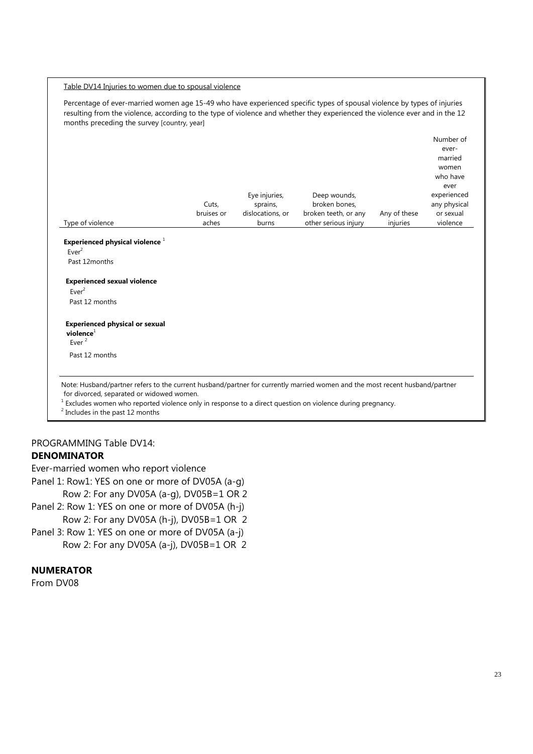Table DV14 Injuries to women due to spousal violence

Percentage of ever-married women age 15-49 who have experienced specific types of spousal violence by types of injuries resulting from the violence, according to the type of violence and whether they experienced the violence ever and in the 12 months preceding the survey [country, year]

| Type of violence | Cuts, bruises or aches | Eye injuries, sprains, dislocations, or burns | Deep wounds, broken bones, broken teeth, or any other serious injury | Any of these injuries | Number of ever-married women who have ever experienced any physical or sexual violence |
|---|---|---|---|---|---|
| **Experienced physical violence** [1] | | | | | |
| Ever[2] | | | | | |
| Past 12months | | | | | |
| **Experienced sexual violence** | | | | | |
| Ever[2] | | | | | |
| Past 12 months | | | | | |
| **Experienced physical or sexual violence**[1] | | | | | |
| Ever [2] | | | | | |
| Past 12 months | | | | | |

Note: Husband/partner refers to the current husband/partner for currently married women and the most recent husband/partner for divorced, separated or widowed women.

[1] Excludes women who reported violence only in response to a direct question on violence during pregnancy.

[2] Includes in the past 12 months

PROGRAMMING Table DV14:

**DENOMINATOR**

Ever-married women who report violence

Panel 1: Row1: YES on one or more of DV05A (a-g)
Row 2: For any DV05A (a-g), DV05B=1 OR 2

Panel 2: Row 1: YES on one or more of DV05A (h-j)
Row 2: For any DV05A (h-j), DV05B=1 OR 2

Panel 3: Row 1: YES on one or more of DV05A (a-j)
Row 2: For any DV05A (a-j), DV05B=1 OR 2

**NUMERATOR**

From DV08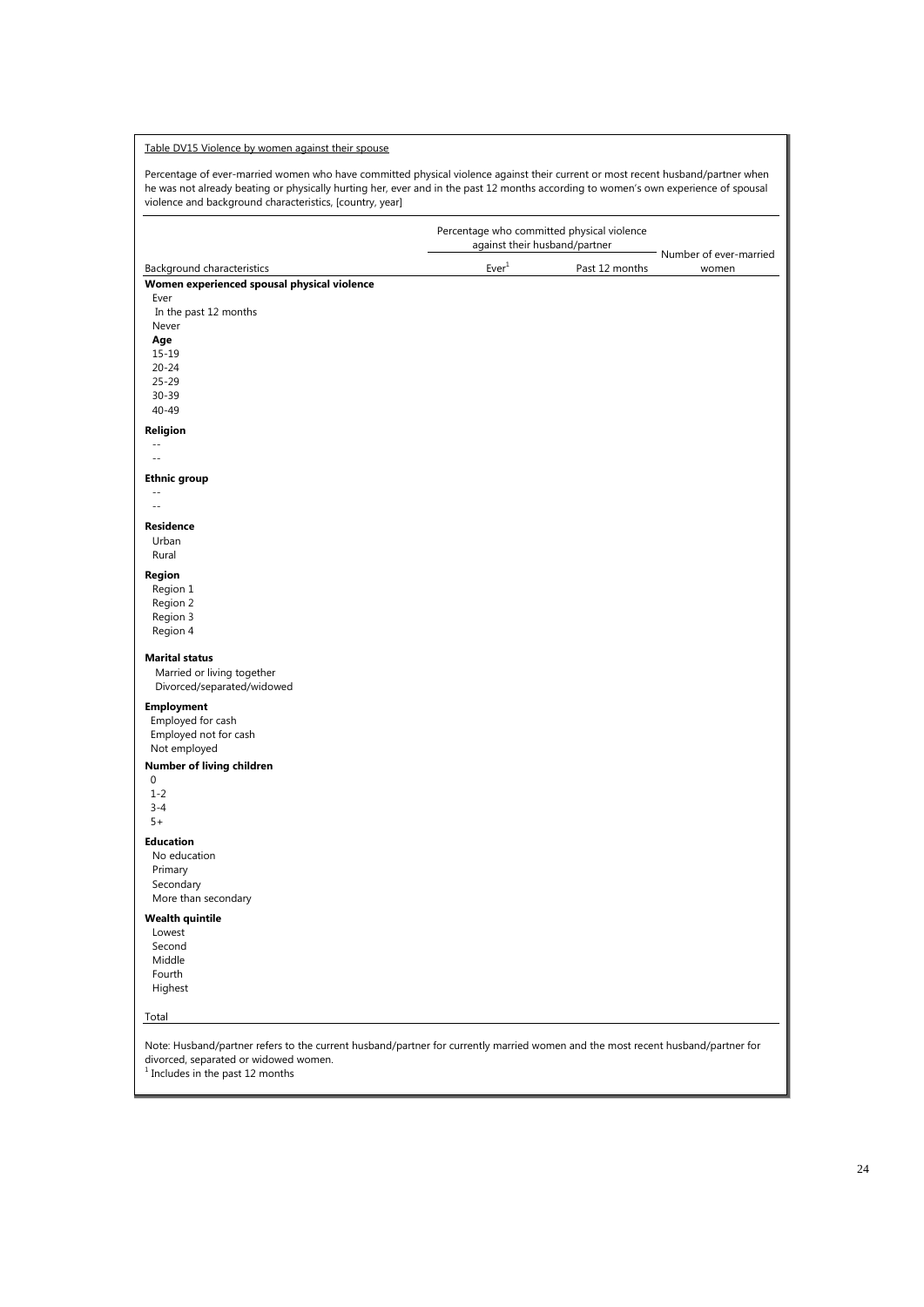Table DV15 Violence by women against their spouse

Percentage of ever-married women who have committed physical violence against their current or most recent husband/partner when he was not already beating or physically hurting her, ever and in the past 12 months according to women's own experience of spousal violence and background characteristics, [country, year]

| Background characteristics | Percentage who committed physical violence against their husband/partner | | Number of ever-married women |
|---|---|---|---|
| | Ever[1] | Past 12 months | |
| **Women experienced spousal physical violence** | | | |
| Ever | | | |
| In the past 12 months | | | |
| Never | | | |
| **Age** | | | |
| 15-19 | | | |
| 20-24 | | | |
| 25-29 | | | |
| 30-39 | | | |
| 40-49 | | | |
| **Religion** | | | |
| -- | | | |
| -- | | | |
| **Ethnic group** | | | |
| -- | | | |
| -- | | | |
| **Residence** | | | |
| Urban | | | |
| Rural | | | |
| **Region** | | | |
| Region 1 | | | |
| Region 2 | | | |
| Region 3 | | | |
| Region 4 | | | |
| **Marital status** | | | |
| Married or living together | | | |
| Divorced/separated/widowed | | | |
| **Employment** | | | |
| Employed for cash | | | |
| Employed not for cash | | | |
| Not employed | | | |
| **Number of living children** | | | |
| 0 | | | |
| 1-2 | | | |
| 3-4 | | | |
| 5+ | | | |
| **Education** | | | |
| No education | | | |
| Primary | | | |
| Secondary | | | |
| More than secondary | | | |
| **Wealth quintile** | | | |
| Lowest | | | |
| Second | | | |
| Middle | | | |
| Fourth | | | |
| Highest | | | |
| Total | | | |

Note: Husband/partner refers to the current husband/partner for currently married women and the most recent husband/partner for divorced, separated or widowed women.

[1] Includes in the past 12 months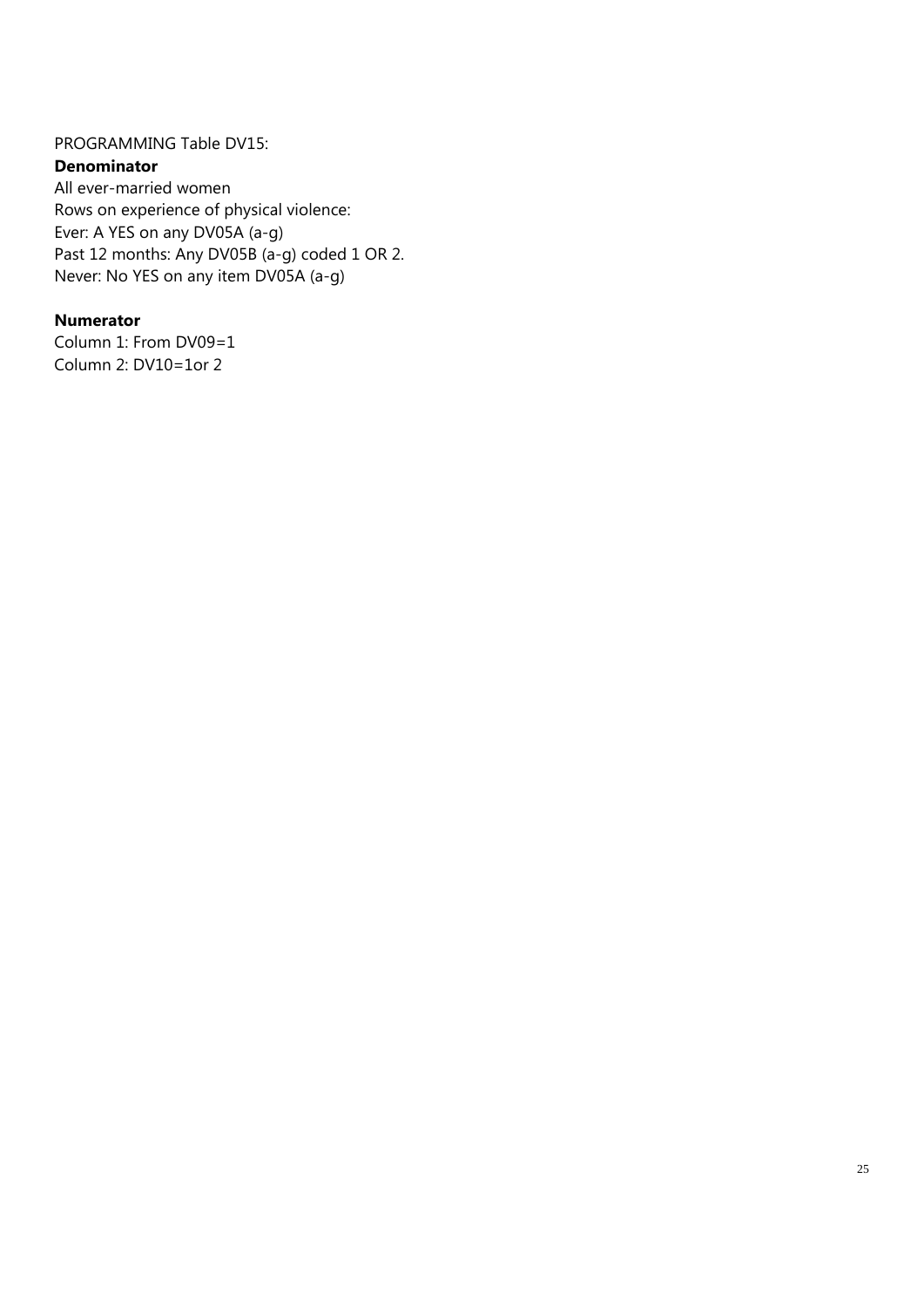PROGRAMMING Table DV15:

**Denominator**

All ever-married women
Rows on experience of physical violence:
Ever: A YES on any DV05A (a-g)
Past 12 months: Any DV05B (a-g) coded 1 OR 2.
Never: No YES on any item DV05A (a-g)

**Numerator**

Column 1: From DV09=1
Column 2: DV10=1or 2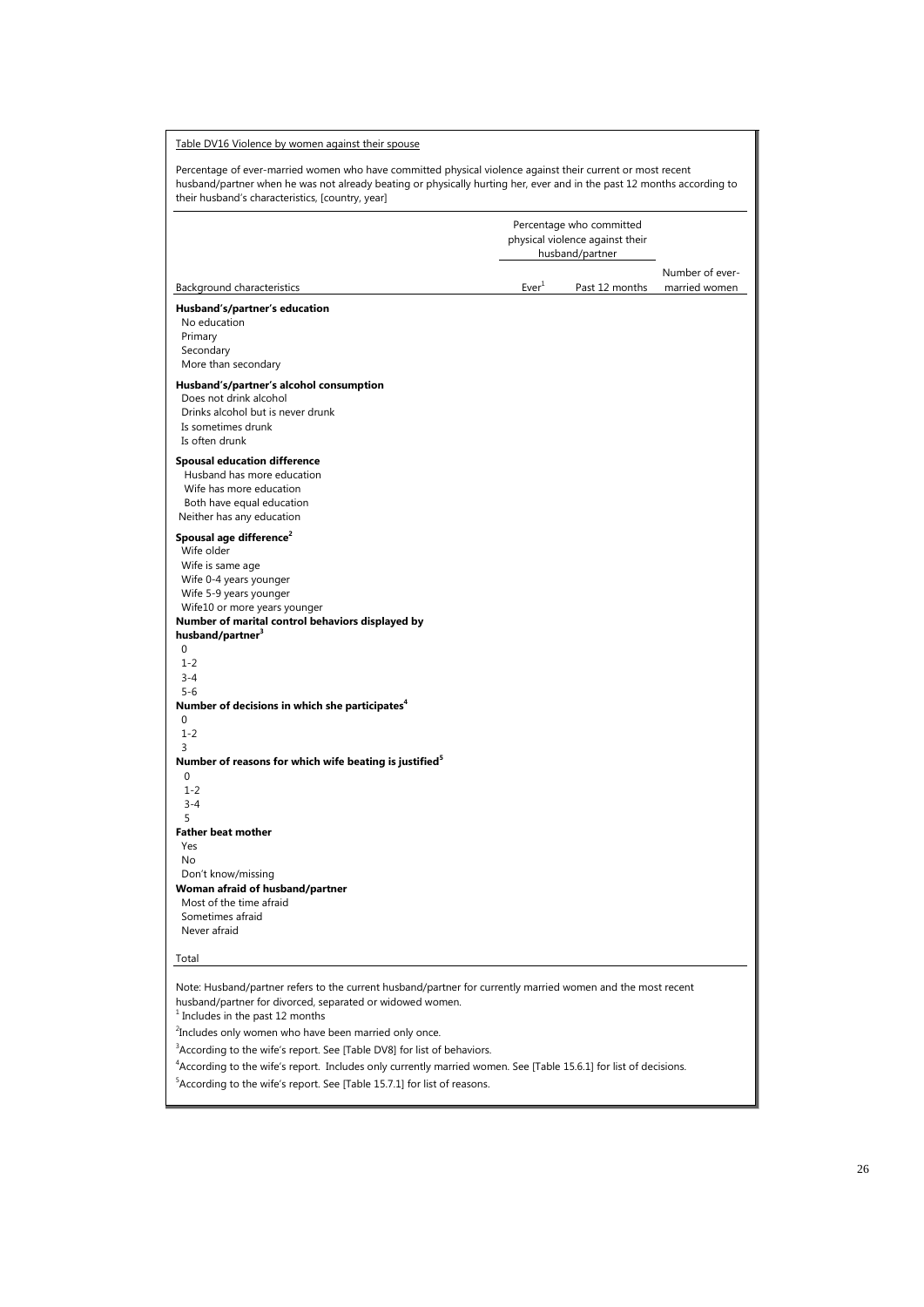Table DV16 Violence by women against their spouse

Percentage of ever-married women who have committed physical violence against their current or most recent husband/partner when he was not already beating or physically hurting her, ever and in the past 12 months according to their husband's characteristics, [country, year]

| | Percentage who committed physical violence against their husband/partner | | |
|---|---|---|---|
| Background characteristics | Ever[1] | Past 12 months | Number of ever-married women |
| **Husband's/partner's education** | | | |
| No education | | | |
| Primary | | | |
| Secondary | | | |
| More than secondary | | | |
| **Husband's/partner's alcohol consumption** | | | |
| Does not drink alcohol | | | |
| Drinks alcohol but is never drunk | | | |
| Is sometimes drunk | | | |
| Is often drunk | | | |
| **Spousal education difference** | | | |
| Husband has more education | | | |
| Wife has more education | | | |
| Both have equal education | | | |
| Neither has any education | | | |
| **Spousal age difference[2]** | | | |
| Wife older | | | |
| Wife is same age | | | |
| Wife 0-4 years younger | | | |
| Wife 5-9 years younger | | | |
| Wife10 or more years younger | | | |
| **Number of marital control behaviors displayed by husband/partner[3]** | | | |
| 0 | | | |
| 1-2 | | | |
| 3-4 | | | |
| 5-6 | | | |
| **Number of decisions in which she participates[4]** | | | |
| 0 | | | |
| 1-2 | | | |
| 3 | | | |
| **Number of reasons for which wife beating is justified[5]** | | | |
| 0 | | | |
| 1-2 | | | |
| 3-4 | | | |
| 5 | | | |
| **Father beat mother** | | | |
| Yes | | | |
| No | | | |
| Don't know/missing | | | |
| **Woman afraid of husband/partner** | | | |
| Most of the time afraid | | | |
| Sometimes afraid | | | |
| Never afraid | | | |
| Total | | | |

Note: Husband/partner refers to the current husband/partner for currently married women and the most recent husband/partner for divorced, separated or widowed women.

[1] Includes in the past 12 months

[2] Includes only women who have been married only once.

[3] According to the wife's report. See [Table DV8] for list of behaviors.

[4] According to the wife's report. Includes only currently married women. See [Table 15.6.1] for list of decisions.

[5] According to the wife's report. See [Table 15.7.1] for list of reasons.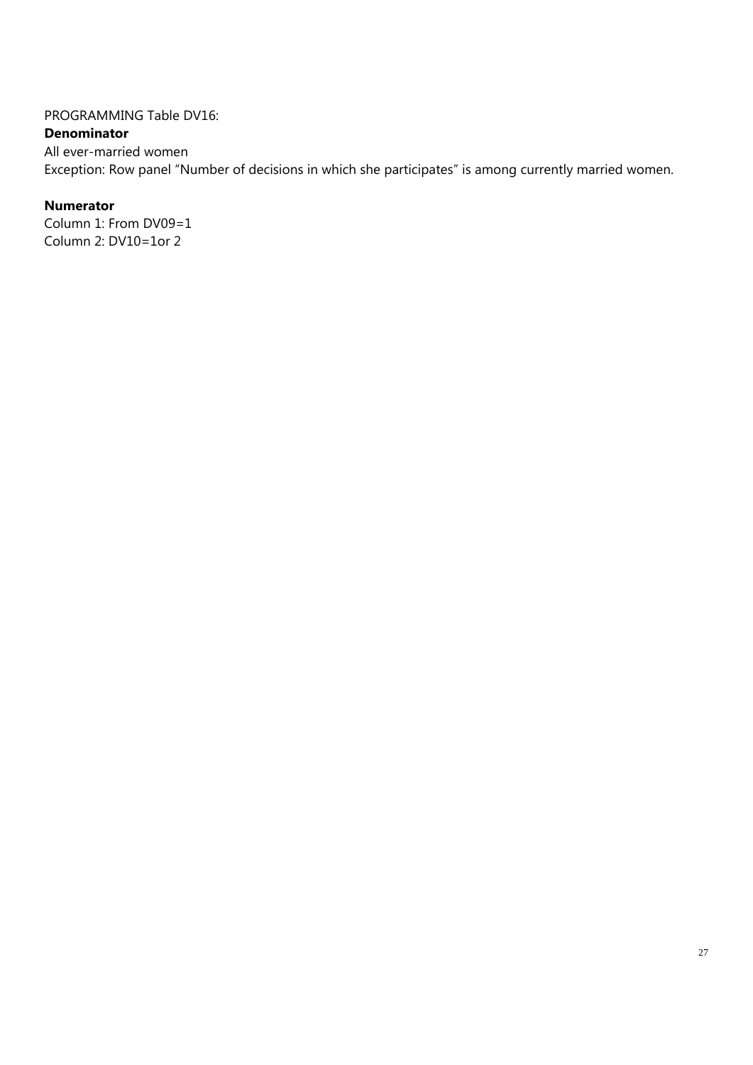PROGRAMMING Table DV16:

**Denominator**

All ever-married women

Exception: Row panel "Number of decisions in which she participates" is among currently married women.

**Numerator**

Column 1: From DV09=1

Column 2: DV10=1or 2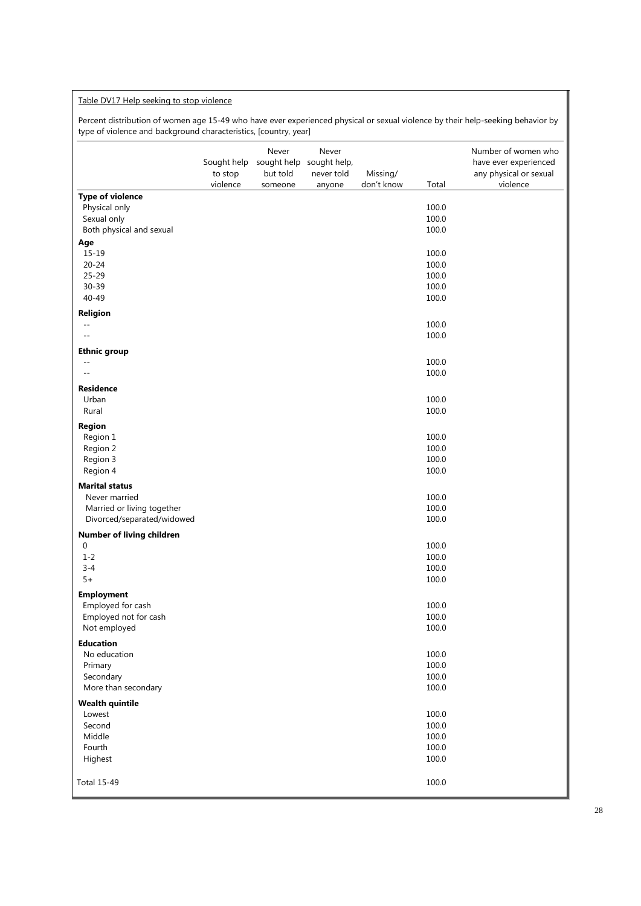Table DV17 Help seeking to stop violence

Percent distribution of women age 15-49 who have ever experienced physical or sexual violence by their help-seeking behavior by type of violence and background characteristics, [country, year]

| | Sought help to stop violence | Never sought help but told someone | Never sought help, never told anyone | Missing/ don't know | Total | Number of women who have ever experienced any physical or sexual violence |
|---|---|---|---|---|---|---|
| **Type of violence** | | | | | | |
| Physical only | | | | | 100.0 | |
| Sexual only | | | | | 100.0 | |
| Both physical and sexual | | | | | 100.0 | |
| **Age** | | | | | | |
| 15-19 | | | | | 100.0 | |
| 20-24 | | | | | 100.0 | |
| 25-29 | | | | | 100.0 | |
| 30-39 | | | | | 100.0 | |
| 40-49 | | | | | 100.0 | |
| **Religion** | | | | | | |
| -- | | | | | 100.0 | |
| -- | | | | | 100.0 | |
| **Ethnic group** | | | | | | |
| -- | | | | | 100.0 | |
| -- | | | | | 100.0 | |
| **Residence** | | | | | | |
| Urban | | | | | 100.0 | |
| Rural | | | | | 100.0 | |
| **Region** | | | | | | |
| Region 1 | | | | | 100.0 | |
| Region 2 | | | | | 100.0 | |
| Region 3 | | | | | 100.0 | |
| Region 4 | | | | | 100.0 | |
| **Marital status** | | | | | | |
| Never married | | | | | 100.0 | |
| Married or living together | | | | | 100.0 | |
| Divorced/separated/widowed | | | | | 100.0 | |
| **Number of living children** | | | | | | |
| 0 | | | | | 100.0 | |
| 1-2 | | | | | 100.0 | |
| 3-4 | | | | | 100.0 | |
| 5+ | | | | | 100.0 | |
| **Employment** | | | | | | |
| Employed for cash | | | | | 100.0 | |
| Employed not for cash | | | | | 100.0 | |
| Not employed | | | | | 100.0 | |
| **Education** | | | | | | |
| No education | | | | | 100.0 | |
| Primary | | | | | 100.0 | |
| Secondary | | | | | 100.0 | |
| More than secondary | | | | | 100.0 | |
| **Wealth quintile** | | | | | | |
| Lowest | | | | | 100.0 | |
| Second | | | | | 100.0 | |
| Middle | | | | | 100.0 | |
| Fourth | | | | | 100.0 | |
| Highest | | | | | 100.0 | |
| Total 15-49 | | | | | 100.0 | |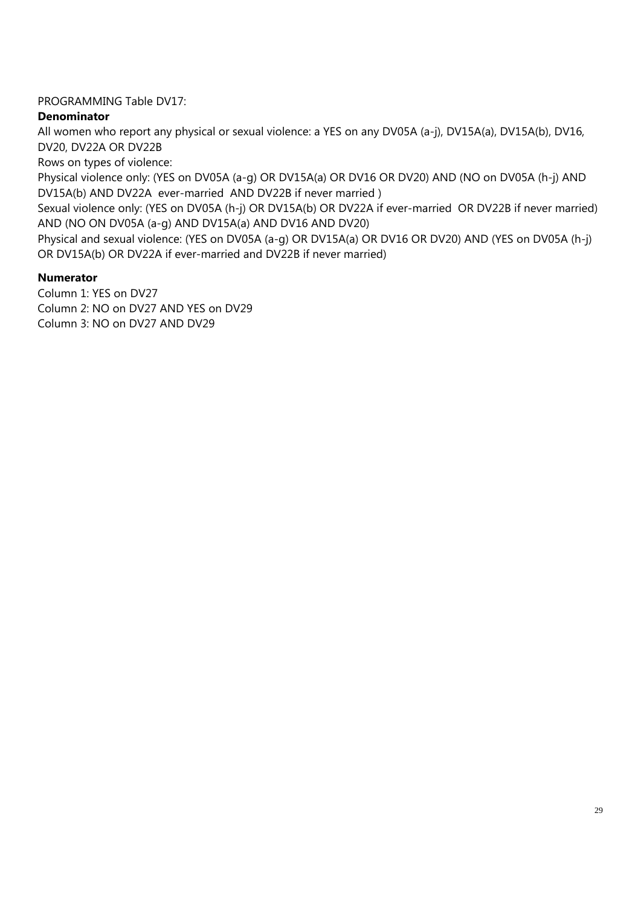PROGRAMMING Table DV17:

**Denominator**

All women who report any physical or sexual violence: a YES on any DV05A (a-j), DV15A(a), DV15A(b), DV16, DV20, DV22A OR DV22B

Rows on types of violence:

Physical violence only: (YES on DV05A (a-g) OR DV15A(a) OR DV16 OR DV20) AND (NO on DV05A (h-j) AND DV15A(b) AND DV22A ever-married AND DV22B if never married )

Sexual violence only: (YES on DV05A (h-j) OR DV15A(b) OR DV22A if ever-married OR DV22B if never married) AND (NO ON DV05A (a-g) AND DV15A(a) AND DV16 AND DV20)

Physical and sexual violence: (YES on DV05A (a-g) OR DV15A(a) OR DV16 OR DV20) AND (YES on DV05A (h-j) OR DV15A(b) OR DV22A if ever-married and DV22B if never married)

**Numerator**

Column 1: YES on DV27

Column 2: NO on DV27 AND YES on DV29

Column 3: NO on DV27 AND DV29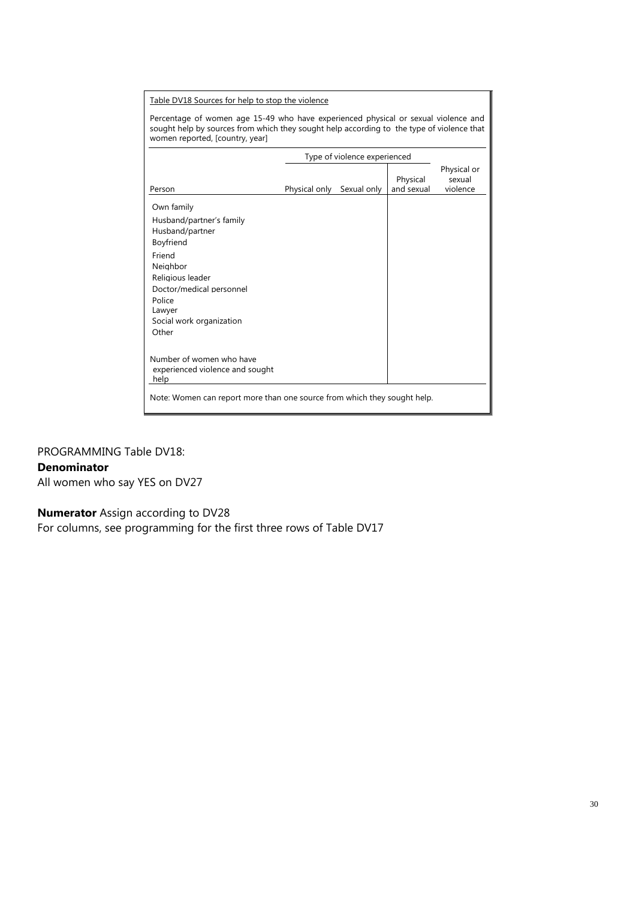Table DV18 Sources for help to stop the violence

Percentage of women age 15-49 who have experienced physical or sexual violence and sought help by sources from which they sought help according to the type of violence that women reported, [country, year]

| | Type of violence experienced | | | |
|---|---|---|---|---|
| Person | Physical only | Sexual only | Physical and sexual | Physical or sexual violence |
| Own family | | | | |
| Husband/partner's family | | | | |
| Husband/partner | | | | |
| Boyfriend | | | | |
| Friend | | | | |
| Neighbor | | | | |
| Religious leader | | | | |
| Doctor/medical personnel | | | | |
| Police | | | | |
| Lawyer | | | | |
| Social work organization | | | | |
| Other | | | | |
| Number of women who have experienced violence and sought help | | | | |

Note: Women can report more than one source from which they sought help.

PROGRAMMING Table DV18:

**Denominator**

All women who say YES on DV27

**Numerator** Assign according to DV28

For columns, see programming for the first three rows of Table DV17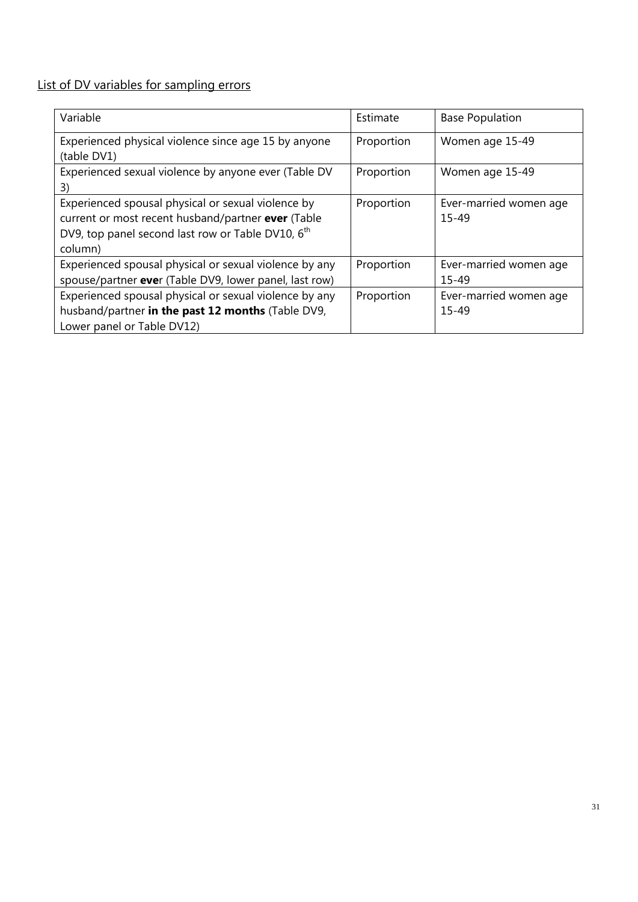List of DV variables for sampling errors

| Variable | Estimate | Base Population |
|---|---|---|
| Experienced physical violence since age 15 by anyone (table DV1) | Proportion | Women age 15-49 |
| Experienced sexual violence by anyone ever (Table DV 3) | Proportion | Women age 15-49 |
| Experienced spousal physical or sexual violence by current or most recent husband/partner **ever** (Table DV9, top panel second last row or Table DV10, 6th column) | Proportion | Ever-married women age 15-49 |
| Experienced spousal physical or sexual violence by any spouse/partner **eve**r (Table DV9, lower panel, last row) | Proportion | Ever-married women age 15-49 |
| Experienced spousal physical or sexual violence by any husband/partner **in the past 12 months** (Table DV9, Lower panel or Table DV12) | Proportion | Ever-married women age 15-49 |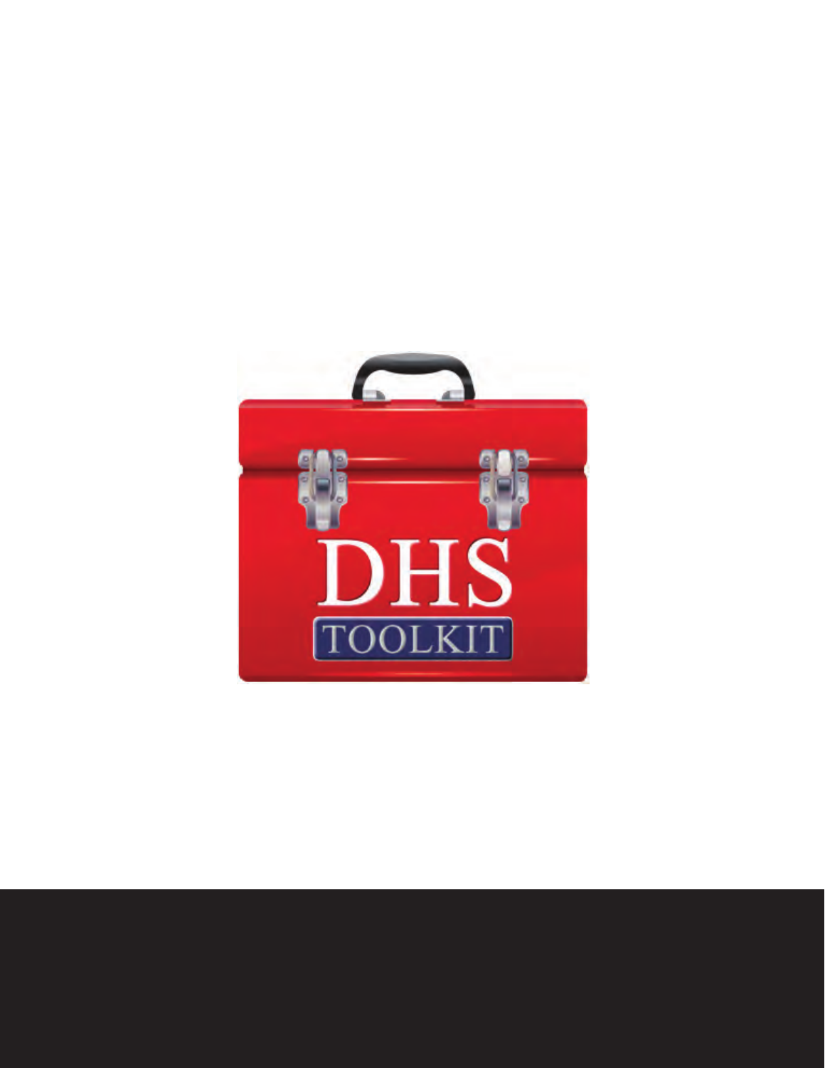DHS

TOOLKIT